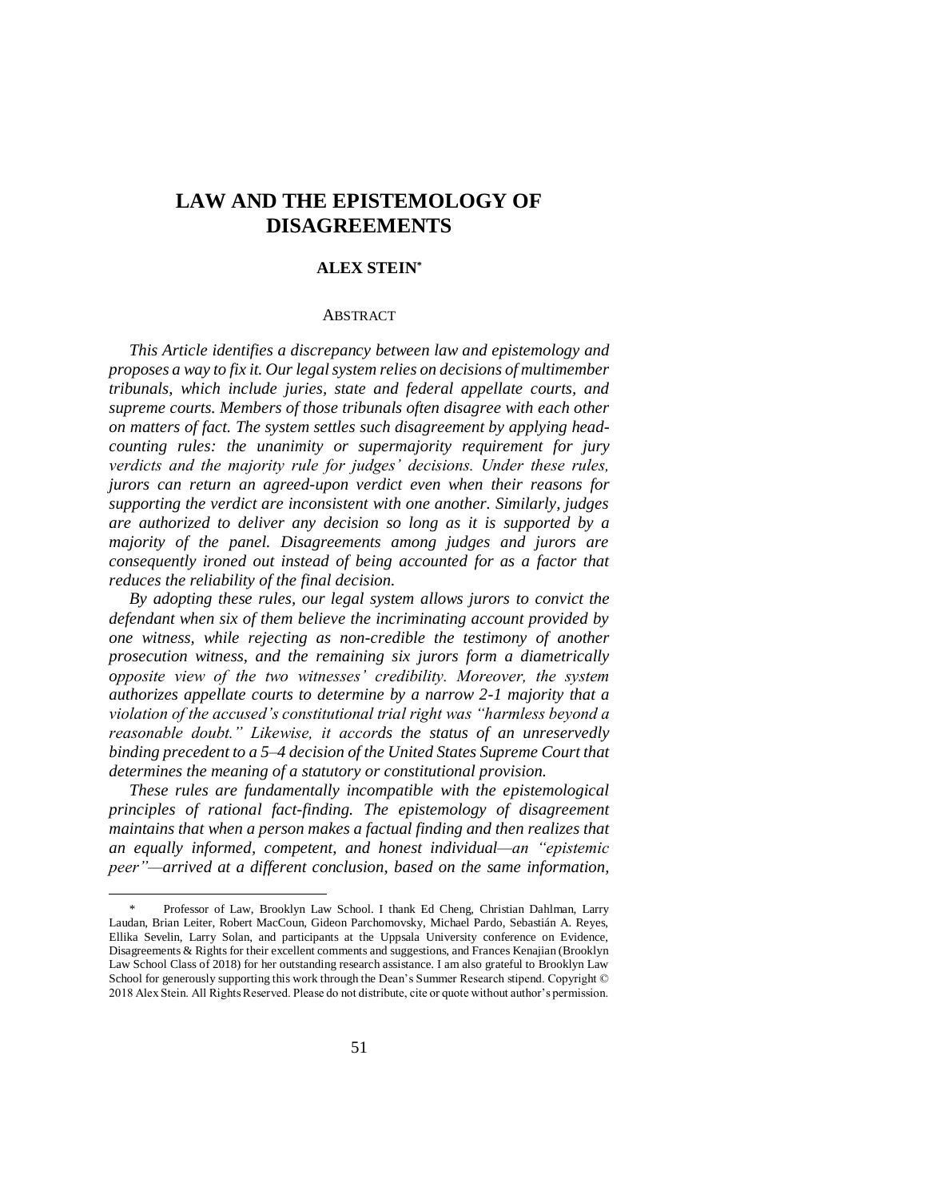# LAW AND THE EPISTEMOLOGY OF DISAGREEMENTS

**ALEX STEIN**[*]

## ABSTRACT

*This Article identifies a discrepancy between law and epistemology and proposes a way to fix it. Our legal system relies on decisions of multimember tribunals, which include juries, state and federal appellate courts, and supreme courts. Members of those tribunals often disagree with each other on matters of fact. The system settles such disagreement by applying head-counting rules: the unanimity or supermajority requirement for jury verdicts and the majority rule for judges' decisions. Under these rules, jurors can return an agreed-upon verdict even when their reasons for supporting the verdict are inconsistent with one another. Similarly, judges are authorized to deliver any decision so long as it is supported by a majority of the panel. Disagreements among judges and jurors are consequently ironed out instead of being accounted for as a factor that reduces the reliability of the final decision.*

*By adopting these rules, our legal system allows jurors to convict the defendant when six of them believe the incriminating account provided by one witness, while rejecting as non-credible the testimony of another prosecution witness, and the remaining six jurors form a diametrically opposite view of the two witnesses' credibility. Moreover, the system authorizes appellate courts to determine by a narrow 2-1 majority that a violation of the accused's constitutional trial right was "harmless beyond a reasonable doubt." Likewise, it accords the status of an unreservedly binding precedent to a 5–4 decision of the United States Supreme Court that determines the meaning of a statutory or constitutional provision.*

*These rules are fundamentally incompatible with the epistemological principles of rational fact-finding. The epistemology of disagreement maintains that when a person makes a factual finding and then realizes that an equally informed, competent, and honest individual—an "epistemic peer"—arrived at a different conclusion, based on the same information,*

---

[*] Professor of Law, Brooklyn Law School. I thank Ed Cheng, Christian Dahlman, Larry Laudan, Brian Leiter, Robert MacCoun, Gideon Parchomovsky, Michael Pardo, Sebastián A. Reyes, Ellika Sevelin, Larry Solan, and participants at the Uppsala University conference on Evidence, Disagreements & Rights for their excellent comments and suggestions, and Frances Kenajian (Brooklyn Law School Class of 2018) for her outstanding research assistance. I am also grateful to Brooklyn Law School for generously supporting this work through the Dean's Summer Research stipend. Copyright © 2018 Alex Stein. All Rights Reserved. Please do not distribute, cite or quote without author's permission.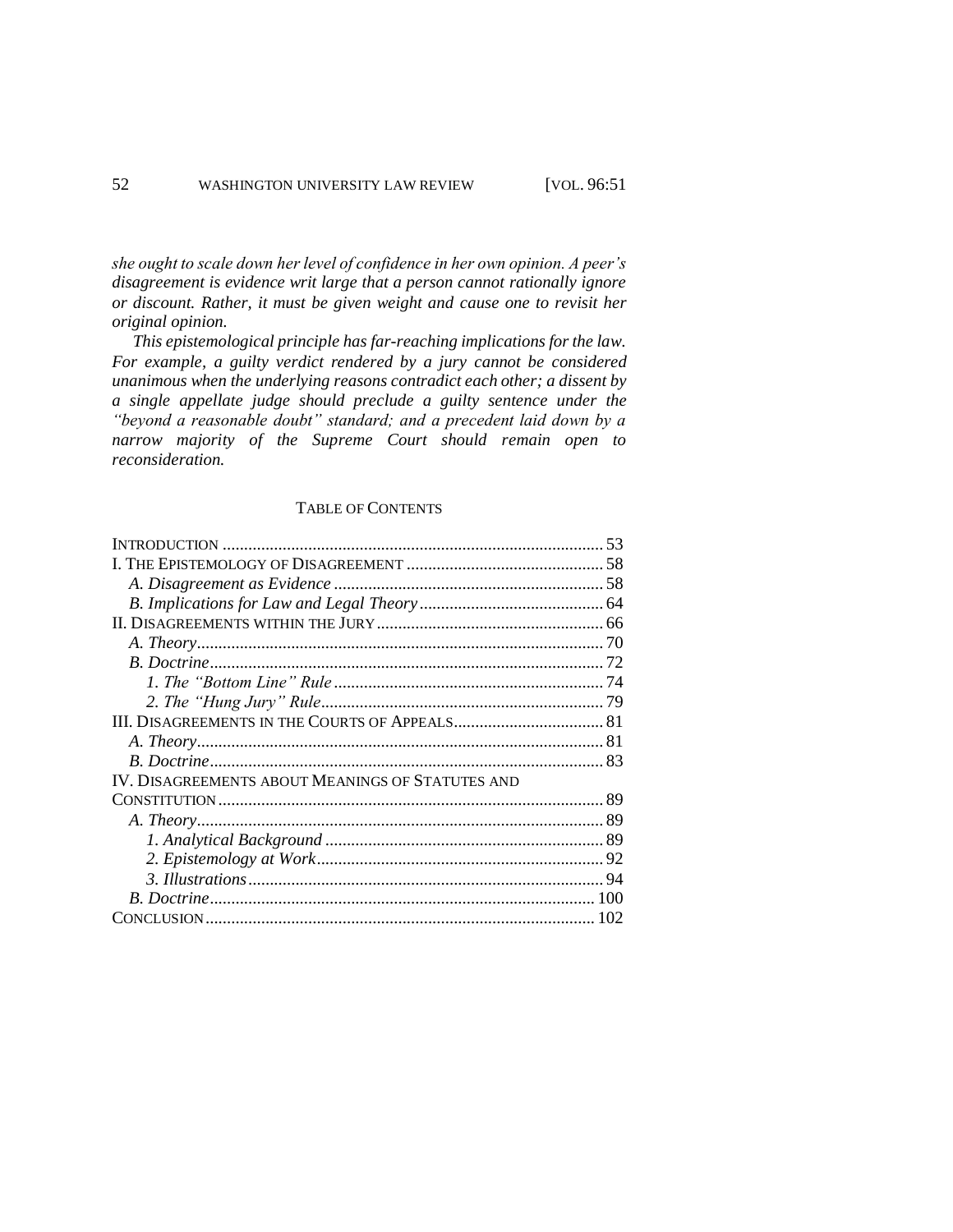*she ought to scale down her level of confidence in her own opinion. A peer's disagreement is evidence writ large that a person cannot rationally ignore or discount. Rather, it must be given weight and cause one to revisit her original opinion.*

*This epistemological principle has far-reaching implications for the law. For example, a guilty verdict rendered by a jury cannot be considered unanimous when the underlying reasons contradict each other; a dissent by a single appellate judge should preclude a guilty sentence under the "beyond a reasonable doubt" standard; and a precedent laid down by a narrow majority of the Supreme Court should remain open to reconsideration.*

## TABLE OF CONTENTS

INTRODUCTION ........ 53

I. THE EPISTEMOLOGY OF DISAGREEMENT ........ 58

- *A. Disagreement as Evidence* ........ 58
- *B. Implications for Law and Legal Theory* ........ 64

II. DISAGREEMENTS WITHIN THE JURY ........ 66

- *A. Theory* ........ 70
- *B. Doctrine* ........ 72
  - *1. The "Bottom Line" Rule* ........ 74
  - *2. The "Hung Jury" Rule* ........ 79

III. DISAGREEMENTS IN THE COURTS OF APPEALS ........ 81

- *A. Theory* ........ 81
- *B. Doctrine* ........ 83

IV. DISAGREEMENTS ABOUT MEANINGS OF STATUTES AND CONSTITUTION ........ 89

- *A. Theory* ........ 89
  - *1. Analytical Background* ........ 89
  - *2. Epistemology at Work* ........ 92
  - *3. Illustrations* ........ 94
- *B. Doctrine* ........ 100

CONCLUSION ........ 102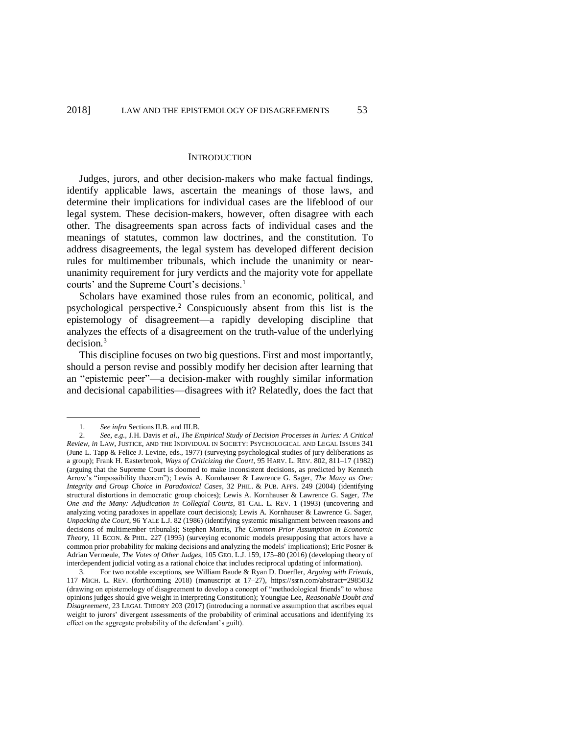# INTRODUCTION

Judges, jurors, and other decision-makers who make factual findings, identify applicable laws, ascertain the meanings of those laws, and determine their implications for individual cases are the lifeblood of our legal system. These decision-makers, however, often disagree with each other. The disagreements span across facts of individual cases and the meanings of statutes, common law doctrines, and the constitution. To address disagreements, the legal system has developed different decision rules for multimember tribunals, which include the unanimity or near-unanimity requirement for jury verdicts and the majority vote for appellate courts' and the Supreme Court's decisions.[1]

Scholars have examined those rules from an economic, political, and psychological perspective.[2] Conspicuously absent from this list is the epistemology of disagreement—a rapidly developing discipline that analyzes the effects of a disagreement on the truth-value of the underlying decision.[3]

This discipline focuses on two big questions. First and most importantly, should a person revise and possibly modify her decision after learning that an "epistemic peer"—a decision-maker with roughly similar information and decisional capabilities—disagrees with it? Relatedly, does the fact that

---

1. *See infra* Sections II.B. and III.B.

2. *See, e.g.*, J.H. Davis *et al*., *The Empirical Study of Decision Processes in Juries: A Critical Review*, *in* LAW, JUSTICE, AND THE INDIVIDUAL IN SOCIETY: PSYCHOLOGICAL AND LEGAL ISSUES 341 (June L. Tapp & Felice J. Levine, eds., 1977) (surveying psychological studies of jury deliberations as a group); Frank H. Easterbrook, *Ways of Criticizing the Court*, 95 HARV. L. REV. 802, 811–17 (1982) (arguing that the Supreme Court is doomed to make inconsistent decisions, as predicted by Kenneth Arrow's "impossibility theorem"); Lewis A. Kornhauser & Lawrence G. Sager, *The Many as One: Integrity and Group Choice in Paradoxical Cases*, 32 PHIL. & PUB. AFFS. 249 (2004) (identifying structural distortions in democratic group choices); Lewis A. Kornhauser & Lawrence G. Sager, *The One and the Many: Adjudication in Collegial Courts*, 81 CAL. L. REV. 1 (1993) (uncovering and analyzing voting paradoxes in appellate court decisions); Lewis A. Kornhauser & Lawrence G. Sager, *Unpacking the Court*, 96 YALE L.J. 82 (1986) (identifying systemic misalignment between reasons and decisions of multimember tribunals); Stephen Morris, *The Common Prior Assumption in Economic Theory*, 11 ECON. & PHIL. 227 (1995) (surveying economic models presupposing that actors have a common prior probability for making decisions and analyzing the models' implications); Eric Posner & Adrian Vermeule, *The Votes of Other Judges*, 105 GEO. L.J. 159, 175–80 (2016) (developing theory of interdependent judicial voting as a rational choice that includes reciprocal updating of information).

3. For two notable exceptions, see William Baude & Ryan D. Doerfler, *Arguing with Friends*, 117 MICH. L. REV. (forthcoming 2018) (manuscript at 17–27), https://ssrn.com/abstract=2985032 (drawing on epistemology of disagreement to develop a concept of "methodological friends" to whose opinions judges should give weight in interpreting Constitution); Youngjae Lee, *Reasonable Doubt and Disagreement*, 23 LEGAL THEORY 203 (2017) (introducing a normative assumption that ascribes equal weight to jurors' divergent assessments of the probability of criminal accusations and identifying its effect on the aggregate probability of the defendant's guilt).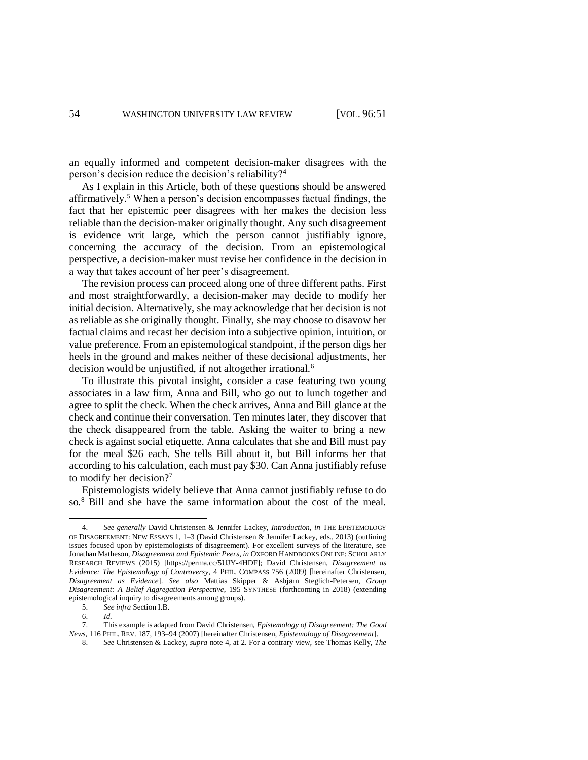an equally informed and competent decision-maker disagrees with the person's decision reduce the decision's reliability?[4]

As I explain in this Article, both of these questions should be answered affirmatively.[5] When a person's decision encompasses factual findings, the fact that her epistemic peer disagrees with her makes the decision less reliable than the decision-maker originally thought. Any such disagreement is evidence writ large, which the person cannot justifiably ignore, concerning the accuracy of the decision. From an epistemological perspective, a decision-maker must revise her confidence in the decision in a way that takes account of her peer's disagreement.

The revision process can proceed along one of three different paths. First and most straightforwardly, a decision-maker may decide to modify her initial decision. Alternatively, she may acknowledge that her decision is not as reliable as she originally thought. Finally, she may choose to disavow her factual claims and recast her decision into a subjective opinion, intuition, or value preference. From an epistemological standpoint, if the person digs her heels in the ground and makes neither of these decisional adjustments, her decision would be unjustified, if not altogether irrational.[6]

To illustrate this pivotal insight, consider a case featuring two young associates in a law firm, Anna and Bill, who go out to lunch together and agree to split the check. When the check arrives, Anna and Bill glance at the check and continue their conversation. Ten minutes later, they discover that the check disappeared from the table. Asking the waiter to bring a new check is against social etiquette. Anna calculates that she and Bill must pay for the meal $26 each. She tells Bill about it, but Bill informs her that according to his calculation, each must pay $30. Can Anna justifiably refuse to modify her decision?[7]

Epistemologists widely believe that Anna cannot justifiably refuse to do so.[8] Bill and she have the same information about the cost of the meal.

---

4. *See generally* David Christensen & Jennifer Lackey, *Introduction*, *in* THE EPISTEMOLOGY OF DISAGREEMENT: NEW ESSAYS 1, 1–3 (David Christensen & Jennifer Lackey, eds., 2013) (outlining issues focused upon by epistemologists of disagreement). For excellent surveys of the literature, see Jonathan Matheson, *Disagreement and Epistemic Peers*, *in* OXFORD HANDBOOKS ONLINE: SCHOLARLY RESEARCH REVIEWS (2015) [https://perma.cc/5UJY-4HDF]; David Christensen, *Disagreement as Evidence: The Epistemology of Controversy*, 4 PHIL. COMPASS 756 (2009) [hereinafter Christensen, *Disagreement as Evidence*]. *See also* Mattias Skipper & Asbjørn Steglich-Petersen, *Group Disagreement: A Belief Aggregation Perspective*, 195 SYNTHESE (forthcoming in 2018) (extending epistemological inquiry to disagreements among groups).

5. *See infra* Section I.B.

6. *Id.*

7. This example is adapted from David Christensen, *Epistemology of Disagreement: The Good News*, 116 PHIL. REV. 187, 193–94 (2007) [hereinafter Christensen, *Epistemology of Disagreement*].

8. *See* Christensen & Lackey, *supra* note 4, at 2. For a contrary view, see Thomas Kelly, *The*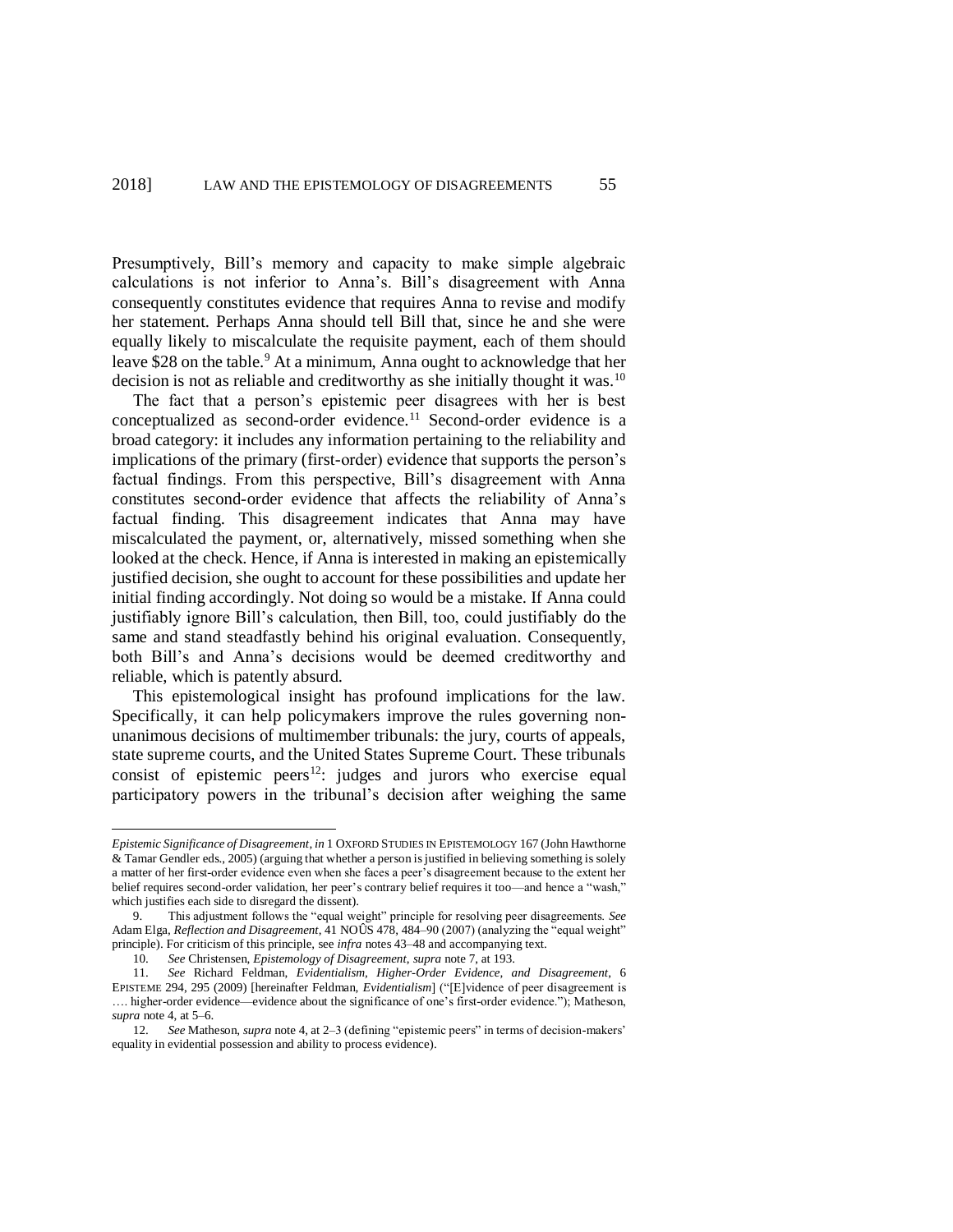Presumptively, Bill's memory and capacity to make simple algebraic calculations is not inferior to Anna's. Bill's disagreement with Anna consequently constitutes evidence that requires Anna to revise and modify her statement. Perhaps Anna should tell Bill that, since he and she were equally likely to miscalculate the requisite payment, each of them should leave $28 on the table.[9] At a minimum, Anna ought to acknowledge that her decision is not as reliable and creditworthy as she initially thought it was.[10]

The fact that a person's epistemic peer disagrees with her is best conceptualized as second-order evidence.[11] Second-order evidence is a broad category: it includes any information pertaining to the reliability and implications of the primary (first-order) evidence that supports the person's factual findings. From this perspective, Bill's disagreement with Anna constitutes second-order evidence that affects the reliability of Anna's factual finding. This disagreement indicates that Anna may have miscalculated the payment, or, alternatively, missed something when she looked at the check. Hence, if Anna is interested in making an epistemically justified decision, she ought to account for these possibilities and update her initial finding accordingly. Not doing so would be a mistake. If Anna could justifiably ignore Bill's calculation, then Bill, too, could justifiably do the same and stand steadfastly behind his original evaluation. Consequently, both Bill's and Anna's decisions would be deemed creditworthy and reliable, which is patently absurd.

This epistemological insight has profound implications for the law. Specifically, it can help policymakers improve the rules governing non-unanimous decisions of multimember tribunals: the jury, courts of appeals, state supreme courts, and the United States Supreme Court. These tribunals consist of epistemic peers[12]: judges and jurors who exercise equal participatory powers in the tribunal's decision after weighing the same

---

*Epistemic Significance of Disagreement*, *in* 1 OXFORD STUDIES IN EPISTEMOLOGY 167 (John Hawthorne & Tamar Gendler eds., 2005) (arguing that whether a person is justified in believing something is solely a matter of her first-order evidence even when she faces a peer's disagreement because to the extent her belief requires second-order validation, her peer's contrary belief requires it too—and hence a "wash," which justifies each side to disregard the dissent).

9. This adjustment follows the "equal weight" principle for resolving peer disagreements. *See* Adam Elga, *Reflection and Disagreement*, 41 NOÛS 478, 484–90 (2007) (analyzing the "equal weight" principle). For criticism of this principle, see *infra* notes 43–48 and accompanying text.

10. *See* Christensen, *Epistemology of Disagreement*, *supra* note 7, at 193.

11. *See* Richard Feldman, *Evidentialism, Higher-Order Evidence, and Disagreement*, 6 EPISTEME 294, 295 (2009) [hereinafter Feldman, *Evidentialism*] ("[E]vidence of peer disagreement is …. higher-order evidence—evidence about the significance of one's first-order evidence."); Matheson, *supra* note 4, at 5–6.

12. *See* Matheson, *supra* note 4, at 2–3 (defining "epistemic peers" in terms of decision-makers' equality in evidential possession and ability to process evidence).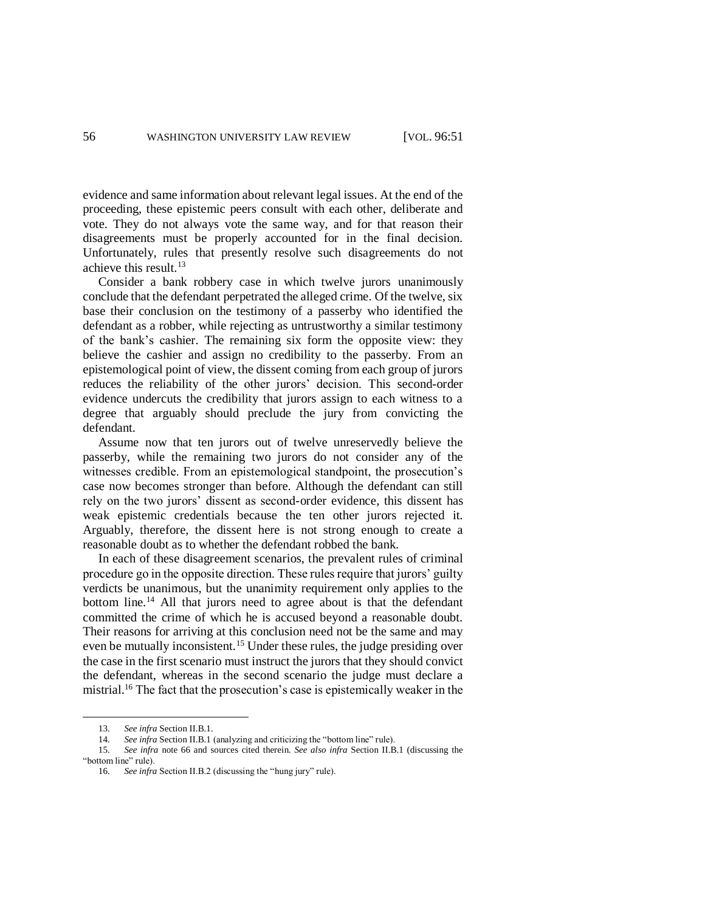evidence and same information about relevant legal issues. At the end of the proceeding, these epistemic peers consult with each other, deliberate and vote. They do not always vote the same way, and for that reason their disagreements must be properly accounted for in the final decision. Unfortunately, rules that presently resolve such disagreements do not achieve this result.[13]

Consider a bank robbery case in which twelve jurors unanimously conclude that the defendant perpetrated the alleged crime. Of the twelve, six base their conclusion on the testimony of a passerby who identified the defendant as a robber, while rejecting as untrustworthy a similar testimony of the bank's cashier. The remaining six form the opposite view: they believe the cashier and assign no credibility to the passerby. From an epistemological point of view, the dissent coming from each group of jurors reduces the reliability of the other jurors' decision. This second-order evidence undercuts the credibility that jurors assign to each witness to a degree that arguably should preclude the jury from convicting the defendant.

Assume now that ten jurors out of twelve unreservedly believe the passerby, while the remaining two jurors do not consider any of the witnesses credible. From an epistemological standpoint, the prosecution's case now becomes stronger than before. Although the defendant can still rely on the two jurors' dissent as second-order evidence, this dissent has weak epistemic credentials because the ten other jurors rejected it. Arguably, therefore, the dissent here is not strong enough to create a reasonable doubt as to whether the defendant robbed the bank.

In each of these disagreement scenarios, the prevalent rules of criminal procedure go in the opposite direction. These rules require that jurors' guilty verdicts be unanimous, but the unanimity requirement only applies to the bottom line.[14] All that jurors need to agree about is that the defendant committed the crime of which he is accused beyond a reasonable doubt. Their reasons for arriving at this conclusion need not be the same and may even be mutually inconsistent.[15] Under these rules, the judge presiding over the case in the first scenario must instruct the jurors that they should convict the defendant, whereas in the second scenario the judge must declare a mistrial.[16] The fact that the prosecution's case is epistemically weaker in the

---

13. *See infra* Section II.B.1.

14. *See infra* Section II.B.1 (analyzing and criticizing the "bottom line" rule).

15. *See infra* note 66 and sources cited therein. *See also infra* Section II.B.1 (discussing the "bottom line" rule).

16. *See infra* Section II.B.2 (discussing the "hung jury" rule).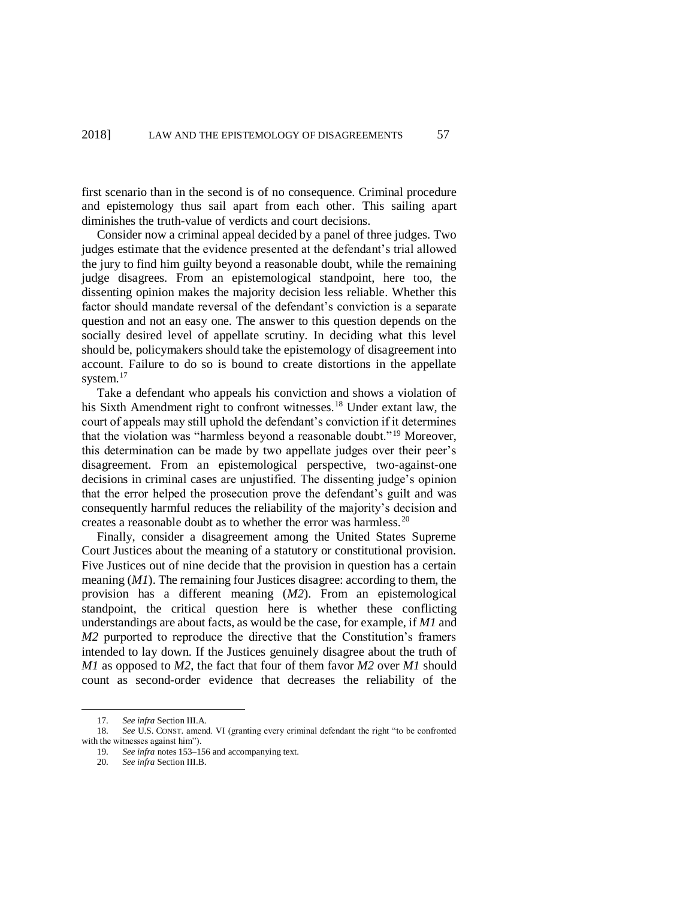first scenario than in the second is of no consequence. Criminal procedure and epistemology thus sail apart from each other. This sailing apart diminishes the truth-value of verdicts and court decisions.

Consider now a criminal appeal decided by a panel of three judges. Two judges estimate that the evidence presented at the defendant's trial allowed the jury to find him guilty beyond a reasonable doubt, while the remaining judge disagrees. From an epistemological standpoint, here too, the dissenting opinion makes the majority decision less reliable. Whether this factor should mandate reversal of the defendant's conviction is a separate question and not an easy one. The answer to this question depends on the socially desired level of appellate scrutiny. In deciding what this level should be, policymakers should take the epistemology of disagreement into account. Failure to do so is bound to create distortions in the appellate system.[17]

Take a defendant who appeals his conviction and shows a violation of his Sixth Amendment right to confront witnesses.[18] Under extant law, the court of appeals may still uphold the defendant's conviction if it determines that the violation was "harmless beyond a reasonable doubt."[19] Moreover, this determination can be made by two appellate judges over their peer's disagreement. From an epistemological perspective, two-against-one decisions in criminal cases are unjustified. The dissenting judge's opinion that the error helped the prosecution prove the defendant's guilt and was consequently harmful reduces the reliability of the majority's decision and creates a reasonable doubt as to whether the error was harmless.[20]

Finally, consider a disagreement among the United States Supreme Court Justices about the meaning of a statutory or constitutional provision. Five Justices out of nine decide that the provision in question has a certain meaning (*M1*). The remaining four Justices disagree: according to them, the provision has a different meaning (*M2*). From an epistemological standpoint, the critical question here is whether these conflicting understandings are about facts, as would be the case, for example, if *M1* and *M2* purported to reproduce the directive that the Constitution's framers intended to lay down. If the Justices genuinely disagree about the truth of *M1* as opposed to *M2*, the fact that four of them favor *M2* over *M1* should count as second-order evidence that decreases the reliability of the

---

17. *See infra* Section III.A.

18. *See* U.S. CONST. amend. VI (granting every criminal defendant the right "to be confronted with the witnesses against him").

19. *See infra* notes 153–156 and accompanying text.

20. *See infra* Section III.B.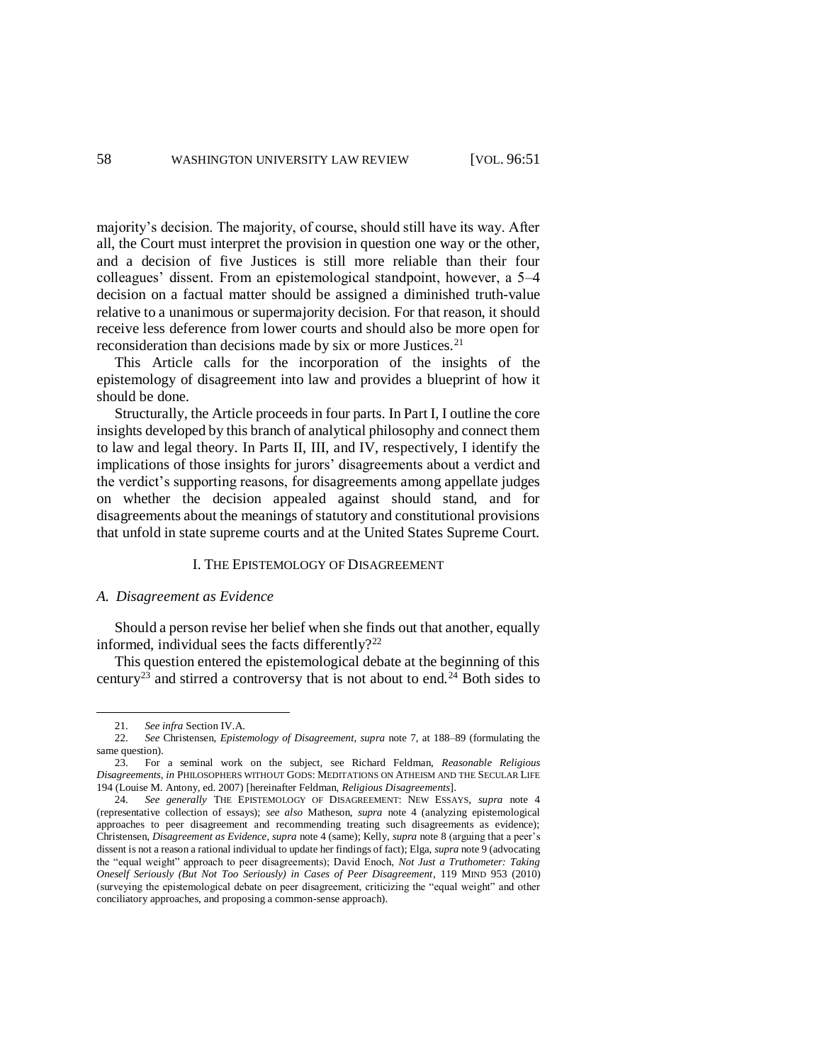majority's decision. The majority, of course, should still have its way. After all, the Court must interpret the provision in question one way or the other, and a decision of five Justices is still more reliable than their four colleagues' dissent. From an epistemological standpoint, however, a 5–4 decision on a factual matter should be assigned a diminished truth-value relative to a unanimous or supermajority decision. For that reason, it should receive less deference from lower courts and should also be more open for reconsideration than decisions made by six or more Justices.[21]

This Article calls for the incorporation of the insights of the epistemology of disagreement into law and provides a blueprint of how it should be done.

Structurally, the Article proceeds in four parts. In Part I, I outline the core insights developed by this branch of analytical philosophy and connect them to law and legal theory. In Parts II, III, and IV, respectively, I identify the implications of those insights for jurors' disagreements about a verdict and the verdict's supporting reasons, for disagreements among appellate judges on whether the decision appealed against should stand, and for disagreements about the meanings of statutory and constitutional provisions that unfold in state supreme courts and at the United States Supreme Court.

## I. THE EPISTEMOLOGY OF DISAGREEMENT

### *A. Disagreement as Evidence*

Should a person revise her belief when she finds out that another, equally informed, individual sees the facts differently?[22]

This question entered the epistemological debate at the beginning of this century[23] and stirred a controversy that is not about to end.[24] Both sides to

---

21. *See infra* Section IV.A.

22. *See* Christensen, *Epistemology of Disagreement*, *supra* note 7, at 188–89 (formulating the same question).

23. For a seminal work on the subject, see Richard Feldman, *Reasonable Religious Disagreements*, *in* PHILOSOPHERS WITHOUT GODS: MEDITATIONS ON ATHEISM AND THE SECULAR LIFE 194 (Louise M. Antony, ed. 2007) [hereinafter Feldman, *Religious Disagreements*].

24. *See generally* THE EPISTEMOLOGY OF DISAGREEMENT: NEW ESSAYS, *supra* note 4 (representative collection of essays); *see also* Matheson, *supra* note 4 (analyzing epistemological approaches to peer disagreement and recommending treating such disagreements as evidence); Christensen, *Disagreement as Evidence*, *supra* note 4 (same); Kelly, *supra* note 8 (arguing that a peer's dissent is not a reason a rational individual to update her findings of fact); Elga, *supra* note 9 (advocating the "equal weight" approach to peer disagreements); David Enoch, *Not Just a Truthometer: Taking Oneself Seriously (But Not Too Seriously) in Cases of Peer Disagreement*, 119 MIND 953 (2010) (surveying the epistemological debate on peer disagreement, criticizing the "equal weight" and other conciliatory approaches, and proposing a common-sense approach).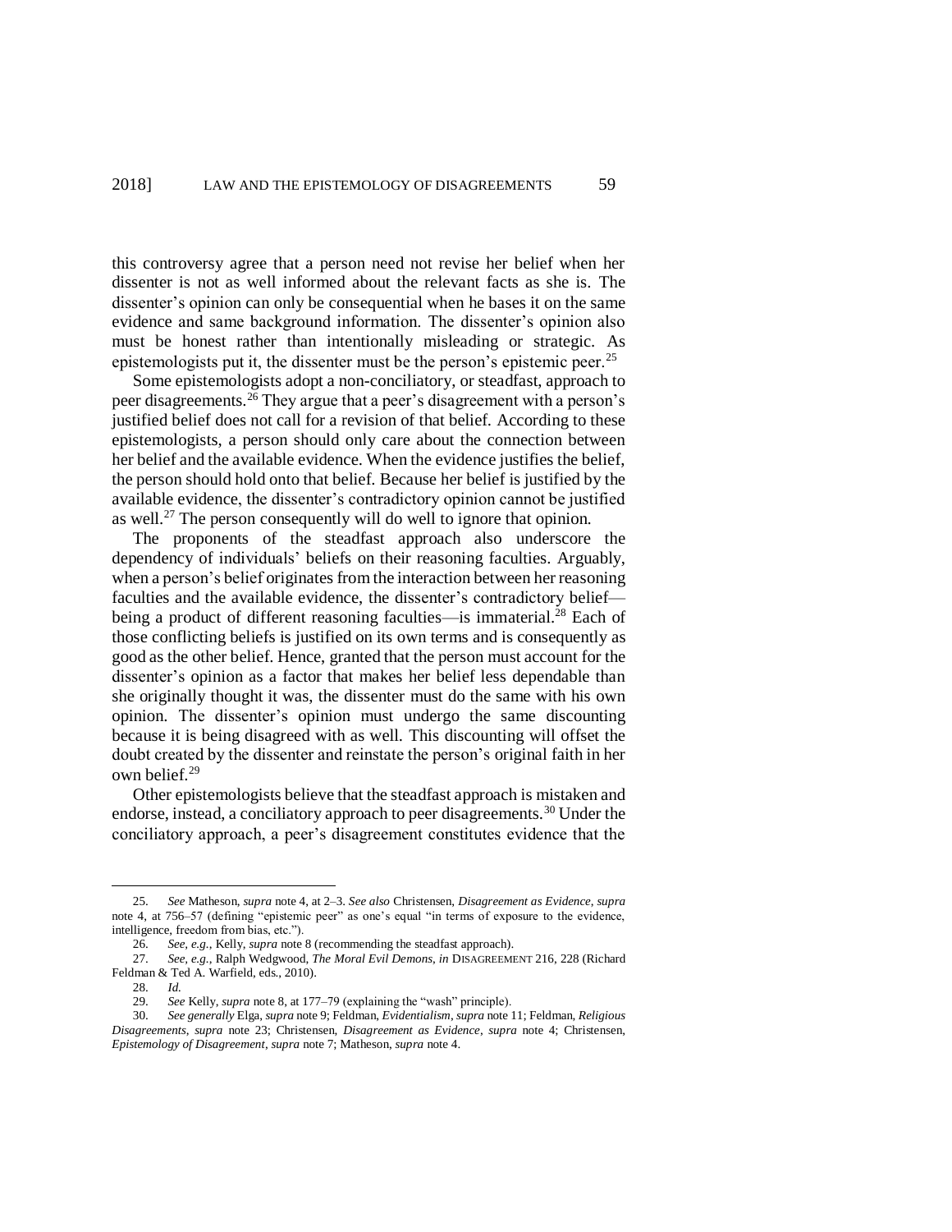this controversy agree that a person need not revise her belief when her dissenter is not as well informed about the relevant facts as she is. The dissenter's opinion can only be consequential when he bases it on the same evidence and same background information. The dissenter's opinion also must be honest rather than intentionally misleading or strategic. As epistemologists put it, the dissenter must be the person's epistemic peer.[25]

Some epistemologists adopt a non-conciliatory, or steadfast, approach to peer disagreements.[26] They argue that a peer's disagreement with a person's justified belief does not call for a revision of that belief. According to these epistemologists, a person should only care about the connection between her belief and the available evidence. When the evidence justifies the belief, the person should hold onto that belief. Because her belief is justified by the available evidence, the dissenter's contradictory opinion cannot be justified as well.[27] The person consequently will do well to ignore that opinion.

The proponents of the steadfast approach also underscore the dependency of individuals' beliefs on their reasoning faculties. Arguably, when a person's belief originates from the interaction between her reasoning faculties and the available evidence, the dissenter's contradictory belief—being a product of different reasoning faculties—is immaterial.[28] Each of those conflicting beliefs is justified on its own terms and is consequently as good as the other belief. Hence, granted that the person must account for the dissenter's opinion as a factor that makes her belief less dependable than she originally thought it was, the dissenter must do the same with his own opinion. The dissenter's opinion must undergo the same discounting because it is being disagreed with as well. This discounting will offset the doubt created by the dissenter and reinstate the person's original faith in her own belief.[29]

Other epistemologists believe that the steadfast approach is mistaken and endorse, instead, a conciliatory approach to peer disagreements.[30] Under the conciliatory approach, a peer's disagreement constitutes evidence that the

---

25. *See* Matheson, *supra* note 4, at 2–3. *See also* Christensen, *Disagreement as Evidence*, *supra* note 4, at 756–57 (defining "epistemic peer" as one's equal "in terms of exposure to the evidence, intelligence, freedom from bias, etc.").

26. *See, e.g.*, Kelly, *supra* note 8 (recommending the steadfast approach).

27. *See, e.g.*, Ralph Wedgwood, *The Moral Evil Demons*, *in* DISAGREEMENT 216, 228 (Richard Feldman & Ted A. Warfield, eds., 2010).

28. *Id.*

29. *See* Kelly, *supra* note 8, at 177–79 (explaining the "wash" principle).

30. *See generally* Elga, *supra* note 9; Feldman, *Evidentialism*, *supra* note 11; Feldman, *Religious Disagreements*, *supra* note 23; Christensen, *Disagreement as Evidence*, *supra* note 4; Christensen, *Epistemology of Disagreement*, *supra* note 7; Matheson, *supra* note 4.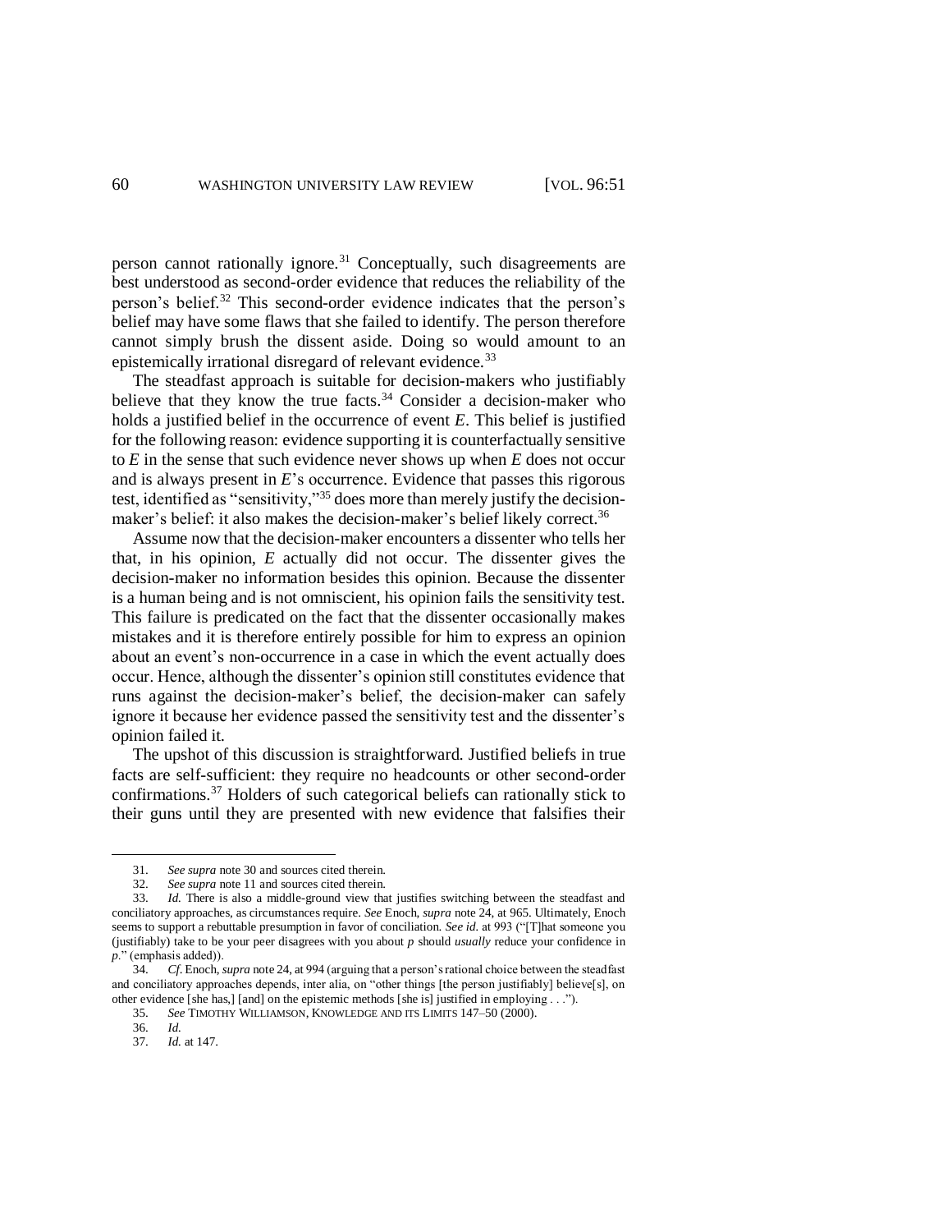person cannot rationally ignore.[31] Conceptually, such disagreements are best understood as second-order evidence that reduces the reliability of the person's belief.[32] This second-order evidence indicates that the person's belief may have some flaws that she failed to identify. The person therefore cannot simply brush the dissent aside. Doing so would amount to an epistemically irrational disregard of relevant evidence.[33]

The steadfast approach is suitable for decision-makers who justifiably believe that they know the true facts.[34] Consider a decision-maker who holds a justified belief in the occurrence of event *E*. This belief is justified for the following reason: evidence supporting it is counterfactually sensitive to *E* in the sense that such evidence never shows up when *E* does not occur and is always present in *E*'s occurrence. Evidence that passes this rigorous test, identified as "sensitivity,"[35] does more than merely justify the decision-maker's belief: it also makes the decision-maker's belief likely correct.[36]

Assume now that the decision-maker encounters a dissenter who tells her that, in his opinion, *E* actually did not occur. The dissenter gives the decision-maker no information besides this opinion. Because the dissenter is a human being and is not omniscient, his opinion fails the sensitivity test. This failure is predicated on the fact that the dissenter occasionally makes mistakes and it is therefore entirely possible for him to express an opinion about an event's non-occurrence in a case in which the event actually does occur. Hence, although the dissenter's opinion still constitutes evidence that runs against the decision-maker's belief, the decision-maker can safely ignore it because her evidence passed the sensitivity test and the dissenter's opinion failed it.

The upshot of this discussion is straightforward. Justified beliefs in true facts are self-sufficient: they require no headcounts or other second-order confirmations.[37] Holders of such categorical beliefs can rationally stick to their guns until they are presented with new evidence that falsifies their

---

31. *See supra* note 30 and sources cited therein.

32. *See supra* note 11 and sources cited therein.

33. *Id.* There is also a middle-ground view that justifies switching between the steadfast and conciliatory approaches, as circumstances require. *See* Enoch, *supra* note 24, at 965. Ultimately, Enoch seems to support a rebuttable presumption in favor of conciliation. *See id.* at 993 ("[T]hat someone you (justifiably) take to be your peer disagrees with you about *p* should *usually* reduce your confidence in *p*." (emphasis added)).

34. *Cf.* Enoch, *supra* note 24, at 994 (arguing that a person's rational choice between the steadfast and conciliatory approaches depends, inter alia, on "other things [the person justifiably] believe[s], on other evidence [she has,] [and] on the epistemic methods [she is] justified in employing . . .").

35. *See* TIMOTHY WILLIAMSON, KNOWLEDGE AND ITS LIMITS 147–50 (2000).

36. *Id.*

37. *Id.* at 147.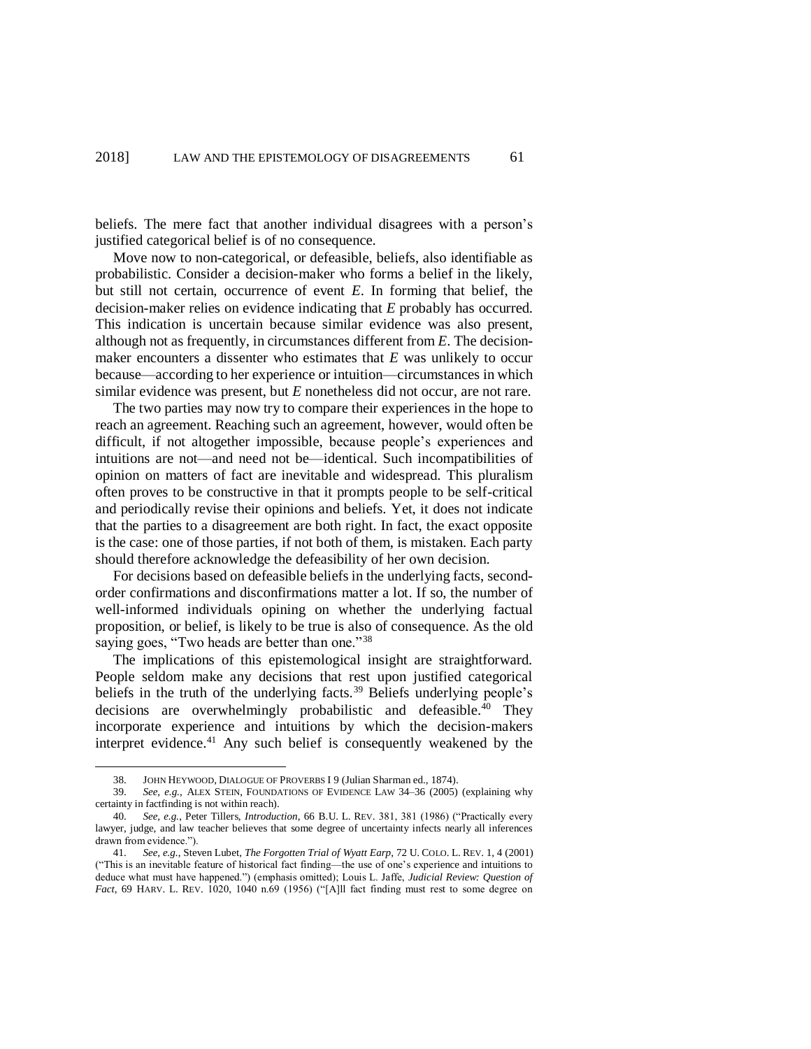beliefs. The mere fact that another individual disagrees with a person's justified categorical belief is of no consequence.

Move now to non-categorical, or defeasible, beliefs, also identifiable as probabilistic. Consider a decision-maker who forms a belief in the likely, but still not certain, occurrence of event *E*. In forming that belief, the decision-maker relies on evidence indicating that *E* probably has occurred. This indication is uncertain because similar evidence was also present, although not as frequently, in circumstances different from *E*. The decision-maker encounters a dissenter who estimates that *E* was unlikely to occur because—according to her experience or intuition—circumstances in which similar evidence was present, but *E* nonetheless did not occur, are not rare.

The two parties may now try to compare their experiences in the hope to reach an agreement. Reaching such an agreement, however, would often be difficult, if not altogether impossible, because people's experiences and intuitions are not—and need not be—identical. Such incompatibilities of opinion on matters of fact are inevitable and widespread. This pluralism often proves to be constructive in that it prompts people to be self-critical and periodically revise their opinions and beliefs. Yet, it does not indicate that the parties to a disagreement are both right. In fact, the exact opposite is the case: one of those parties, if not both of them, is mistaken. Each party should therefore acknowledge the defeasibility of her own decision.

For decisions based on defeasible beliefs in the underlying facts, second-order confirmations and disconfirmations matter a lot. If so, the number of well-informed individuals opining on whether the underlying factual proposition, or belief, is likely to be true is also of consequence. As the old saying goes, "Two heads are better than one."[38]

The implications of this epistemological insight are straightforward. People seldom make any decisions that rest upon justified categorical beliefs in the truth of the underlying facts.[39] Beliefs underlying people's decisions are overwhelmingly probabilistic and defeasible.[40] They incorporate experience and intuitions by which the decision-makers interpret evidence.[41] Any such belief is consequently weakened by the

---

38. JOHN HEYWOOD, DIALOGUE OF PROVERBS I 9 (Julian Sharman ed., 1874).

39. *See, e.g.*, ALEX STEIN, FOUNDATIONS OF EVIDENCE LAW 34–36 (2005) (explaining why certainty in factfinding is not within reach).

40. *See, e.g.*, Peter Tillers, *Introduction*, 66 B.U. L. REV. 381, 381 (1986) ("Practically every lawyer, judge, and law teacher believes that some degree of uncertainty infects nearly all inferences drawn from evidence.").

41. *See, e.g.*, Steven Lubet, *The Forgotten Trial of Wyatt Earp*, 72 U. COLO. L. REV. 1, 4 (2001) ("This is an inevitable feature of historical fact finding—the use of one's experience and intuitions to deduce what must have happened.") (emphasis omitted); Louis L. Jaffe, *Judicial Review: Question of Fact*, 69 HARV. L. REV. 1020, 1040 n.69 (1956) ("[A]ll fact finding must rest to some degree on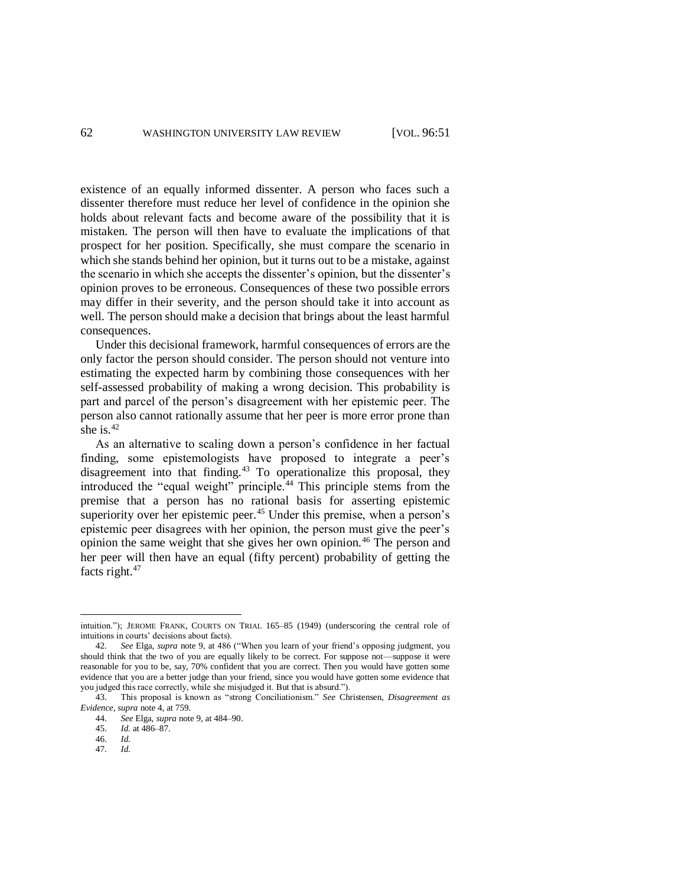existence of an equally informed dissenter. A person who faces such a dissenter therefore must reduce her level of confidence in the opinion she holds about relevant facts and become aware of the possibility that it is mistaken. The person will then have to evaluate the implications of that prospect for her position. Specifically, she must compare the scenario in which she stands behind her opinion, but it turns out to be a mistake, against the scenario in which she accepts the dissenter's opinion, but the dissenter's opinion proves to be erroneous. Consequences of these two possible errors may differ in their severity, and the person should take it into account as well. The person should make a decision that brings about the least harmful consequences.

Under this decisional framework, harmful consequences of errors are the only factor the person should consider. The person should not venture into estimating the expected harm by combining those consequences with her self-assessed probability of making a wrong decision. This probability is part and parcel of the person's disagreement with her epistemic peer. The person also cannot rationally assume that her peer is more error prone than she is.[42]

As an alternative to scaling down a person's confidence in her factual finding, some epistemologists have proposed to integrate a peer's disagreement into that finding.[43] To operationalize this proposal, they introduced the "equal weight" principle.[44] This principle stems from the premise that a person has no rational basis for asserting epistemic superiority over her epistemic peer.[45] Under this premise, when a person's epistemic peer disagrees with her opinion, the person must give the peer's opinion the same weight that she gives her own opinion.[46] The person and her peer will then have an equal (fifty percent) probability of getting the facts right.[47]

---

intuition."); JEROME FRANK, COURTS ON TRIAL 165–85 (1949) (underscoring the central role of intuitions in courts' decisions about facts).

42. *See* Elga, *supra* note 9, at 486 ("When you learn of your friend's opposing judgment, you should think that the two of you are equally likely to be correct. For suppose not—suppose it were reasonable for you to be, say, 70% confident that you are correct. Then you would have gotten some evidence that you are a better judge than your friend, since you would have gotten some evidence that you judged this race correctly, while she misjudged it. But that is absurd.").

43. This proposal is known as "strong Conciliationism." *See* Christensen, *Disagreement as Evidence*, *supra* note 4, at 759.

44. *See* Elga, *supra* note 9, at 484–90.

45. *Id.* at 486–87.

46. *Id.*

47. *Id.*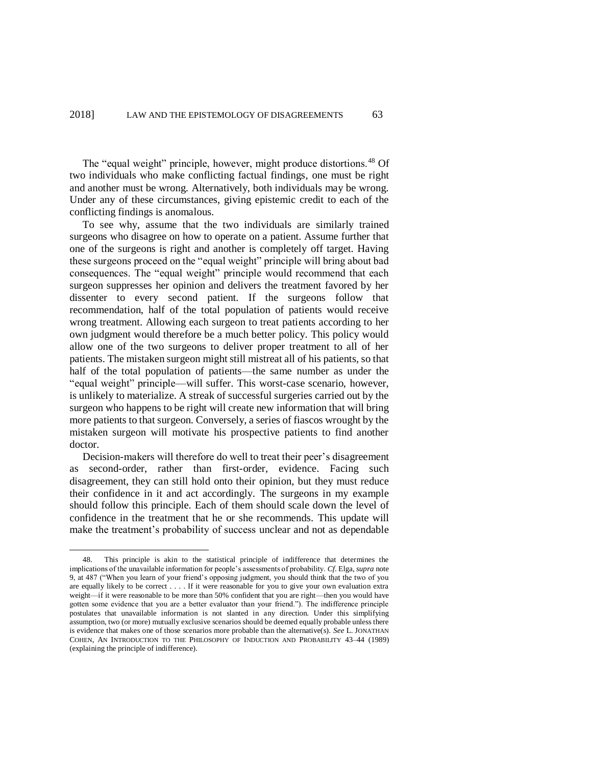The "equal weight" principle, however, might produce distortions.[48] Of two individuals who make conflicting factual findings, one must be right and another must be wrong. Alternatively, both individuals may be wrong. Under any of these circumstances, giving epistemic credit to each of the conflicting findings is anomalous.

To see why, assume that the two individuals are similarly trained surgeons who disagree on how to operate on a patient. Assume further that one of the surgeons is right and another is completely off target. Having these surgeons proceed on the "equal weight" principle will bring about bad consequences. The "equal weight" principle would recommend that each surgeon suppresses her opinion and delivers the treatment favored by her dissenter to every second patient. If the surgeons follow that recommendation, half of the total population of patients would receive wrong treatment. Allowing each surgeon to treat patients according to her own judgment would therefore be a much better policy. This policy would allow one of the two surgeons to deliver proper treatment to all of her patients. The mistaken surgeon might still mistreat all of his patients, so that half of the total population of patients—the same number as under the "equal weight" principle—will suffer. This worst-case scenario, however, is unlikely to materialize. A streak of successful surgeries carried out by the surgeon who happens to be right will create new information that will bring more patients to that surgeon. Conversely, a series of fiascos wrought by the mistaken surgeon will motivate his prospective patients to find another doctor.

Decision-makers will therefore do well to treat their peer's disagreement as second-order, rather than first-order, evidence. Facing such disagreement, they can still hold onto their opinion, but they must reduce their confidence in it and act accordingly. The surgeons in my example should follow this principle. Each of them should scale down the level of confidence in the treatment that he or she recommends. This update will make the treatment's probability of success unclear and not as dependable

---

48. This principle is akin to the statistical principle of indifference that determines the implications of the unavailable information for people's assessments of probability. *Cf*. Elga, *supra* note 9, at 487 ("When you learn of your friend's opposing judgment, you should think that the two of you are equally likely to be correct . . . . If it were reasonable for you to give your own evaluation extra weight—if it were reasonable to be more than 50% confident that you are right—then you would have gotten some evidence that you are a better evaluator than your friend."). The indifference principle postulates that unavailable information is not slanted in any direction. Under this simplifying assumption, two (or more) mutually exclusive scenarios should be deemed equally probable unless there is evidence that makes one of those scenarios more probable than the alternative(s). *See* L. JONATHAN COHEN, AN INTRODUCTION TO THE PHILOSOPHY OF INDUCTION AND PROBABILITY 43–44 (1989) (explaining the principle of indifference).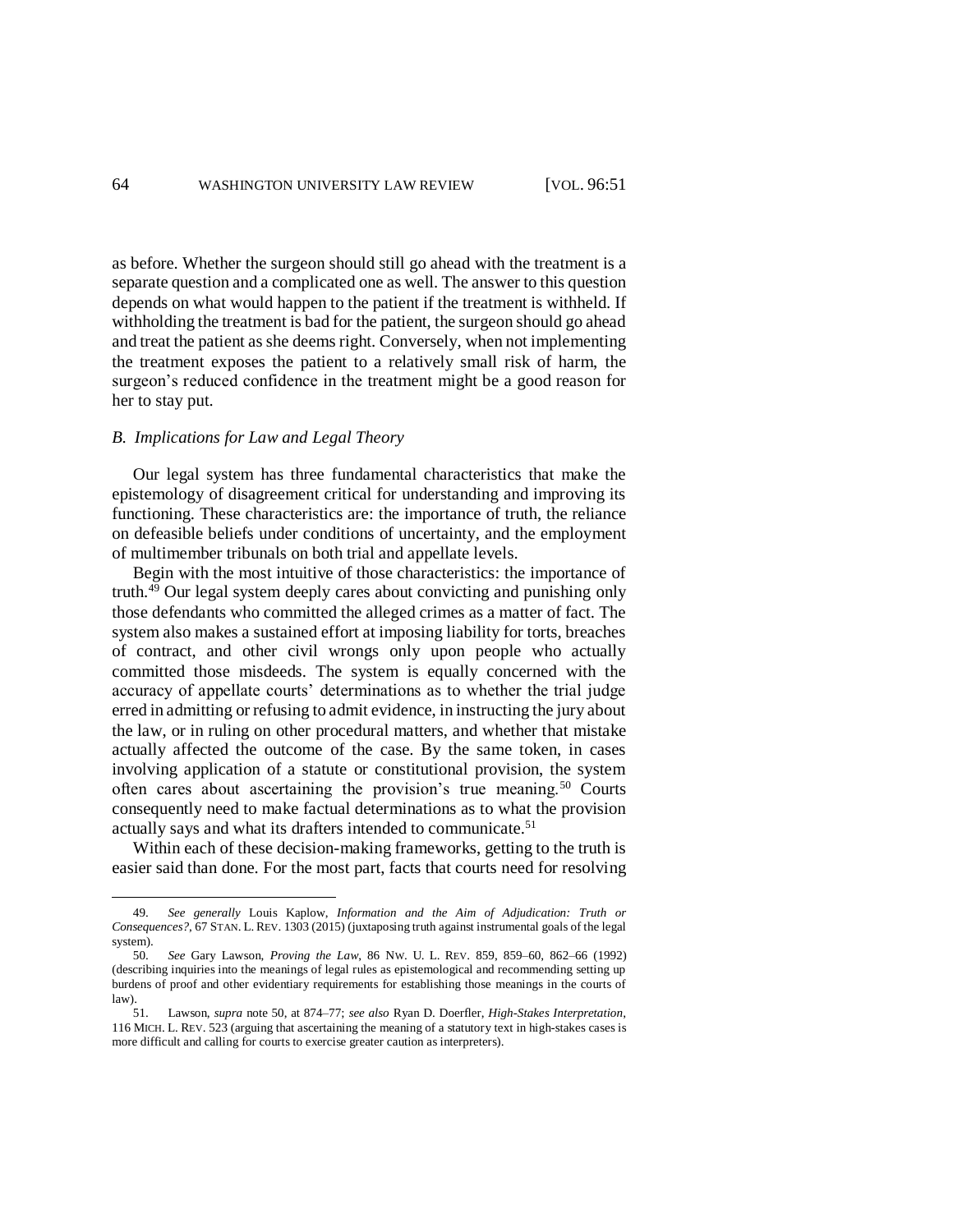as before. Whether the surgeon should still go ahead with the treatment is a separate question and a complicated one as well. The answer to this question depends on what would happen to the patient if the treatment is withheld. If withholding the treatment is bad for the patient, the surgeon should go ahead and treat the patient as she deems right. Conversely, when not implementing the treatment exposes the patient to a relatively small risk of harm, the surgeon's reduced confidence in the treatment might be a good reason for her to stay put.

### *B. Implications for Law and Legal Theory*

Our legal system has three fundamental characteristics that make the epistemology of disagreement critical for understanding and improving its functioning. These characteristics are: the importance of truth, the reliance on defeasible beliefs under conditions of uncertainty, and the employment of multimember tribunals on both trial and appellate levels.

Begin with the most intuitive of those characteristics: the importance of truth.[49] Our legal system deeply cares about convicting and punishing only those defendants who committed the alleged crimes as a matter of fact. The system also makes a sustained effort at imposing liability for torts, breaches of contract, and other civil wrongs only upon people who actually committed those misdeeds. The system is equally concerned with the accuracy of appellate courts' determinations as to whether the trial judge erred in admitting or refusing to admit evidence, in instructing the jury about the law, or in ruling on other procedural matters, and whether that mistake actually affected the outcome of the case. By the same token, in cases involving application of a statute or constitutional provision, the system often cares about ascertaining the provision's true meaning.[50] Courts consequently need to make factual determinations as to what the provision actually says and what its drafters intended to communicate.[51]

Within each of these decision-making frameworks, getting to the truth is easier said than done. For the most part, facts that courts need for resolving

---

49. *See generally* Louis Kaplow, *Information and the Aim of Adjudication: Truth or Consequences?*, 67 STAN. L. REV. 1303 (2015) (juxtaposing truth against instrumental goals of the legal system).

50. *See* Gary Lawson, *Proving the Law*, 86 NW. U. L. REV. 859, 859–60, 862–66 (1992) (describing inquiries into the meanings of legal rules as epistemological and recommending setting up burdens of proof and other evidentiary requirements for establishing those meanings in the courts of law).

51. Lawson, *supra* note 50, at 874–77; *see also* Ryan D. Doerfler, *High-Stakes Interpretation*, 116 MICH. L. REV. 523 (arguing that ascertaining the meaning of a statutory text in high-stakes cases is more difficult and calling for courts to exercise greater caution as interpreters).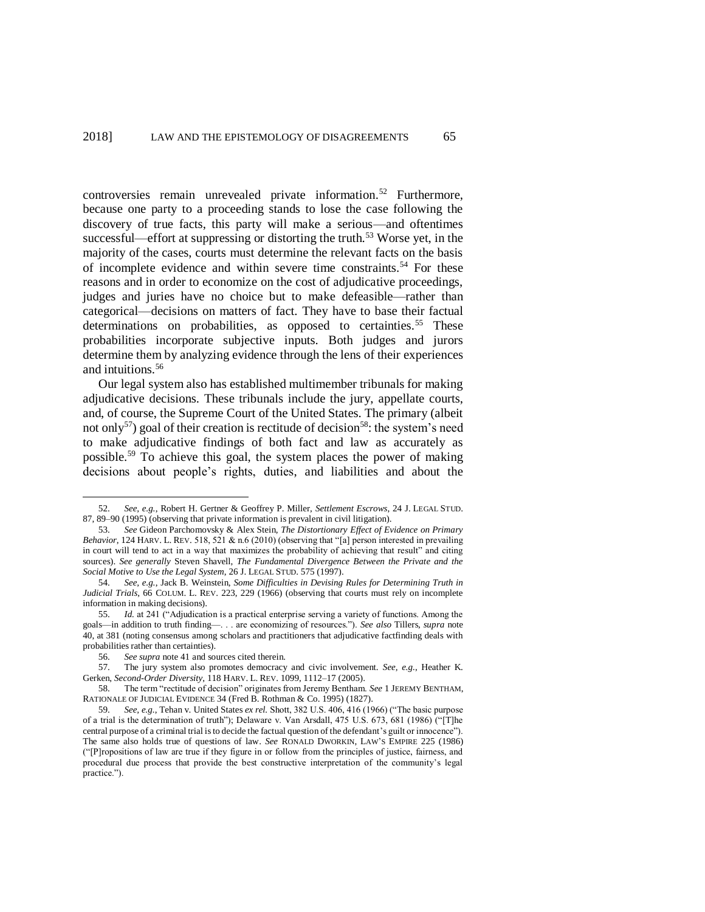controversies remain unrevealed private information.[52] Furthermore, because one party to a proceeding stands to lose the case following the discovery of true facts, this party will make a serious—and oftentimes successful—effort at suppressing or distorting the truth.[53] Worse yet, in the majority of the cases, courts must determine the relevant facts on the basis of incomplete evidence and within severe time constraints.[54] For these reasons and in order to economize on the cost of adjudicative proceedings, judges and juries have no choice but to make defeasible—rather than categorical—decisions on matters of fact. They have to base their factual determinations on probabilities, as opposed to certainties.[55] These probabilities incorporate subjective inputs. Both judges and jurors determine them by analyzing evidence through the lens of their experiences and intuitions.[56]

Our legal system also has established multimember tribunals for making adjudicative decisions. These tribunals include the jury, appellate courts, and, of course, the Supreme Court of the United States. The primary (albeit not only[57]) goal of their creation is rectitude of decision[58]: the system's need to make adjudicative findings of both fact and law as accurately as possible.[59] To achieve this goal, the system places the power of making decisions about people's rights, duties, and liabilities and about the

---

52. *See, e.g.*, Robert H. Gertner & Geoffrey P. Miller, *Settlement Escrows*, 24 J. LEGAL STUD. 87, 89–90 (1995) (observing that private information is prevalent in civil litigation).

53. *See* Gideon Parchomovsky & Alex Stein, *The Distortionary Effect of Evidence on Primary Behavior*, 124 HARV. L. REV. 518, 521 & n.6 (2010) (observing that "[a] person interested in prevailing in court will tend to act in a way that maximizes the probability of achieving that result" and citing sources). *See generally* Steven Shavell, *The Fundamental Divergence Between the Private and the Social Motive to Use the Legal System*, 26 J. LEGAL STUD. 575 (1997).

54. *See, e.g.*, Jack B. Weinstein, *Some Difficulties in Devising Rules for Determining Truth in Judicial Trials*, 66 COLUM. L. REV. 223, 229 (1966) (observing that courts must rely on incomplete information in making decisions).

55. *Id.* at 241 ("Adjudication is a practical enterprise serving a variety of functions. Among the goals—in addition to truth finding—. . . are economizing of resources."). *See also* Tillers, *supra* note 40, at 381 (noting consensus among scholars and practitioners that adjudicative factfinding deals with probabilities rather than certainties).

56. *See supra* note 41 and sources cited therein.

57. The jury system also promotes democracy and civic involvement. *See, e.g.*, Heather K. Gerken, *Second-Order Diversity*, 118 HARV. L. REV. 1099, 1112–17 (2005).

58. The term "rectitude of decision" originates from Jeremy Bentham. *See* 1 JEREMY BENTHAM, RATIONALE OF JUDICIAL EVIDENCE 34 (Fred B. Rothman & Co. 1995) (1827).

59. *See, e.g.*, Tehan v. United States *ex rel.* Shott, 382 U.S. 406, 416 (1966) ("The basic purpose of a trial is the determination of truth"); Delaware v. Van Arsdall, 475 U.S. 673, 681 (1986) ("[T]he central purpose of a criminal trial is to decide the factual question of the defendant's guilt or innocence"). The same also holds true of questions of law. *See* RONALD DWORKIN, LAW'S EMPIRE 225 (1986) ("[P]ropositions of law are true if they figure in or follow from the principles of justice, fairness, and procedural due process that provide the best constructive interpretation of the community's legal practice.").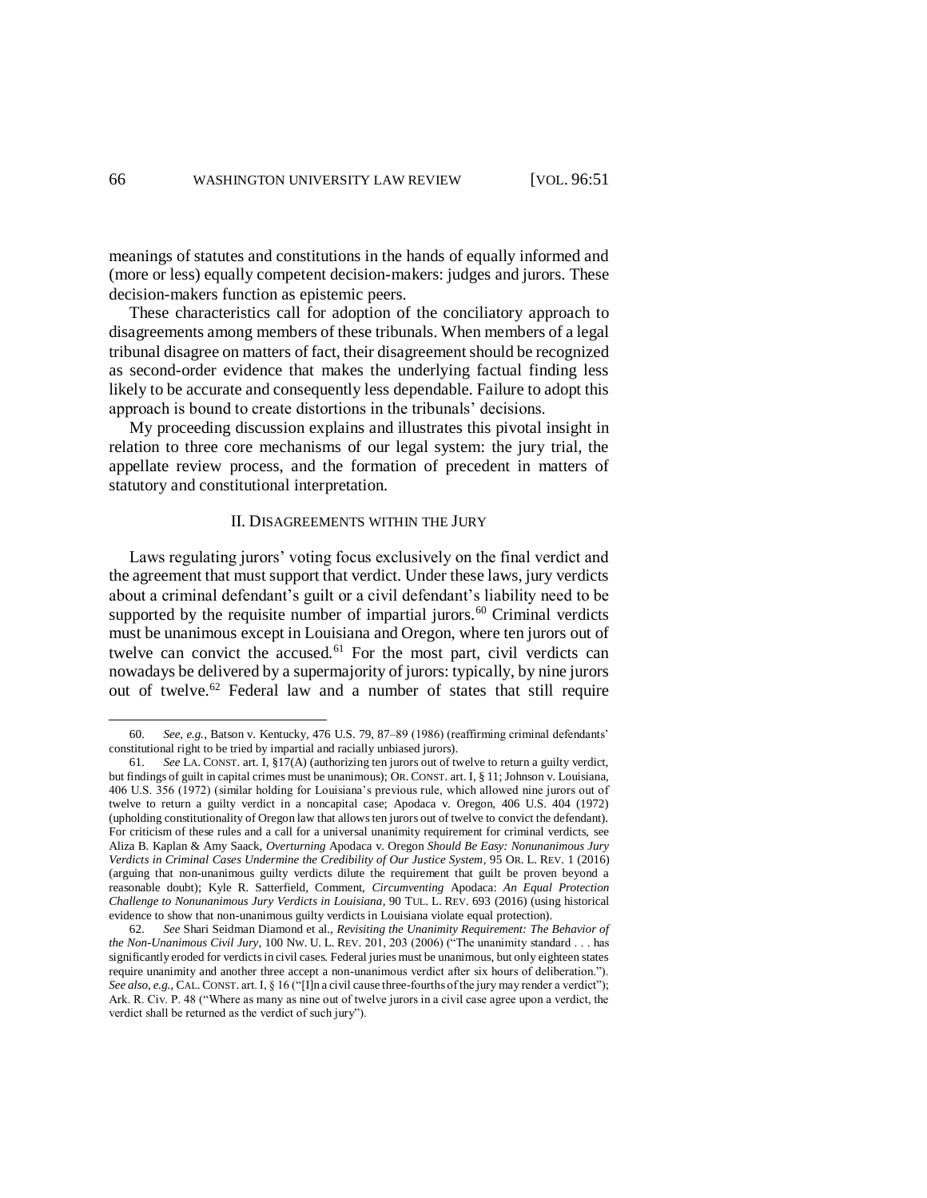meanings of statutes and constitutions in the hands of equally informed and (more or less) equally competent decision-makers: judges and jurors. These decision-makers function as epistemic peers.

These characteristics call for adoption of the conciliatory approach to disagreements among members of these tribunals. When members of a legal tribunal disagree on matters of fact, their disagreement should be recognized as second-order evidence that makes the underlying factual finding less likely to be accurate and consequently less dependable. Failure to adopt this approach is bound to create distortions in the tribunals' decisions.

My proceeding discussion explains and illustrates this pivotal insight in relation to three core mechanisms of our legal system: the jury trial, the appellate review process, and the formation of precedent in matters of statutory and constitutional interpretation.

## II. DISAGREEMENTS WITHIN THE JURY

Laws regulating jurors' voting focus exclusively on the final verdict and the agreement that must support that verdict. Under these laws, jury verdicts about a criminal defendant's guilt or a civil defendant's liability need to be supported by the requisite number of impartial jurors.[60] Criminal verdicts must be unanimous except in Louisiana and Oregon, where ten jurors out of twelve can convict the accused.[61] For the most part, civil verdicts can nowadays be delivered by a supermajority of jurors: typically, by nine jurors out of twelve.[62] Federal law and a number of states that still require

---

60. *See, e.g.*, Batson v. Kentucky, 476 U.S. 79, 87–89 (1986) (reaffirming criminal defendants' constitutional right to be tried by impartial and racially unbiased jurors).

61. *See* LA. CONST. art. I, §17(A) (authorizing ten jurors out of twelve to return a guilty verdict, but findings of guilt in capital crimes must be unanimous); OR. CONST. art. I, § 11; Johnson v. Louisiana, 406 U.S. 356 (1972) (similar holding for Louisiana's previous rule, which allowed nine jurors out of twelve to return a guilty verdict in a noncapital case; Apodaca v. Oregon, 406 U.S. 404 (1972) (upholding constitutionality of Oregon law that allows ten jurors out of twelve to convict the defendant). For criticism of these rules and a call for a universal unanimity requirement for criminal verdicts, see Aliza B. Kaplan & Amy Saack, *Overturning* Apodaca v. Oregon *Should Be Easy: Nonunanimous Jury Verdicts in Criminal Cases Undermine the Credibility of Our Justice System*, 95 OR. L. REV. 1 (2016) (arguing that non-unanimous guilty verdicts dilute the requirement that guilt be proven beyond a reasonable doubt); Kyle R. Satterfield, Comment, *Circumventing* Apodaca: *An Equal Protection Challenge to Nonunanimous Jury Verdicts in Louisiana*, 90 TUL. L. REV. 693 (2016) (using historical evidence to show that non-unanimous guilty verdicts in Louisiana violate equal protection).

62. *See* Shari Seidman Diamond et al., *Revisiting the Unanimity Requirement: The Behavior of the Non-Unanimous Civil Jury*, 100 NW. U. L. REV. 201, 203 (2006) ("The unanimity standard . . . has significantly eroded for verdicts in civil cases. Federal juries must be unanimous, but only eighteen states require unanimity and another three accept a non-unanimous verdict after six hours of deliberation."). *See also, e.g.*, CAL. CONST. art. I, § 16 ("[I]n a civil cause three-fourths of the jury may render a verdict"); Ark. R. Civ. P. 48 ("Where as many as nine out of twelve jurors in a civil case agree upon a verdict, the verdict shall be returned as the verdict of such jury").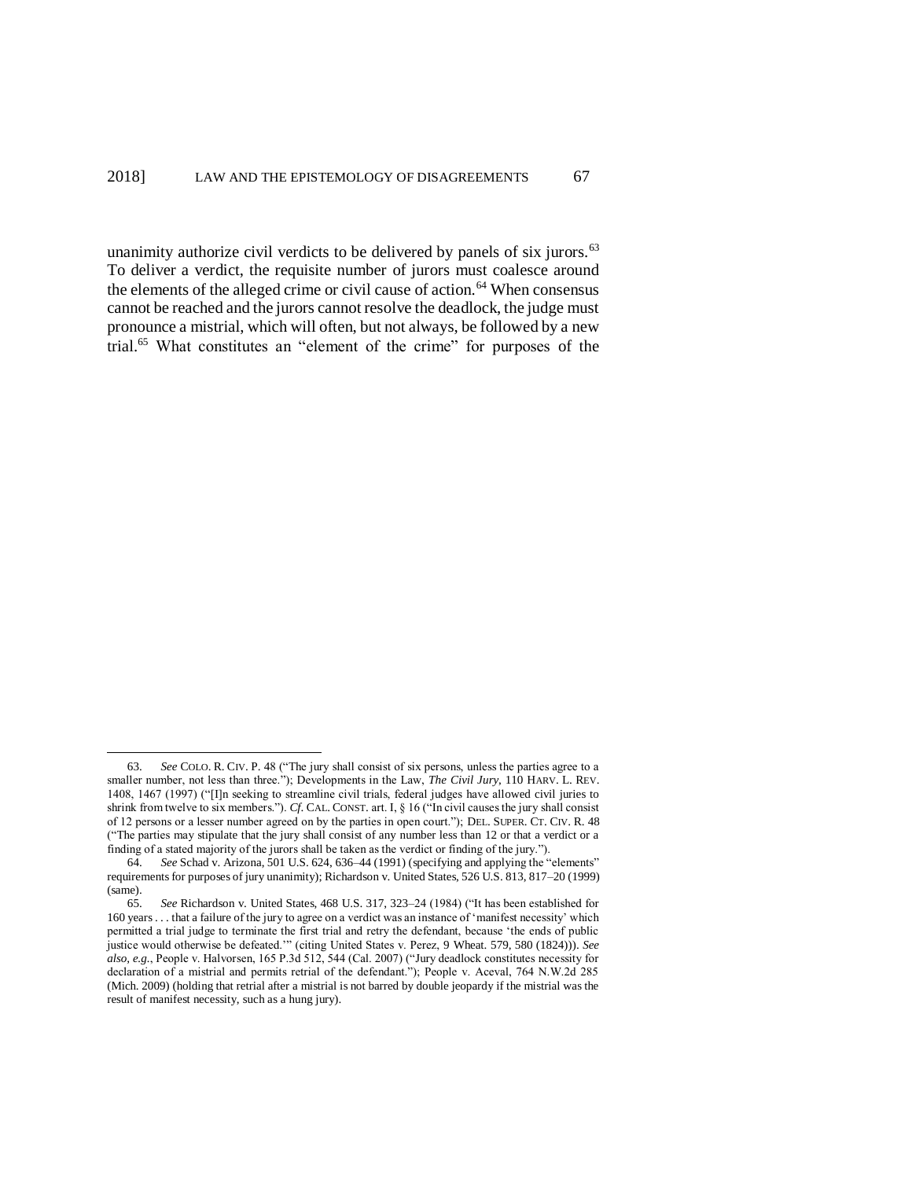unanimity authorize civil verdicts to be delivered by panels of six jurors.[63] To deliver a verdict, the requisite number of jurors must coalesce around the elements of the alleged crime or civil cause of action.[64] When consensus cannot be reached and the jurors cannot resolve the deadlock, the judge must pronounce a mistrial, which will often, but not always, be followed by a new trial.[65] What constitutes an "element of the crime" for purposes of the

---

63. *See* COLO. R. CIV. P. 48 ("The jury shall consist of six persons, unless the parties agree to a smaller number, not less than three."); Developments in the Law, *The Civil Jury*, 110 HARV. L. REV. 1408, 1467 (1997) ("[I]n seeking to streamline civil trials, federal judges have allowed civil juries to shrink from twelve to six members."). *Cf.* CAL. CONST. art. I, § 16 ("In civil causes the jury shall consist of 12 persons or a lesser number agreed on by the parties in open court."); DEL. SUPER. CT. CIV. R. 48 ("The parties may stipulate that the jury shall consist of any number less than 12 or that a verdict or a finding of a stated majority of the jurors shall be taken as the verdict or finding of the jury.").

64. *See* Schad v. Arizona, 501 U.S. 624, 636–44 (1991) (specifying and applying the "elements" requirements for purposes of jury unanimity); Richardson v. United States, 526 U.S. 813, 817–20 (1999) (same).

65. *See* Richardson v. United States, 468 U.S. 317, 323–24 (1984) ("It has been established for 160 years . . . that a failure of the jury to agree on a verdict was an instance of 'manifest necessity' which permitted a trial judge to terminate the first trial and retry the defendant, because 'the ends of public justice would otherwise be defeated.'" (citing United States v. Perez, 9 Wheat. 579, 580 (1824))). *See also, e.g.*, People v. Halvorsen, 165 P.3d 512, 544 (Cal. 2007) ("Jury deadlock constitutes necessity for declaration of a mistrial and permits retrial of the defendant."); People v. Aceval, 764 N.W.2d 285 (Mich. 2009) (holding that retrial after a mistrial is not barred by double jeopardy if the mistrial was the result of manifest necessity, such as a hung jury).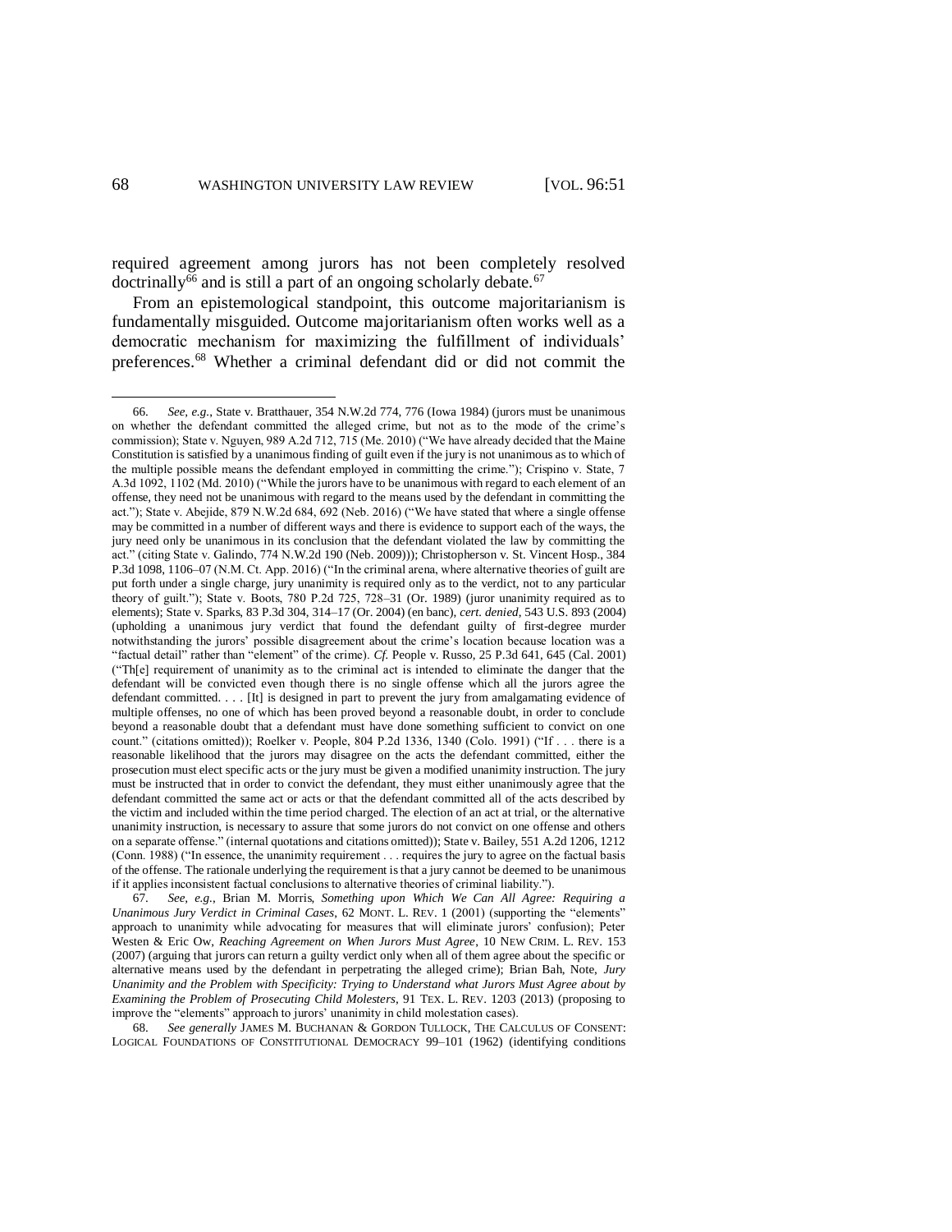required agreement among jurors has not been completely resolved doctrinally[66] and is still a part of an ongoing scholarly debate.[67]

From an epistemological standpoint, this outcome majoritarianism is fundamentally misguided. Outcome majoritarianism often works well as a democratic mechanism for maximizing the fulfillment of individuals' preferences.[68] Whether a criminal defendant did or did not commit the

---

66. *See, e.g.*, State v. Bratthauer, 354 N.W.2d 774, 776 (Iowa 1984) (jurors must be unanimous on whether the defendant committed the alleged crime, but not as to the mode of the crime's commission); State v. Nguyen, 989 A.2d 712, 715 (Me. 2010) ("We have already decided that the Maine Constitution is satisfied by a unanimous finding of guilt even if the jury is not unanimous as to which of the multiple possible means the defendant employed in committing the crime."); Crispino v. State, 7 A.3d 1092, 1102 (Md. 2010) ("While the jurors have to be unanimous with regard to each element of an offense, they need not be unanimous with regard to the means used by the defendant in committing the act."); State v. Abejide, 879 N.W.2d 684, 692 (Neb. 2016) ("We have stated that where a single offense may be committed in a number of different ways and there is evidence to support each of the ways, the jury need only be unanimous in its conclusion that the defendant violated the law by committing the act." (citing State v. Galindo, 774 N.W.2d 190 (Neb. 2009))); Christopherson v. St. Vincent Hosp., 384 P.3d 1098, 1106–07 (N.M. Ct. App. 2016) ("In the criminal arena, where alternative theories of guilt are put forth under a single charge, jury unanimity is required only as to the verdict, not to any particular theory of guilt."); State v. Boots, 780 P.2d 725, 728–31 (Or. 1989) (juror unanimity required as to elements); State v. Sparks, 83 P.3d 304, 314–17 (Or. 2004) (en banc), *cert. denied*, 543 U.S. 893 (2004) (upholding a unanimous jury verdict that found the defendant guilty of first-degree murder notwithstanding the jurors' possible disagreement about the crime's location because location was a "factual detail" rather than "element" of the crime). *Cf.* People v. Russo, 25 P.3d 641, 645 (Cal. 2001) ("Th[e] requirement of unanimity as to the criminal act is intended to eliminate the danger that the defendant will be convicted even though there is no single offense which all the jurors agree the defendant committed. . . . [It] is designed in part to prevent the jury from amalgamating evidence of multiple offenses, no one of which has been proved beyond a reasonable doubt, in order to conclude beyond a reasonable doubt that a defendant must have done something sufficient to convict on one count." (citations omitted)); Roelker v. People, 804 P.2d 1336, 1340 (Colo. 1991) ("If . . . there is a reasonable likelihood that the jurors may disagree on the acts the defendant committed, either the prosecution must elect specific acts or the jury must be given a modified unanimity instruction. The jury must be instructed that in order to convict the defendant, they must either unanimously agree that the defendant committed the same act or acts or that the defendant committed all of the acts described by the victim and included within the time period charged. The election of an act at trial, or the alternative unanimity instruction, is necessary to assure that some jurors do not convict on one offense and others on a separate offense." (internal quotations and citations omitted)); State v. Bailey, 551 A.2d 1206, 1212 (Conn. 1988) ("In essence, the unanimity requirement . . . requires the jury to agree on the factual basis of the offense. The rationale underlying the requirement is that a jury cannot be deemed to be unanimous if it applies inconsistent factual conclusions to alternative theories of criminal liability.").

67. *See, e.g.*, Brian M. Morris, *Something upon Which We Can All Agree: Requiring a Unanimous Jury Verdict in Criminal Cases*, 62 MONT. L. REV. 1 (2001) (supporting the "elements" approach to unanimity while advocating for measures that will eliminate jurors' confusion); Peter Westen & Eric Ow, *Reaching Agreement on When Jurors Must Agree*, 10 NEW CRIM. L. REV. 153 (2007) (arguing that jurors can return a guilty verdict only when all of them agree about the specific or alternative means used by the defendant in perpetrating the alleged crime); Brian Bah, Note, *Jury Unanimity and the Problem with Specificity: Trying to Understand what Jurors Must Agree about by Examining the Problem of Prosecuting Child Molesters*, 91 TEX. L. REV. 1203 (2013) (proposing to improve the "elements" approach to jurors' unanimity in child molestation cases).

68. *See generally* JAMES M. BUCHANAN & GORDON TULLOCK, THE CALCULUS OF CONSENT: LOGICAL FOUNDATIONS OF CONSTITUTIONAL DEMOCRACY 99–101 (1962) (identifying conditions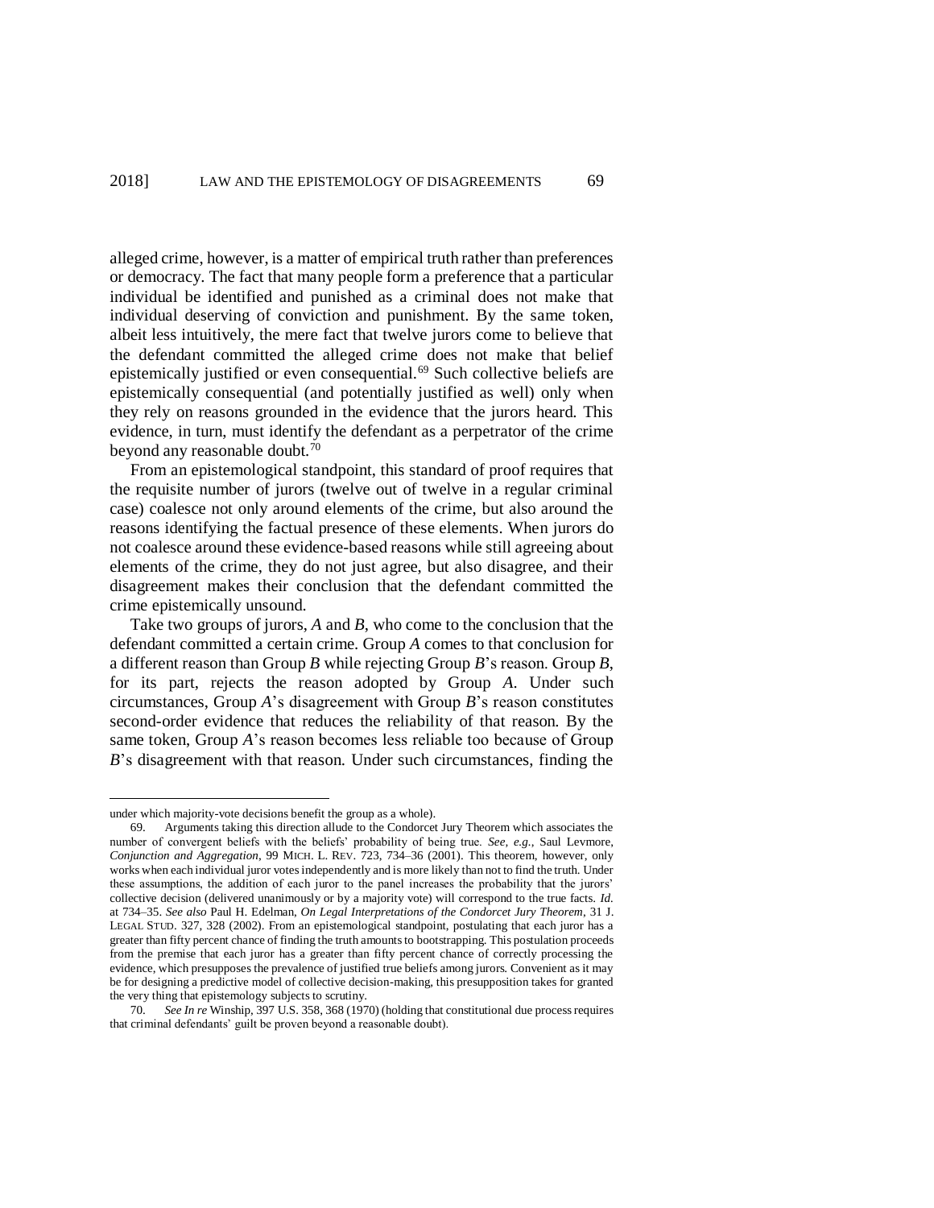alleged crime, however, is a matter of empirical truth rather than preferences or democracy. The fact that many people form a preference that a particular individual be identified and punished as a criminal does not make that individual deserving of conviction and punishment. By the same token, albeit less intuitively, the mere fact that twelve jurors come to believe that the defendant committed the alleged crime does not make that belief epistemically justified or even consequential.[69] Such collective beliefs are epistemically consequential (and potentially justified as well) only when they rely on reasons grounded in the evidence that the jurors heard. This evidence, in turn, must identify the defendant as a perpetrator of the crime beyond any reasonable doubt.[70]

From an epistemological standpoint, this standard of proof requires that the requisite number of jurors (twelve out of twelve in a regular criminal case) coalesce not only around elements of the crime, but also around the reasons identifying the factual presence of these elements. When jurors do not coalesce around these evidence-based reasons while still agreeing about elements of the crime, they do not just agree, but also disagree, and their disagreement makes their conclusion that the defendant committed the crime epistemically unsound.

Take two groups of jurors, *A* and *B*, who come to the conclusion that the defendant committed a certain crime. Group *A* comes to that conclusion for a different reason than Group *B* while rejecting Group *B*'s reason. Group *B*, for its part, rejects the reason adopted by Group *A*. Under such circumstances, Group *A*'s disagreement with Group *B*'s reason constitutes second-order evidence that reduces the reliability of that reason. By the same token, Group *A*'s reason becomes less reliable too because of Group *B*'s disagreement with that reason. Under such circumstances, finding the

---

under which majority-vote decisions benefit the group as a whole).

69. Arguments taking this direction allude to the Condorcet Jury Theorem which associates the number of convergent beliefs with the beliefs' probability of being true. *See, e.g.*, Saul Levmore, *Conjunction and Aggregation*, 99 MICH. L. REV. 723, 734–36 (2001). This theorem, however, only works when each individual juror votes independently and is more likely than not to find the truth. Under these assumptions, the addition of each juror to the panel increases the probability that the jurors' collective decision (delivered unanimously or by a majority vote) will correspond to the true facts. *Id.* at 734–35. *See also* Paul H. Edelman, *On Legal Interpretations of the Condorcet Jury Theorem*, 31 J. LEGAL STUD. 327, 328 (2002). From an epistemological standpoint, postulating that each juror has a greater than fifty percent chance of finding the truth amounts to bootstrapping. This postulation proceeds from the premise that each juror has a greater than fifty percent chance of correctly processing the evidence, which presupposes the prevalence of justified true beliefs among jurors. Convenient as it may be for designing a predictive model of collective decision-making, this presupposition takes for granted the very thing that epistemology subjects to scrutiny.

70. *See In re* Winship, 397 U.S. 358, 368 (1970) (holding that constitutional due process requires that criminal defendants' guilt be proven beyond a reasonable doubt).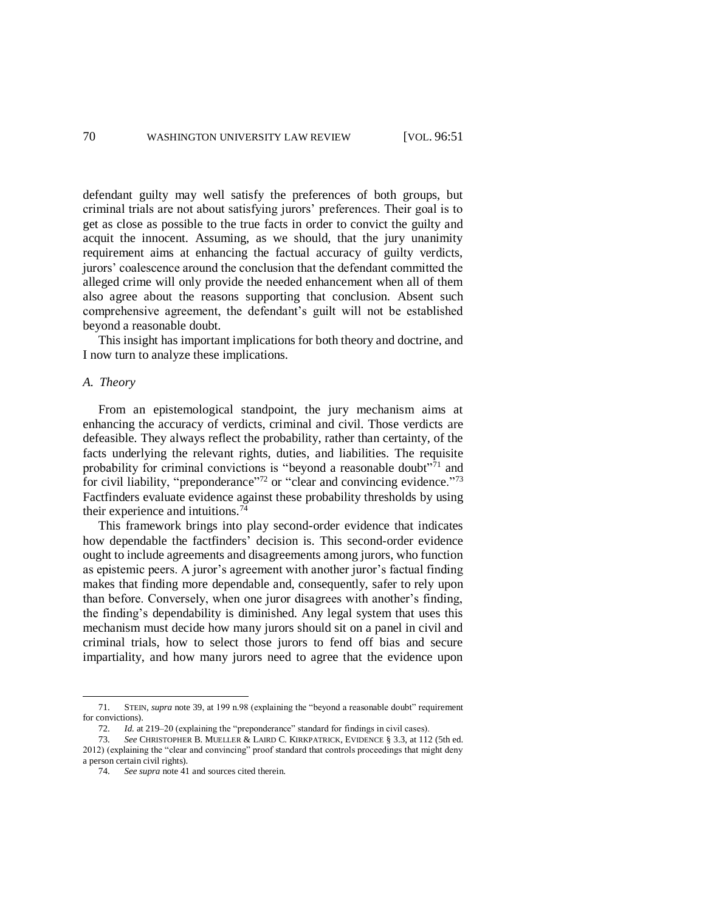defendant guilty may well satisfy the preferences of both groups, but criminal trials are not about satisfying jurors' preferences. Their goal is to get as close as possible to the true facts in order to convict the guilty and acquit the innocent. Assuming, as we should, that the jury unanimity requirement aims at enhancing the factual accuracy of guilty verdicts, jurors' coalescence around the conclusion that the defendant committed the alleged crime will only provide the needed enhancement when all of them also agree about the reasons supporting that conclusion. Absent such comprehensive agreement, the defendant's guilt will not be established beyond a reasonable doubt.

This insight has important implications for both theory and doctrine, and I now turn to analyze these implications.

### *A. Theory*

From an epistemological standpoint, the jury mechanism aims at enhancing the accuracy of verdicts, criminal and civil. Those verdicts are defeasible. They always reflect the probability, rather than certainty, of the facts underlying the relevant rights, duties, and liabilities. The requisite probability for criminal convictions is "beyond a reasonable doubt"[71] and for civil liability, "preponderance"[72] or "clear and convincing evidence."[73] Factfinders evaluate evidence against these probability thresholds by using their experience and intuitions.[74]

This framework brings into play second-order evidence that indicates how dependable the factfinders' decision is. This second-order evidence ought to include agreements and disagreements among jurors, who function as epistemic peers. A juror's agreement with another juror's factual finding makes that finding more dependable and, consequently, safer to rely upon than before. Conversely, when one juror disagrees with another's finding, the finding's dependability is diminished. Any legal system that uses this mechanism must decide how many jurors should sit on a panel in civil and criminal trials, how to select those jurors to fend off bias and secure impartiality, and how many jurors need to agree that the evidence upon

---

71. STEIN, *supra* note 39, at 199 n.98 (explaining the "beyond a reasonable doubt" requirement for convictions).

72. *Id.* at 219–20 (explaining the "preponderance" standard for findings in civil cases).

73. *See* CHRISTOPHER B. MUELLER & LAIRD C. KIRKPATRICK, EVIDENCE § 3.3, at 112 (5th ed. 2012) (explaining the "clear and convincing" proof standard that controls proceedings that might deny a person certain civil rights).

74. *See supra* note 41 and sources cited therein.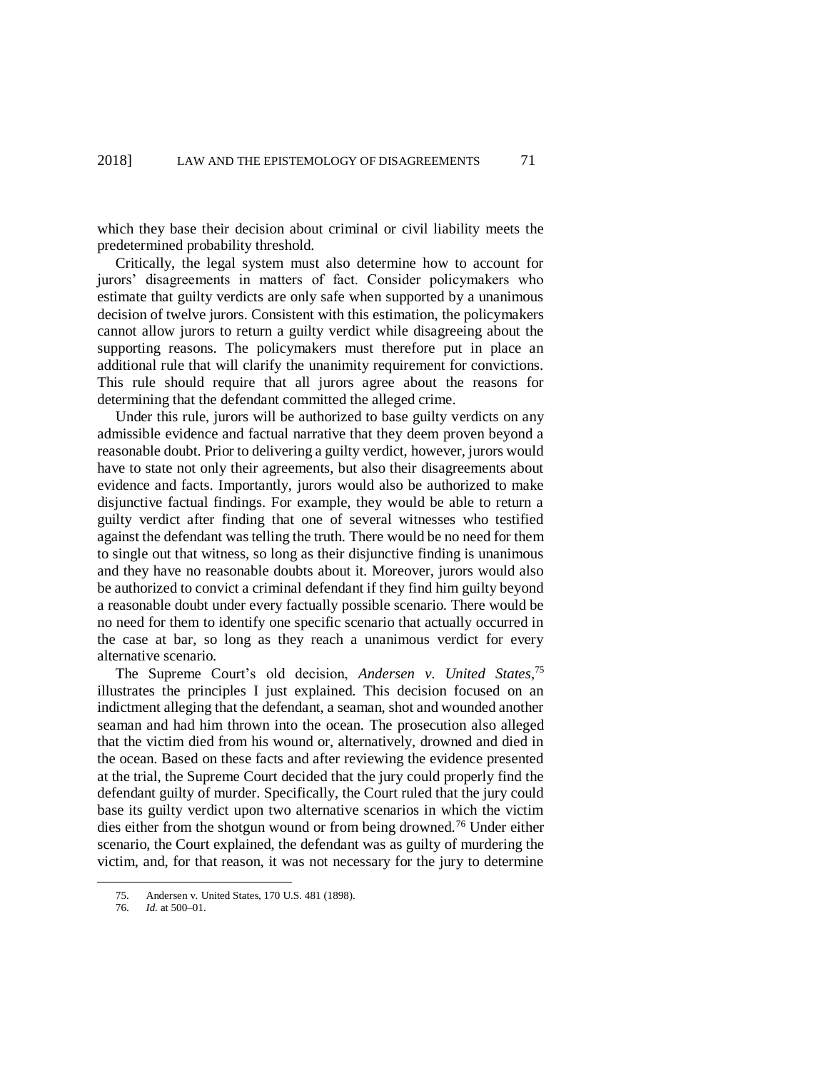which they base their decision about criminal or civil liability meets the predetermined probability threshold.

Critically, the legal system must also determine how to account for jurors' disagreements in matters of fact. Consider policymakers who estimate that guilty verdicts are only safe when supported by a unanimous decision of twelve jurors. Consistent with this estimation, the policymakers cannot allow jurors to return a guilty verdict while disagreeing about the supporting reasons. The policymakers must therefore put in place an additional rule that will clarify the unanimity requirement for convictions. This rule should require that all jurors agree about the reasons for determining that the defendant committed the alleged crime.

Under this rule, jurors will be authorized to base guilty verdicts on any admissible evidence and factual narrative that they deem proven beyond a reasonable doubt. Prior to delivering a guilty verdict, however, jurors would have to state not only their agreements, but also their disagreements about evidence and facts. Importantly, jurors would also be authorized to make disjunctive factual findings. For example, they would be able to return a guilty verdict after finding that one of several witnesses who testified against the defendant was telling the truth. There would be no need for them to single out that witness, so long as their disjunctive finding is unanimous and they have no reasonable doubts about it. Moreover, jurors would also be authorized to convict a criminal defendant if they find him guilty beyond a reasonable doubt under every factually possible scenario. There would be no need for them to identify one specific scenario that actually occurred in the case at bar, so long as they reach a unanimous verdict for every alternative scenario.

The Supreme Court's old decision, *Andersen v. United States*,[75] illustrates the principles I just explained. This decision focused on an indictment alleging that the defendant, a seaman, shot and wounded another seaman and had him thrown into the ocean. The prosecution also alleged that the victim died from his wound or, alternatively, drowned and died in the ocean. Based on these facts and after reviewing the evidence presented at the trial, the Supreme Court decided that the jury could properly find the defendant guilty of murder. Specifically, the Court ruled that the jury could base its guilty verdict upon two alternative scenarios in which the victim dies either from the shotgun wound or from being drowned.[76] Under either scenario, the Court explained, the defendant was as guilty of murdering the victim, and, for that reason, it was not necessary for the jury to determine

---

75. Andersen v. United States, 170 U.S. 481 (1898).

76. *Id.* at 500–01.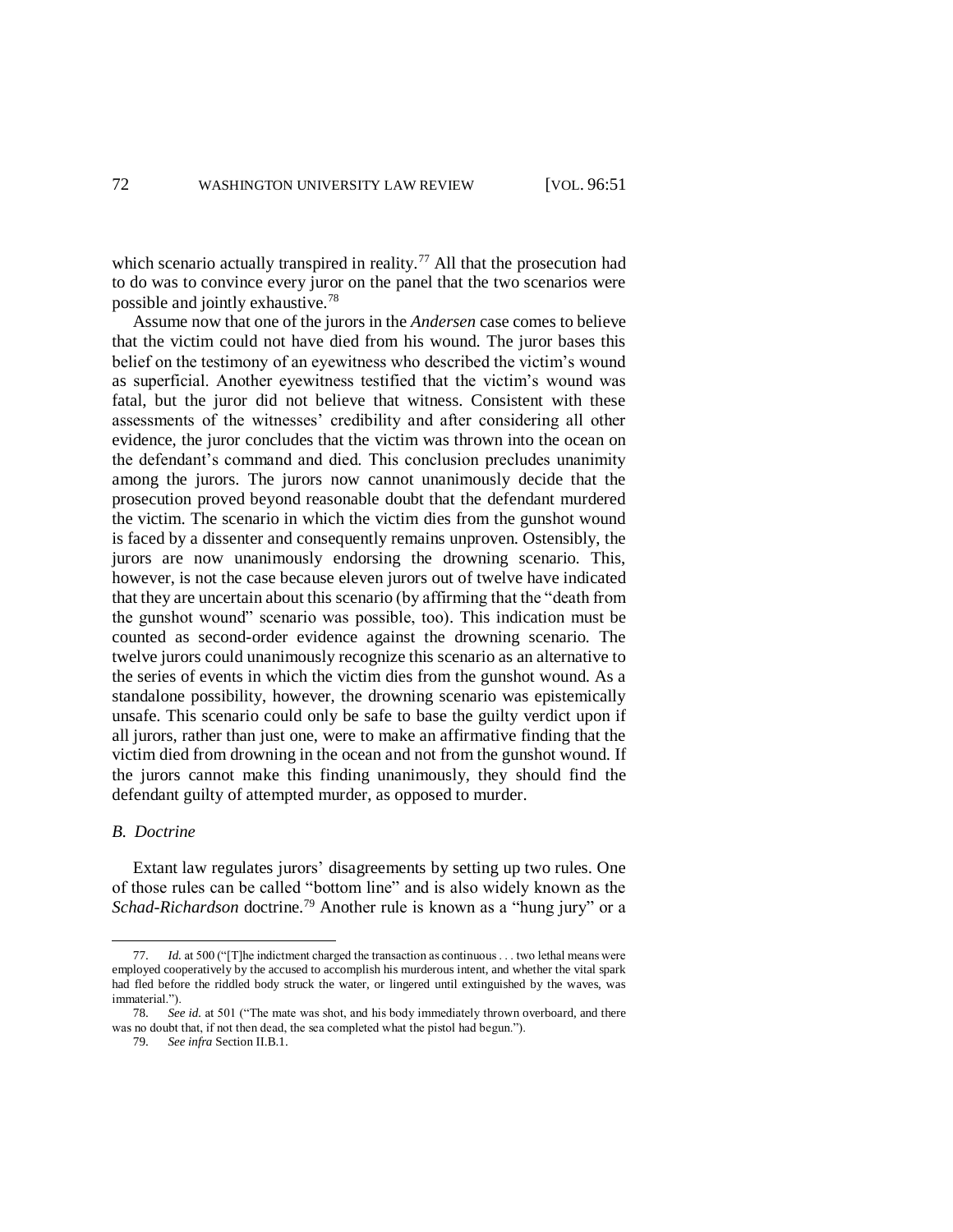which scenario actually transpired in reality.[77] All that the prosecution had to do was to convince every juror on the panel that the two scenarios were possible and jointly exhaustive.[78]

Assume now that one of the jurors in the *Andersen* case comes to believe that the victim could not have died from his wound. The juror bases this belief on the testimony of an eyewitness who described the victim's wound as superficial. Another eyewitness testified that the victim's wound was fatal, but the juror did not believe that witness. Consistent with these assessments of the witnesses' credibility and after considering all other evidence, the juror concludes that the victim was thrown into the ocean on the defendant's command and died. This conclusion precludes unanimity among the jurors. The jurors now cannot unanimously decide that the prosecution proved beyond reasonable doubt that the defendant murdered the victim. The scenario in which the victim dies from the gunshot wound is faced by a dissenter and consequently remains unproven. Ostensibly, the jurors are now unanimously endorsing the drowning scenario. This, however, is not the case because eleven jurors out of twelve have indicated that they are uncertain about this scenario (by affirming that the "death from the gunshot wound" scenario was possible, too). This indication must be counted as second-order evidence against the drowning scenario. The twelve jurors could unanimously recognize this scenario as an alternative to the series of events in which the victim dies from the gunshot wound. As a standalone possibility, however, the drowning scenario was epistemically unsafe. This scenario could only be safe to base the guilty verdict upon if all jurors, rather than just one, were to make an affirmative finding that the victim died from drowning in the ocean and not from the gunshot wound. If the jurors cannot make this finding unanimously, they should find the defendant guilty of attempted murder, as opposed to murder.

### *B. Doctrine*

Extant law regulates jurors' disagreements by setting up two rules. One of those rules can be called "bottom line" and is also widely known as the *Schad-Richardson* doctrine.[79] Another rule is known as a "hung jury" or a

---

77. *Id.* at 500 ("[T]he indictment charged the transaction as continuous . . . two lethal means were employed cooperatively by the accused to accomplish his murderous intent, and whether the vital spark had fled before the riddled body struck the water, or lingered until extinguished by the waves, was immaterial.").

78. *See id.* at 501 ("The mate was shot, and his body immediately thrown overboard, and there was no doubt that, if not then dead, the sea completed what the pistol had begun.").

79. *See infra* Section II.B.1.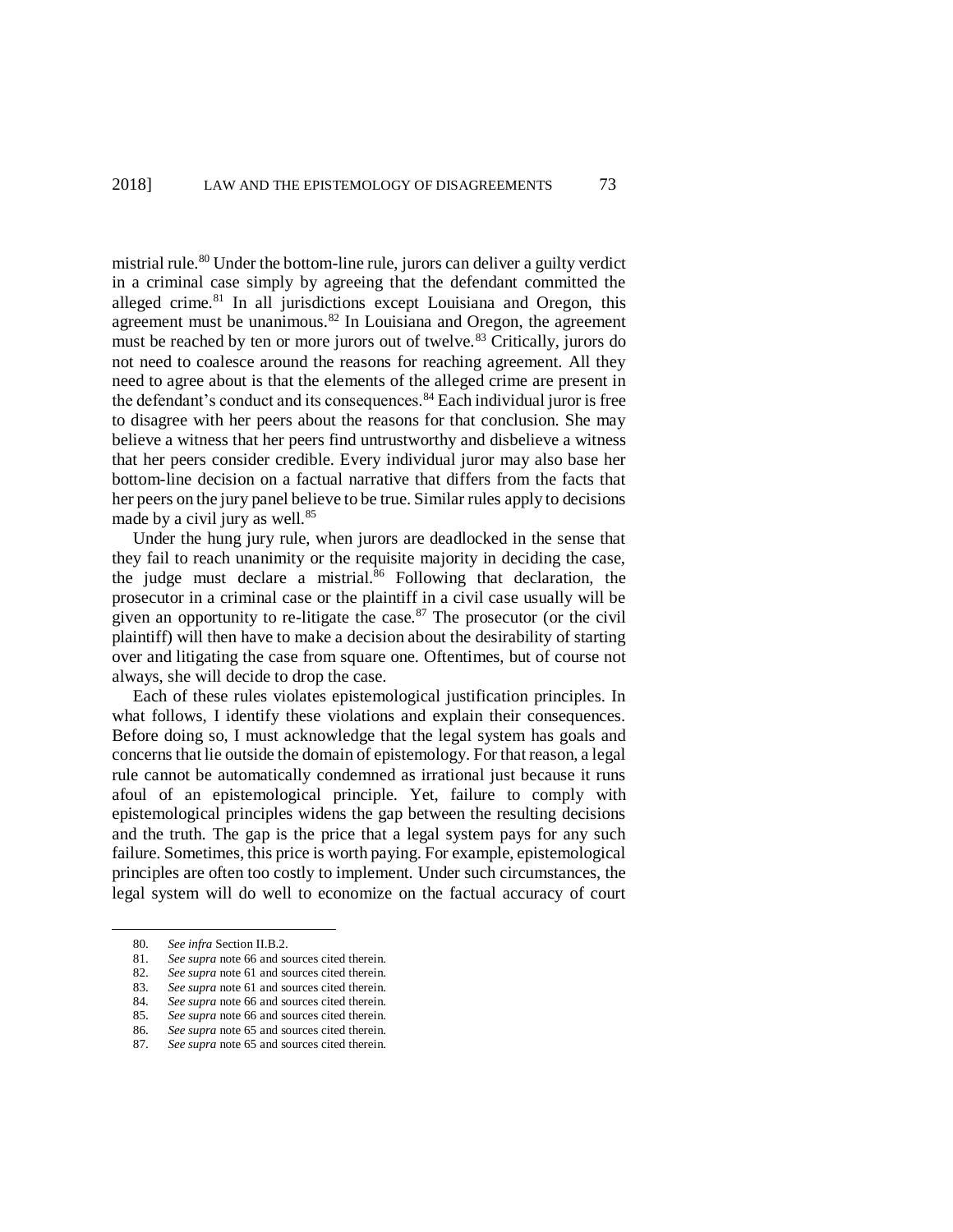mistrial rule.[80] Under the bottom-line rule, jurors can deliver a guilty verdict in a criminal case simply by agreeing that the defendant committed the alleged crime.[81] In all jurisdictions except Louisiana and Oregon, this agreement must be unanimous.[82] In Louisiana and Oregon, the agreement must be reached by ten or more jurors out of twelve.[83] Critically, jurors do not need to coalesce around the reasons for reaching agreement. All they need to agree about is that the elements of the alleged crime are present in the defendant's conduct and its consequences.[84] Each individual juror is free to disagree with her peers about the reasons for that conclusion. She may believe a witness that her peers find untrustworthy and disbelieve a witness that her peers consider credible. Every individual juror may also base her bottom-line decision on a factual narrative that differs from the facts that her peers on the jury panel believe to be true. Similar rules apply to decisions made by a civil jury as well.[85]

Under the hung jury rule, when jurors are deadlocked in the sense that they fail to reach unanimity or the requisite majority in deciding the case, the judge must declare a mistrial.[86] Following that declaration, the prosecutor in a criminal case or the plaintiff in a civil case usually will be given an opportunity to re-litigate the case.[87] The prosecutor (or the civil plaintiff) will then have to make a decision about the desirability of starting over and litigating the case from square one. Oftentimes, but of course not always, she will decide to drop the case.

Each of these rules violates epistemological justification principles. In what follows, I identify these violations and explain their consequences. Before doing so, I must acknowledge that the legal system has goals and concerns that lie outside the domain of epistemology. For that reason, a legal rule cannot be automatically condemned as irrational just because it runs afoul of an epistemological principle. Yet, failure to comply with epistemological principles widens the gap between the resulting decisions and the truth. The gap is the price that a legal system pays for any such failure. Sometimes, this price is worth paying. For example, epistemological principles are often too costly to implement. Under such circumstances, the legal system will do well to economize on the factual accuracy of court

---

80. *See infra* Section II.B.2.
81. *See supra* note 66 and sources cited therein.
82. *See supra* note 61 and sources cited therein.
83. *See supra* note 61 and sources cited therein.
84. *See supra* note 66 and sources cited therein.
85. *See supra* note 66 and sources cited therein.
86. *See supra* note 65 and sources cited therein.
87. *See supra* note 65 and sources cited therein.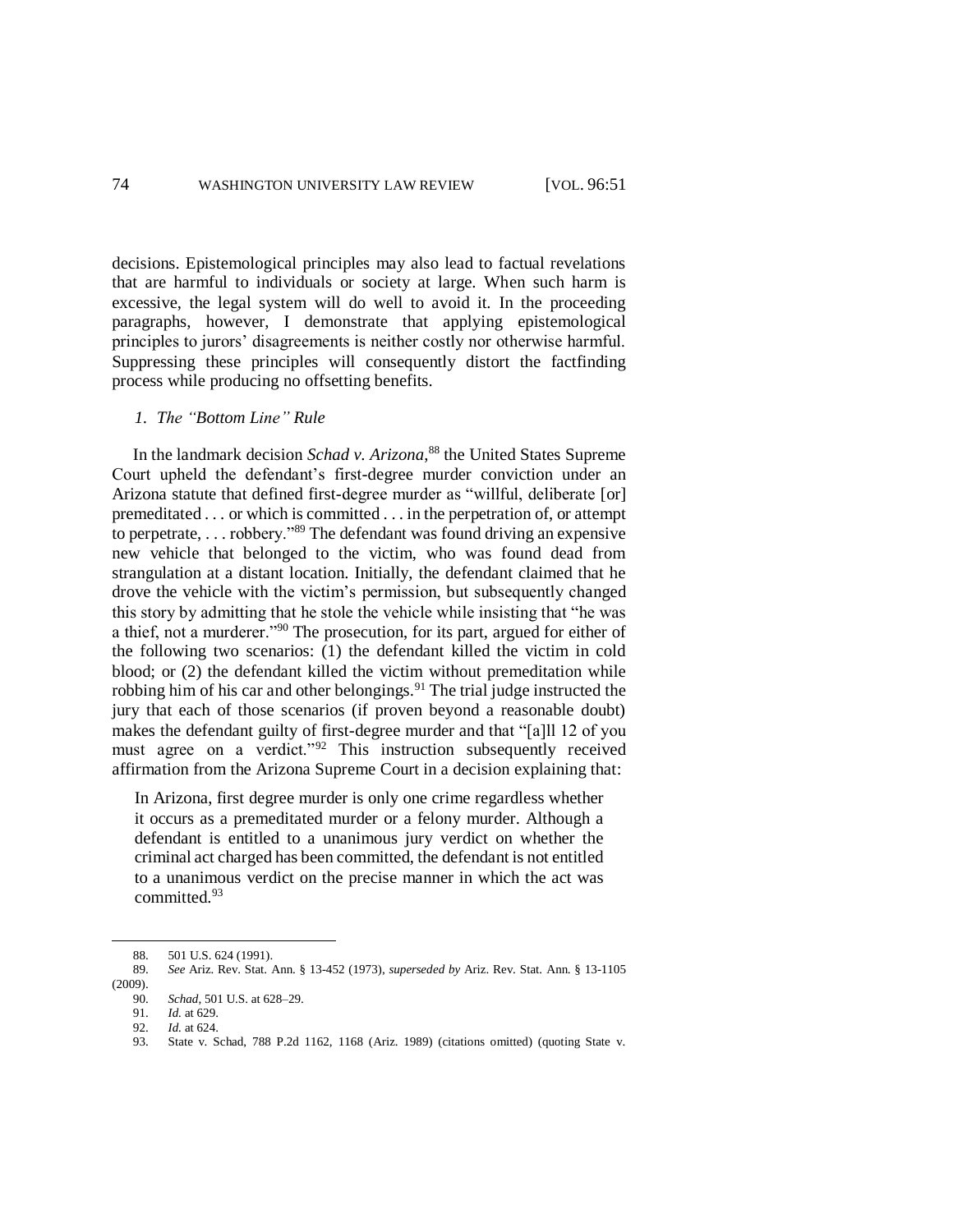decisions. Epistemological principles may also lead to factual revelations that are harmful to individuals or society at large. When such harm is excessive, the legal system will do well to avoid it. In the proceeding paragraphs, however, I demonstrate that applying epistemological principles to jurors' disagreements is neither costly nor otherwise harmful. Suppressing these principles will consequently distort the factfinding process while producing no offsetting benefits.

### *1. The "Bottom Line" Rule*

In the landmark decision *Schad v. Arizona*,[88] the United States Supreme Court upheld the defendant's first-degree murder conviction under an Arizona statute that defined first-degree murder as "willful, deliberate [or] premeditated . . . or which is committed . . . in the perpetration of, or attempt to perpetrate, . . . robbery."[89] The defendant was found driving an expensive new vehicle that belonged to the victim, who was found dead from strangulation at a distant location. Initially, the defendant claimed that he drove the vehicle with the victim's permission, but subsequently changed this story by admitting that he stole the vehicle while insisting that "he was a thief, not a murderer."[90] The prosecution, for its part, argued for either of the following two scenarios: (1) the defendant killed the victim in cold blood; or (2) the defendant killed the victim without premeditation while robbing him of his car and other belongings.[91] The trial judge instructed the jury that each of those scenarios (if proven beyond a reasonable doubt) makes the defendant guilty of first-degree murder and that "[a]ll 12 of you must agree on a verdict."[92] This instruction subsequently received affirmation from the Arizona Supreme Court in a decision explaining that:

> In Arizona, first degree murder is only one crime regardless whether it occurs as a premeditated murder or a felony murder. Although a defendant is entitled to a unanimous jury verdict on whether the criminal act charged has been committed, the defendant is not entitled to a unanimous verdict on the precise manner in which the act was committed.[93]

---

88. 501 U.S. 624 (1991).
89. *See* Ariz. Rev. Stat. Ann. § 13-452 (1973), *superseded by* Ariz. Rev. Stat. Ann. § 13-1105 (2009).
90. *Schad*, 501 U.S. at 628–29.
91. *Id.* at 629.
92. *Id.* at 624.
93. State v. Schad, 788 P.2d 1162, 1168 (Ariz. 1989) (citations omitted) (quoting State v.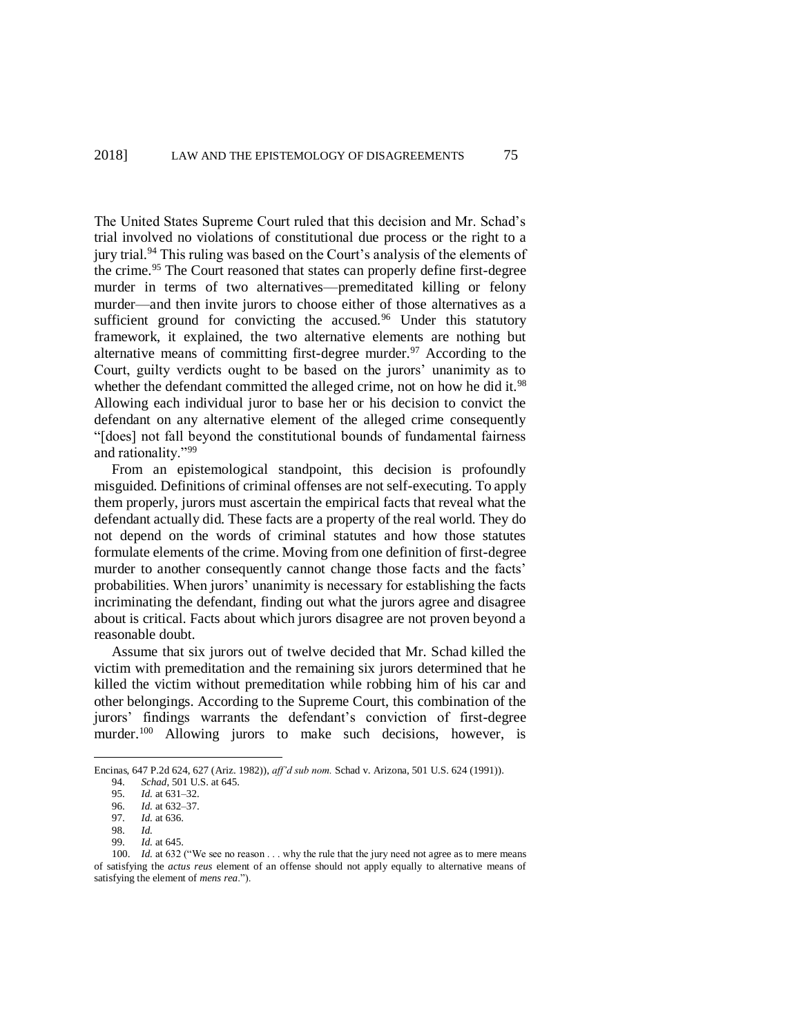The United States Supreme Court ruled that this decision and Mr. Schad's trial involved no violations of constitutional due process or the right to a jury trial.[94] This ruling was based on the Court's analysis of the elements of the crime.[95] The Court reasoned that states can properly define first-degree murder in terms of two alternatives—premeditated killing or felony murder—and then invite jurors to choose either of those alternatives as a sufficient ground for convicting the accused.[96] Under this statutory framework, it explained, the two alternative elements are nothing but alternative means of committing first-degree murder.[97] According to the Court, guilty verdicts ought to be based on the jurors' unanimity as to whether the defendant committed the alleged crime, not on how he did it.[98] Allowing each individual juror to base her or his decision to convict the defendant on any alternative element of the alleged crime consequently "[does] not fall beyond the constitutional bounds of fundamental fairness and rationality."[99]

From an epistemological standpoint, this decision is profoundly misguided. Definitions of criminal offenses are not self-executing. To apply them properly, jurors must ascertain the empirical facts that reveal what the defendant actually did. These facts are a property of the real world. They do not depend on the words of criminal statutes and how those statutes formulate elements of the crime. Moving from one definition of first-degree murder to another consequently cannot change those facts and the facts' probabilities. When jurors' unanimity is necessary for establishing the facts incriminating the defendant, finding out what the jurors agree and disagree about is critical. Facts about which jurors disagree are not proven beyond a reasonable doubt.

Assume that six jurors out of twelve decided that Mr. Schad killed the victim with premeditation and the remaining six jurors determined that he killed the victim without premeditation while robbing him of his car and other belongings. According to the Supreme Court, this combination of the jurors' findings warrants the defendant's conviction of first-degree murder.[100] Allowing jurors to make such decisions, however, is

---

Encinas, 647 P.2d 624, 627 (Ariz. 1982)), *aff'd sub nom.* Schad v. Arizona, 501 U.S. 624 (1991)).

94. *Schad*, 501 U.S. at 645.

95. *Id.* at 631–32.

96. *Id.* at 632–37.

97. *Id.* at 636.

98. *Id.*

99. *Id.* at 645.

100. *Id.* at 632 ("We see no reason . . . why the rule that the jury need not agree as to mere means of satisfying the *actus reus* element of an offense should not apply equally to alternative means of satisfying the element of *mens rea*.").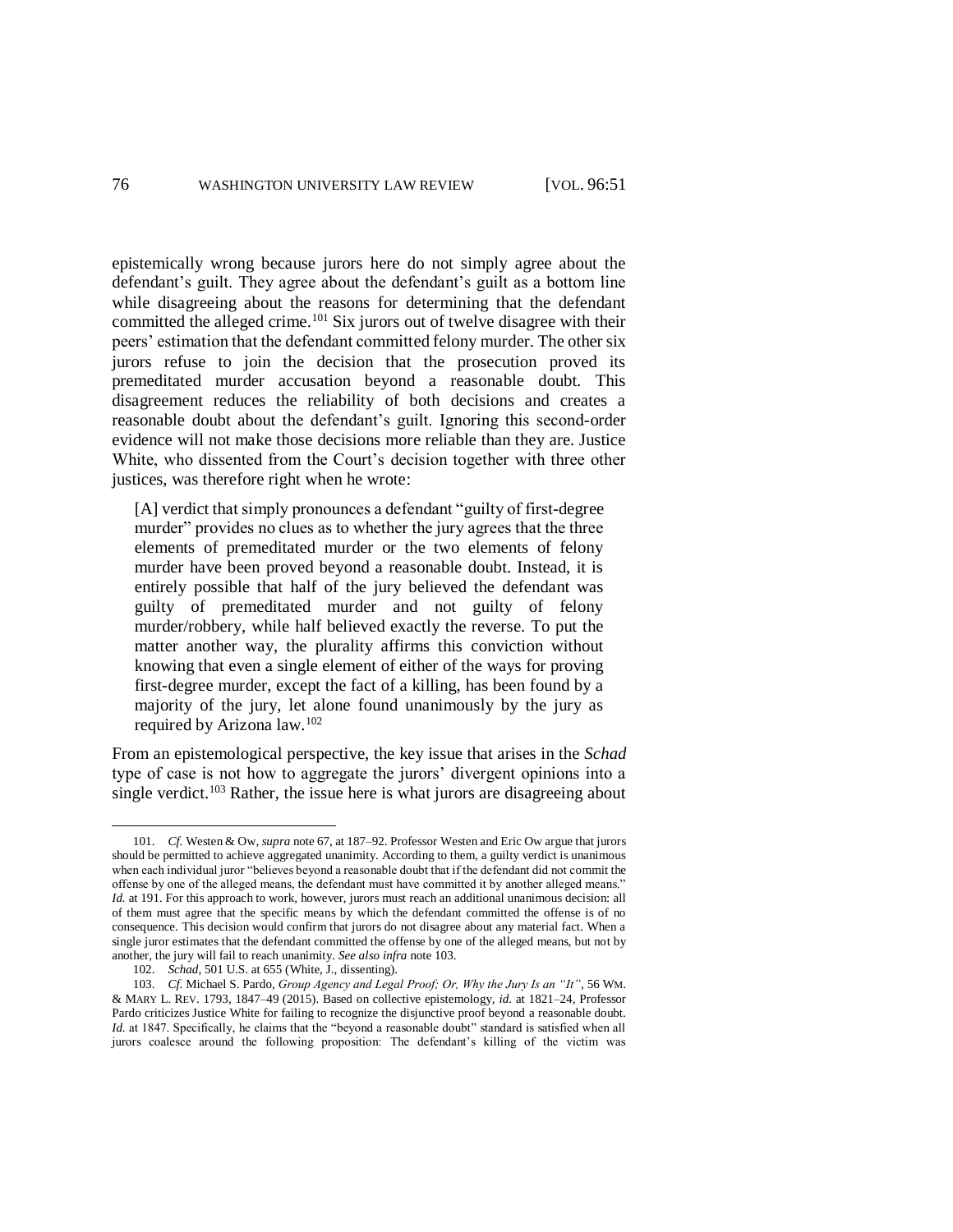epistemically wrong because jurors here do not simply agree about the defendant's guilt. They agree about the defendant's guilt as a bottom line while disagreeing about the reasons for determining that the defendant committed the alleged crime.[101] Six jurors out of twelve disagree with their peers' estimation that the defendant committed felony murder. The other six jurors refuse to join the decision that the prosecution proved its premeditated murder accusation beyond a reasonable doubt. This disagreement reduces the reliability of both decisions and creates a reasonable doubt about the defendant's guilt. Ignoring this second-order evidence will not make those decisions more reliable than they are. Justice White, who dissented from the Court's decision together with three other justices, was therefore right when he wrote:

> [A] verdict that simply pronounces a defendant "guilty of first-degree murder" provides no clues as to whether the jury agrees that the three elements of premeditated murder or the two elements of felony murder have been proved beyond a reasonable doubt. Instead, it is entirely possible that half of the jury believed the defendant was guilty of premeditated murder and not guilty of felony murder/robbery, while half believed exactly the reverse. To put the matter another way, the plurality affirms this conviction without knowing that even a single element of either of the ways for proving first-degree murder, except the fact of a killing, has been found by a majority of the jury, let alone found unanimously by the jury as required by Arizona law.[102]

From an epistemological perspective, the key issue that arises in the *Schad* type of case is not how to aggregate the jurors' divergent opinions into a single verdict.[103] Rather, the issue here is what jurors are disagreeing about

---

101. *Cf.* Westen & Ow, *supra* note 67, at 187–92. Professor Westen and Eric Ow argue that jurors should be permitted to achieve aggregated unanimity. According to them, a guilty verdict is unanimous when each individual juror "believes beyond a reasonable doubt that if the defendant did not commit the offense by one of the alleged means, the defendant must have committed it by another alleged means." *Id.* at 191. For this approach to work, however, jurors must reach an additional unanimous decision: all of them must agree that the specific means by which the defendant committed the offense is of no consequence. This decision would confirm that jurors do not disagree about any material fact. When a single juror estimates that the defendant committed the offense by one of the alleged means, but not by another, the jury will fail to reach unanimity. *See also infra* note 103.

102. *Schad*, 501 U.S. at 655 (White, J., dissenting).

103. *Cf.* Michael S. Pardo, *Group Agency and Legal Proof; Or, Why the Jury Is an "It"*, 56 WM. & MARY L. REV. 1793, 1847–49 (2015). Based on collective epistemology, *id.* at 1821–24, Professor Pardo criticizes Justice White for failing to recognize the disjunctive proof beyond a reasonable doubt. *Id.* at 1847. Specifically, he claims that the "beyond a reasonable doubt" standard is satisfied when all jurors coalesce around the following proposition: The defendant's killing of the victim was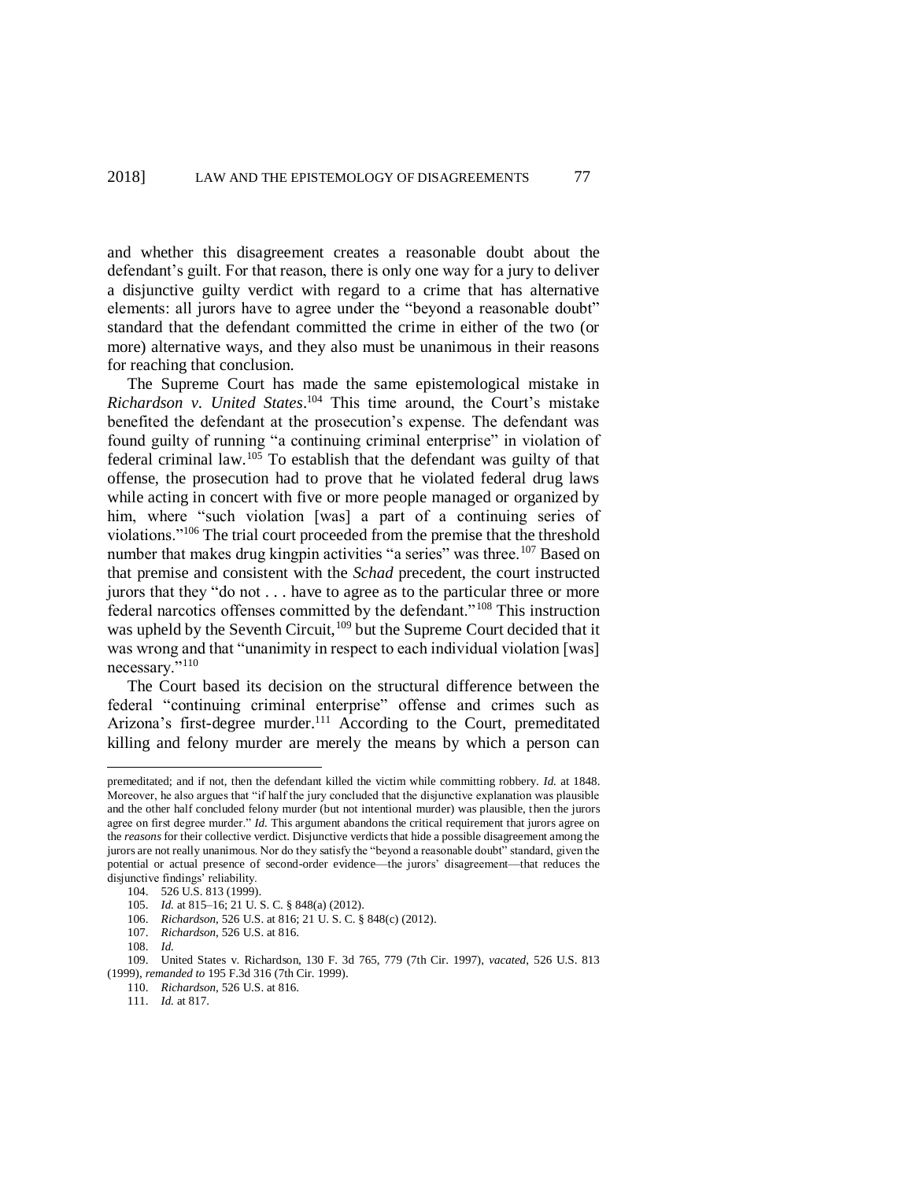and whether this disagreement creates a reasonable doubt about the defendant's guilt. For that reason, there is only one way for a jury to deliver a disjunctive guilty verdict with regard to a crime that has alternative elements: all jurors have to agree under the "beyond a reasonable doubt" standard that the defendant committed the crime in either of the two (or more) alternative ways, and they also must be unanimous in their reasons for reaching that conclusion.

The Supreme Court has made the same epistemological mistake in *Richardson v. United States*.[104] This time around, the Court's mistake benefited the defendant at the prosecution's expense. The defendant was found guilty of running "a continuing criminal enterprise" in violation of federal criminal law.[105] To establish that the defendant was guilty of that offense, the prosecution had to prove that he violated federal drug laws while acting in concert with five or more people managed or organized by him, where "such violation [was] a part of a continuing series of violations."[106] The trial court proceeded from the premise that the threshold number that makes drug kingpin activities "a series" was three.[107] Based on that premise and consistent with the *Schad* precedent, the court instructed jurors that they "do not . . . have to agree as to the particular three or more federal narcotics offenses committed by the defendant."[108] This instruction was upheld by the Seventh Circuit,[109] but the Supreme Court decided that it was wrong and that "unanimity in respect to each individual violation [was] necessary."[110]

The Court based its decision on the structural difference between the federal "continuing criminal enterprise" offense and crimes such as Arizona's first-degree murder.[111] According to the Court, premeditated killing and felony murder are merely the means by which a person can

---

premeditated; and if not, then the defendant killed the victim while committing robbery. *Id.* at 1848. Moreover, he also argues that "if half the jury concluded that the disjunctive explanation was plausible and the other half concluded felony murder (but not intentional murder) was plausible, then the jurors agree on first degree murder." *Id.* This argument abandons the critical requirement that jurors agree on the *reasons* for their collective verdict. Disjunctive verdicts that hide a possible disagreement among the jurors are not really unanimous. Nor do they satisfy the "beyond a reasonable doubt" standard, given the potential or actual presence of second-order evidence—the jurors' disagreement—that reduces the disjunctive findings' reliability.

104. 526 U.S. 813 (1999).

105. *Id.* at 815–16; 21 U. S. C. § 848(a) (2012).

106. *Richardson*, 526 U.S. at 816; 21 U. S. C. § 848(c) (2012).

107. *Richardson*, 526 U.S. at 816.

108. *Id.*

109. United States v. Richardson, 130 F. 3d 765, 779 (7th Cir. 1997), *vacated*, 526 U.S. 813 (1999), *remanded to* 195 F.3d 316 (7th Cir. 1999).

110. *Richardson*, 526 U.S. at 816.

111. *Id.* at 817.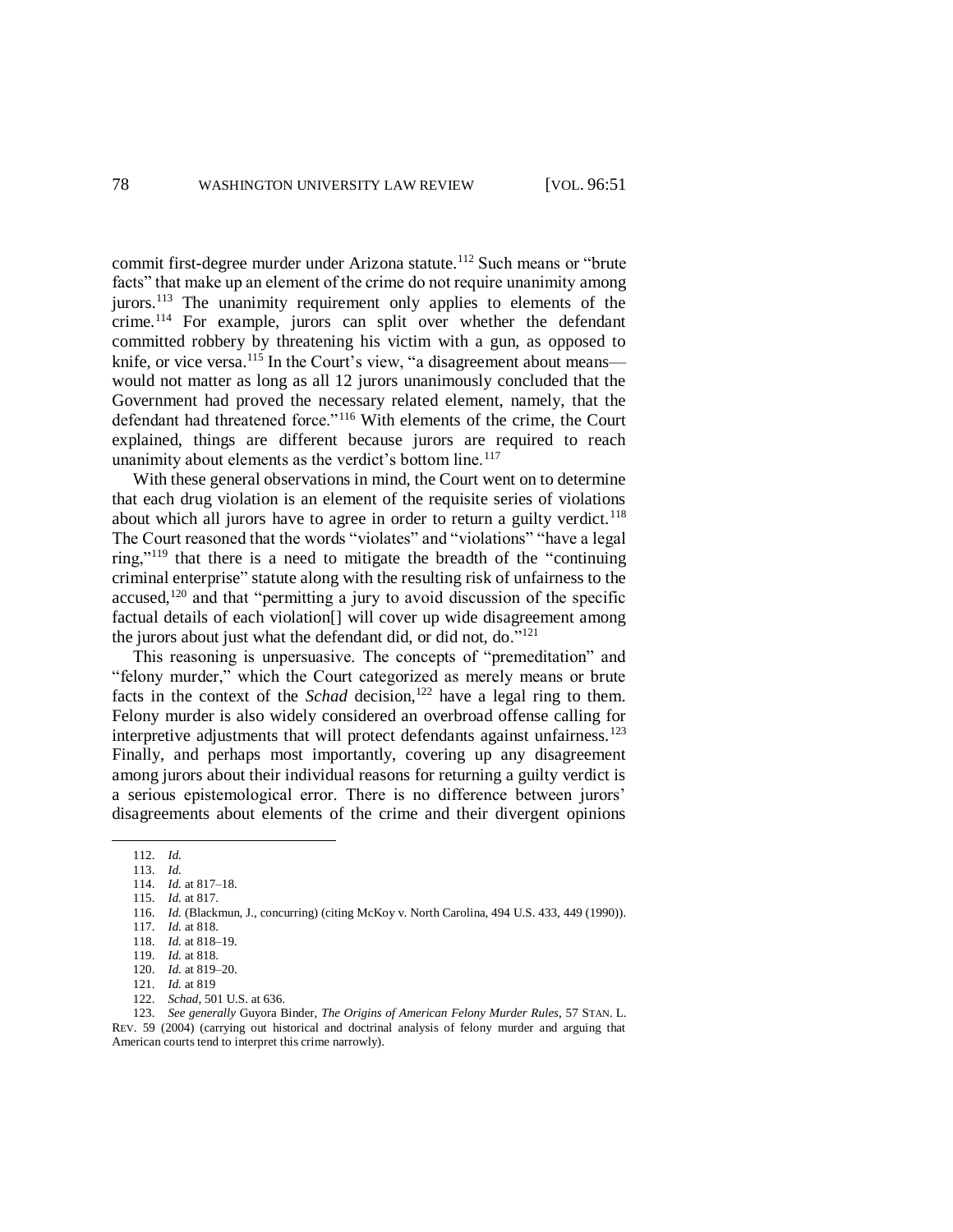commit first-degree murder under Arizona statute.[112] Such means or "brute facts" that make up an element of the crime do not require unanimity among jurors.[113] The unanimity requirement only applies to elements of the crime.[114] For example, jurors can split over whether the defendant committed robbery by threatening his victim with a gun, as opposed to knife, or vice versa.[115] In the Court's view, "a disagreement about means—would not matter as long as all 12 jurors unanimously concluded that the Government had proved the necessary related element, namely, that the defendant had threatened force."[116] With elements of the crime, the Court explained, things are different because jurors are required to reach unanimity about elements as the verdict's bottom line.[117]

With these general observations in mind, the Court went on to determine that each drug violation is an element of the requisite series of violations about which all jurors have to agree in order to return a guilty verdict.[118] The Court reasoned that the words "violates" and "violations" "have a legal ring,"[119] that there is a need to mitigate the breadth of the "continuing criminal enterprise" statute along with the resulting risk of unfairness to the accused,[120] and that "permitting a jury to avoid discussion of the specific factual details of each violation[] will cover up wide disagreement among the jurors about just what the defendant did, or did not, do."[121]

This reasoning is unpersuasive. The concepts of "premeditation" and "felony murder," which the Court categorized as merely means or brute facts in the context of the *Schad* decision,[122] have a legal ring to them. Felony murder is also widely considered an overbroad offense calling for interpretive adjustments that will protect defendants against unfairness.[123] Finally, and perhaps most importantly, covering up any disagreement among jurors about their individual reasons for returning a guilty verdict is a serious epistemological error. There is no difference between jurors' disagreements about elements of the crime and their divergent opinions

---

112. *Id.*

113. *Id.*

114. *Id.* at 817–18.

115. *Id.* at 817.

116. *Id.* (Blackmun, J., concurring) (citing McKoy v. North Carolina, 494 U.S. 433, 449 (1990)).

117. *Id.* at 818.

118. *Id.* at 818–19.

119. *Id.* at 818.

120. *Id.* at 819–20.

121. *Id.* at 819

122. *Schad*, 501 U.S. at 636.

123. *See generally* Guyora Binder, *The Origins of American Felony Murder Rules*, 57 STAN. L. REV. 59 (2004) (carrying out historical and doctrinal analysis of felony murder and arguing that American courts tend to interpret this crime narrowly).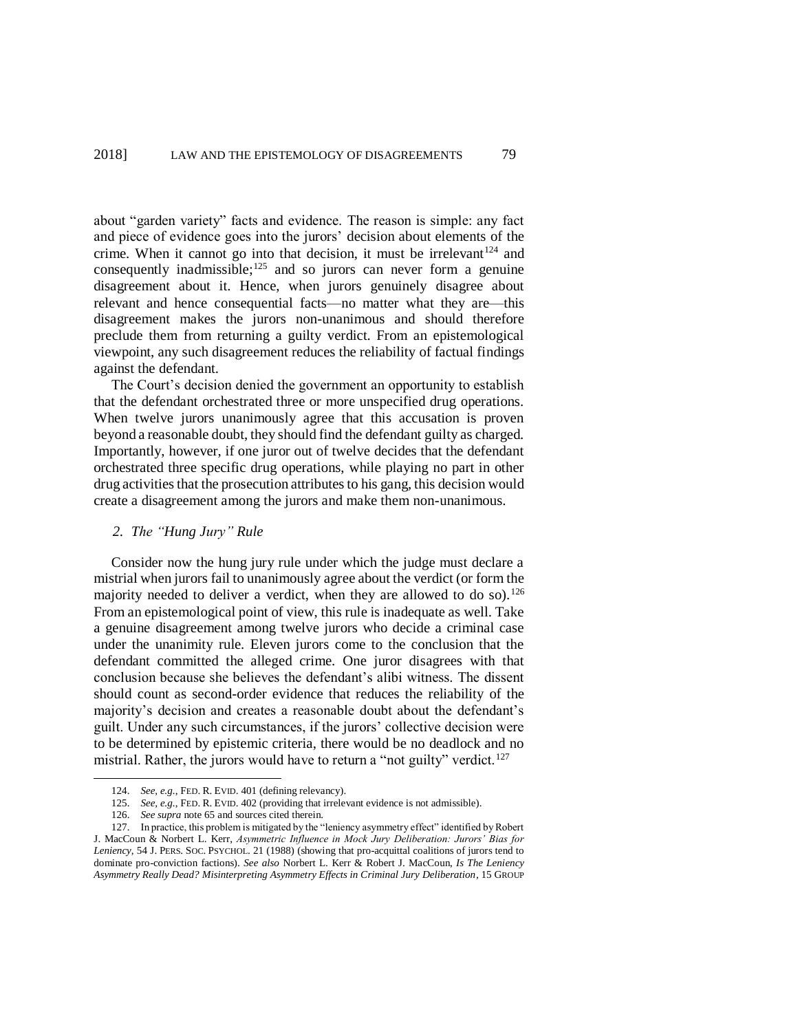about "garden variety" facts and evidence. The reason is simple: any fact and piece of evidence goes into the jurors' decision about elements of the crime. When it cannot go into that decision, it must be irrelevant[124] and consequently inadmissible;[125] and so jurors can never form a genuine disagreement about it. Hence, when jurors genuinely disagree about relevant and hence consequential facts—no matter what they are—this disagreement makes the jurors non-unanimous and should therefore preclude them from returning a guilty verdict. From an epistemological viewpoint, any such disagreement reduces the reliability of factual findings against the defendant.

The Court's decision denied the government an opportunity to establish that the defendant orchestrated three or more unspecified drug operations. When twelve jurors unanimously agree that this accusation is proven beyond a reasonable doubt, they should find the defendant guilty as charged. Importantly, however, if one juror out of twelve decides that the defendant orchestrated three specific drug operations, while playing no part in other drug activities that the prosecution attributes to his gang, this decision would create a disagreement among the jurors and make them non-unanimous.

### *2. The "Hung Jury" Rule*

Consider now the hung jury rule under which the judge must declare a mistrial when jurors fail to unanimously agree about the verdict (or form the majority needed to deliver a verdict, when they are allowed to do so).[126] From an epistemological point of view, this rule is inadequate as well. Take a genuine disagreement among twelve jurors who decide a criminal case under the unanimity rule. Eleven jurors come to the conclusion that the defendant committed the alleged crime. One juror disagrees with that conclusion because she believes the defendant's alibi witness. The dissent should count as second-order evidence that reduces the reliability of the majority's decision and creates a reasonable doubt about the defendant's guilt. Under any such circumstances, if the jurors' collective decision were to be determined by epistemic criteria, there would be no deadlock and no mistrial. Rather, the jurors would have to return a "not guilty" verdict.[127]

---

124. *See, e.g.*, FED. R. EVID. 401 (defining relevancy).

125. *See, e.g.*, FED. R. EVID. 402 (providing that irrelevant evidence is not admissible).

126. *See supra* note 65 and sources cited therein.

127. In practice, this problem is mitigated by the "leniency asymmetry effect" identified by Robert J. MacCoun & Norbert L. Kerr, *Asymmetric Influence in Mock Jury Deliberation: Jurors' Bias for Leniency*, 54 J. PERS. SOC. PSYCHOL. 21 (1988) (showing that pro-acquittal coalitions of jurors tend to dominate pro-conviction factions). *See also* Norbert L. Kerr & Robert J. MacCoun, *Is The Leniency Asymmetry Really Dead? Misinterpreting Asymmetry Effects in Criminal Jury Deliberation*, 15 GROUP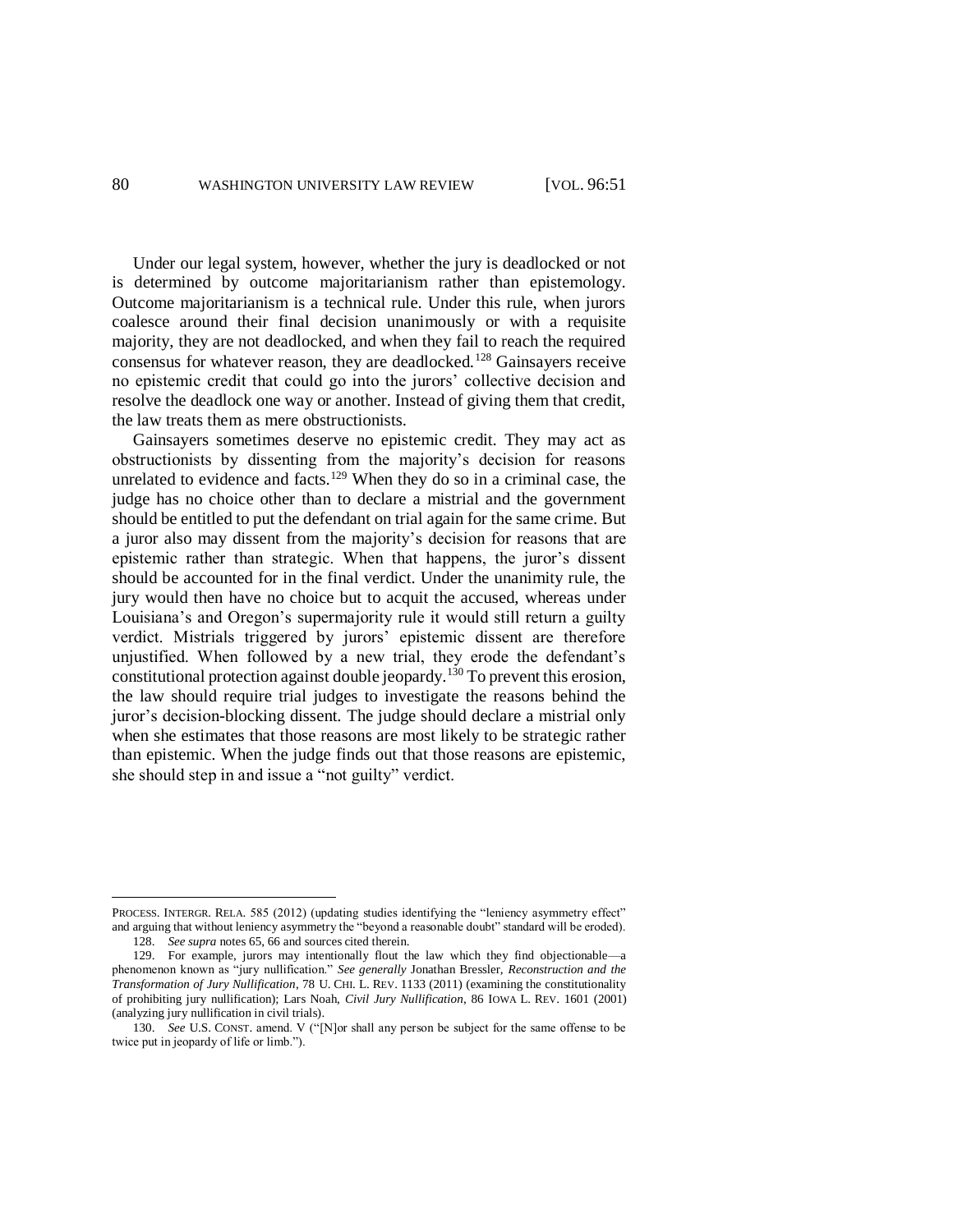Under our legal system, however, whether the jury is deadlocked or not is determined by outcome majoritarianism rather than epistemology. Outcome majoritarianism is a technical rule. Under this rule, when jurors coalesce around their final decision unanimously or with a requisite majority, they are not deadlocked, and when they fail to reach the required consensus for whatever reason, they are deadlocked.[128] Gainsayers receive no epistemic credit that could go into the jurors' collective decision and resolve the deadlock one way or another. Instead of giving them that credit, the law treats them as mere obstructionists.

Gainsayers sometimes deserve no epistemic credit. They may act as obstructionists by dissenting from the majority's decision for reasons unrelated to evidence and facts.[129] When they do so in a criminal case, the judge has no choice other than to declare a mistrial and the government should be entitled to put the defendant on trial again for the same crime. But a juror also may dissent from the majority's decision for reasons that are epistemic rather than strategic. When that happens, the juror's dissent should be accounted for in the final verdict. Under the unanimity rule, the jury would then have no choice but to acquit the accused, whereas under Louisiana's and Oregon's supermajority rule it would still return a guilty verdict. Mistrials triggered by jurors' epistemic dissent are therefore unjustified. When followed by a new trial, they erode the defendant's constitutional protection against double jeopardy.[130] To prevent this erosion, the law should require trial judges to investigate the reasons behind the juror's decision-blocking dissent. The judge should declare a mistrial only when she estimates that those reasons are most likely to be strategic rather than epistemic. When the judge finds out that those reasons are epistemic, she should step in and issue a "not guilty" verdict.

---

PROCESS. INTERGR. RELA. 585 (2012) (updating studies identifying the "leniency asymmetry effect" and arguing that without leniency asymmetry the "beyond a reasonable doubt" standard will be eroded).

128. *See supra* notes 65, 66 and sources cited therein.

129. For example, jurors may intentionally flout the law which they find objectionable—a phenomenon known as "jury nullification." *See generally* Jonathan Bressler, *Reconstruction and the Transformation of Jury Nullification*, 78 U. CHI. L. REV. 1133 (2011) (examining the constitutionality of prohibiting jury nullification); Lars Noah, *Civil Jury Nullification*, 86 IOWA L. REV. 1601 (2001) (analyzing jury nullification in civil trials).

130. *See* U.S. CONST. amend. V ("[N]or shall any person be subject for the same offense to be twice put in jeopardy of life or limb.").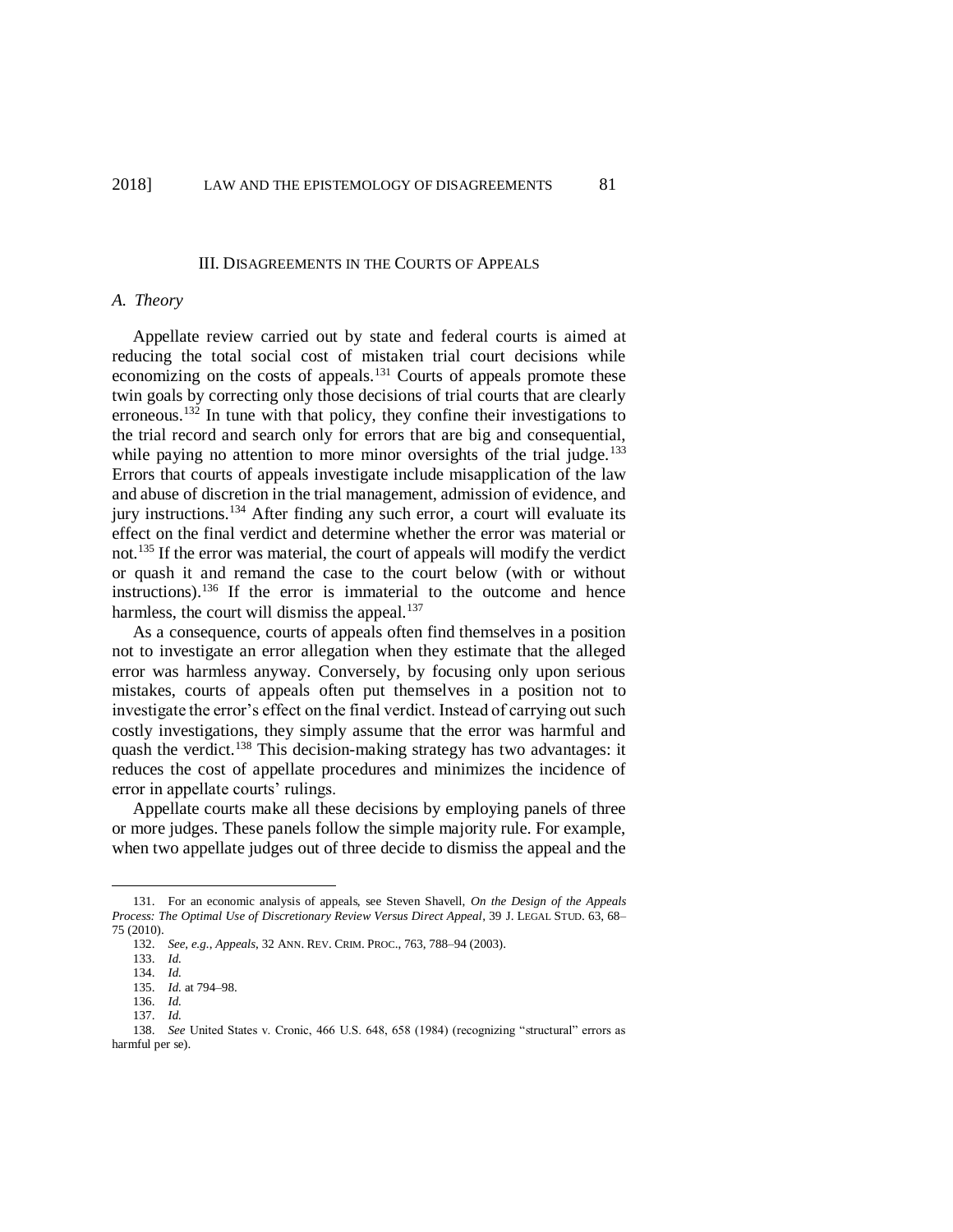## III. DISAGREEMENTS IN THE COURTS OF APPEALS

### *A. Theory*

Appellate review carried out by state and federal courts is aimed at reducing the total social cost of mistaken trial court decisions while economizing on the costs of appeals.[131] Courts of appeals promote these twin goals by correcting only those decisions of trial courts that are clearly erroneous.[132] In tune with that policy, they confine their investigations to the trial record and search only for errors that are big and consequential, while paying no attention to more minor oversights of the trial judge.[133] Errors that courts of appeals investigate include misapplication of the law and abuse of discretion in the trial management, admission of evidence, and jury instructions.[134] After finding any such error, a court will evaluate its effect on the final verdict and determine whether the error was material or not.[135] If the error was material, the court of appeals will modify the verdict or quash it and remand the case to the court below (with or without instructions).[136] If the error is immaterial to the outcome and hence harmless, the court will dismiss the appeal.[137]

As a consequence, courts of appeals often find themselves in a position not to investigate an error allegation when they estimate that the alleged error was harmless anyway. Conversely, by focusing only upon serious mistakes, courts of appeals often put themselves in a position not to investigate the error's effect on the final verdict. Instead of carrying out such costly investigations, they simply assume that the error was harmful and quash the verdict.[138] This decision-making strategy has two advantages: it reduces the cost of appellate procedures and minimizes the incidence of error in appellate courts' rulings.

Appellate courts make all these decisions by employing panels of three or more judges. These panels follow the simple majority rule. For example, when two appellate judges out of three decide to dismiss the appeal and the

---

131. For an economic analysis of appeals, see Steven Shavell, *On the Design of the Appeals Process: The Optimal Use of Discretionary Review Versus Direct Appeal*, 39 J. LEGAL STUD. 63, 68–75 (2010).

132. *See, e.g.*, *Appeals*, 32 ANN. REV. CRIM. PROC., 763, 788–94 (2003).

133. *Id.*

134. *Id.*

135. *Id.* at 794–98.

136. *Id.*

137. *Id.*

138. *See* United States v. Cronic, 466 U.S. 648, 658 (1984) (recognizing "structural" errors as harmful per se).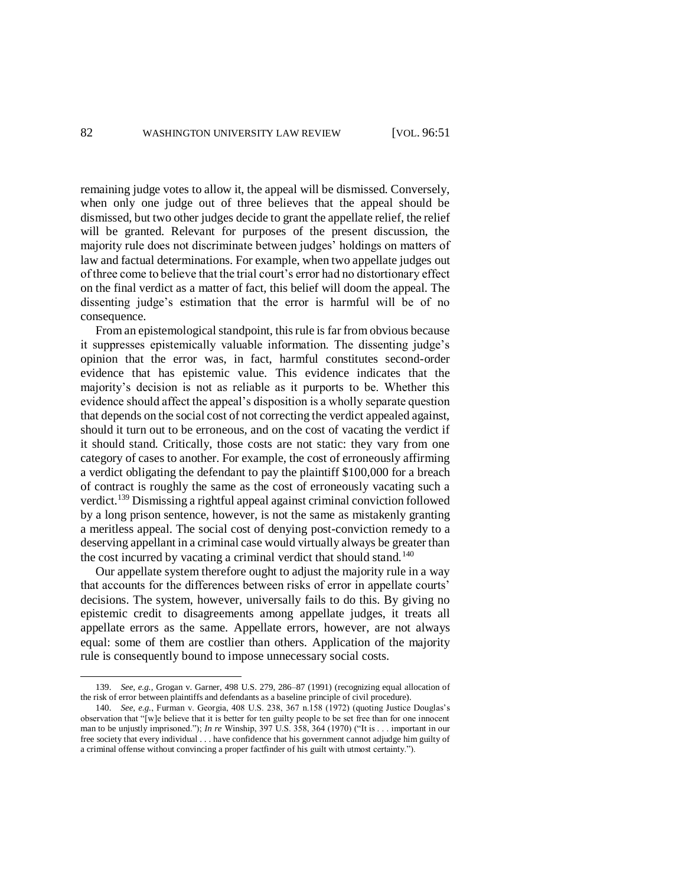remaining judge votes to allow it, the appeal will be dismissed. Conversely, when only one judge out of three believes that the appeal should be dismissed, but two other judges decide to grant the appellate relief, the relief will be granted. Relevant for purposes of the present discussion, the majority rule does not discriminate between judges' holdings on matters of law and factual determinations. For example, when two appellate judges out of three come to believe that the trial court's error had no distortionary effect on the final verdict as a matter of fact, this belief will doom the appeal. The dissenting judge's estimation that the error is harmful will be of no consequence.

From an epistemological standpoint, this rule is far from obvious because it suppresses epistemically valuable information. The dissenting judge's opinion that the error was, in fact, harmful constitutes second-order evidence that has epistemic value. This evidence indicates that the majority's decision is not as reliable as it purports to be. Whether this evidence should affect the appeal's disposition is a wholly separate question that depends on the social cost of not correcting the verdict appealed against, should it turn out to be erroneous, and on the cost of vacating the verdict if it should stand. Critically, those costs are not static: they vary from one category of cases to another. For example, the cost of erroneously affirming a verdict obligating the defendant to pay the plaintiff $100,000 for a breach of contract is roughly the same as the cost of erroneously vacating such a verdict.[139] Dismissing a rightful appeal against criminal conviction followed by a long prison sentence, however, is not the same as mistakenly granting a meritless appeal. The social cost of denying post-conviction remedy to a deserving appellant in a criminal case would virtually always be greater than the cost incurred by vacating a criminal verdict that should stand.[140]

Our appellate system therefore ought to adjust the majority rule in a way that accounts for the differences between risks of error in appellate courts' decisions. The system, however, universally fails to do this. By giving no epistemic credit to disagreements among appellate judges, it treats all appellate errors as the same. Appellate errors, however, are not always equal: some of them are costlier than others. Application of the majority rule is consequently bound to impose unnecessary social costs.

---

139. *See, e.g.*, Grogan v. Garner, 498 U.S. 279, 286–87 (1991) (recognizing equal allocation of the risk of error between plaintiffs and defendants as a baseline principle of civil procedure).

140. *See, e.g.*, Furman v. Georgia, 408 U.S. 238, 367 n.158 (1972) (quoting Justice Douglas's observation that "[w]e believe that it is better for ten guilty people to be set free than for one innocent man to be unjustly imprisoned."); *In re* Winship, 397 U.S. 358, 364 (1970) ("It is . . . important in our free society that every individual . . . have confidence that his government cannot adjudge him guilty of a criminal offense without convincing a proper factfinder of his guilt with utmost certainty.").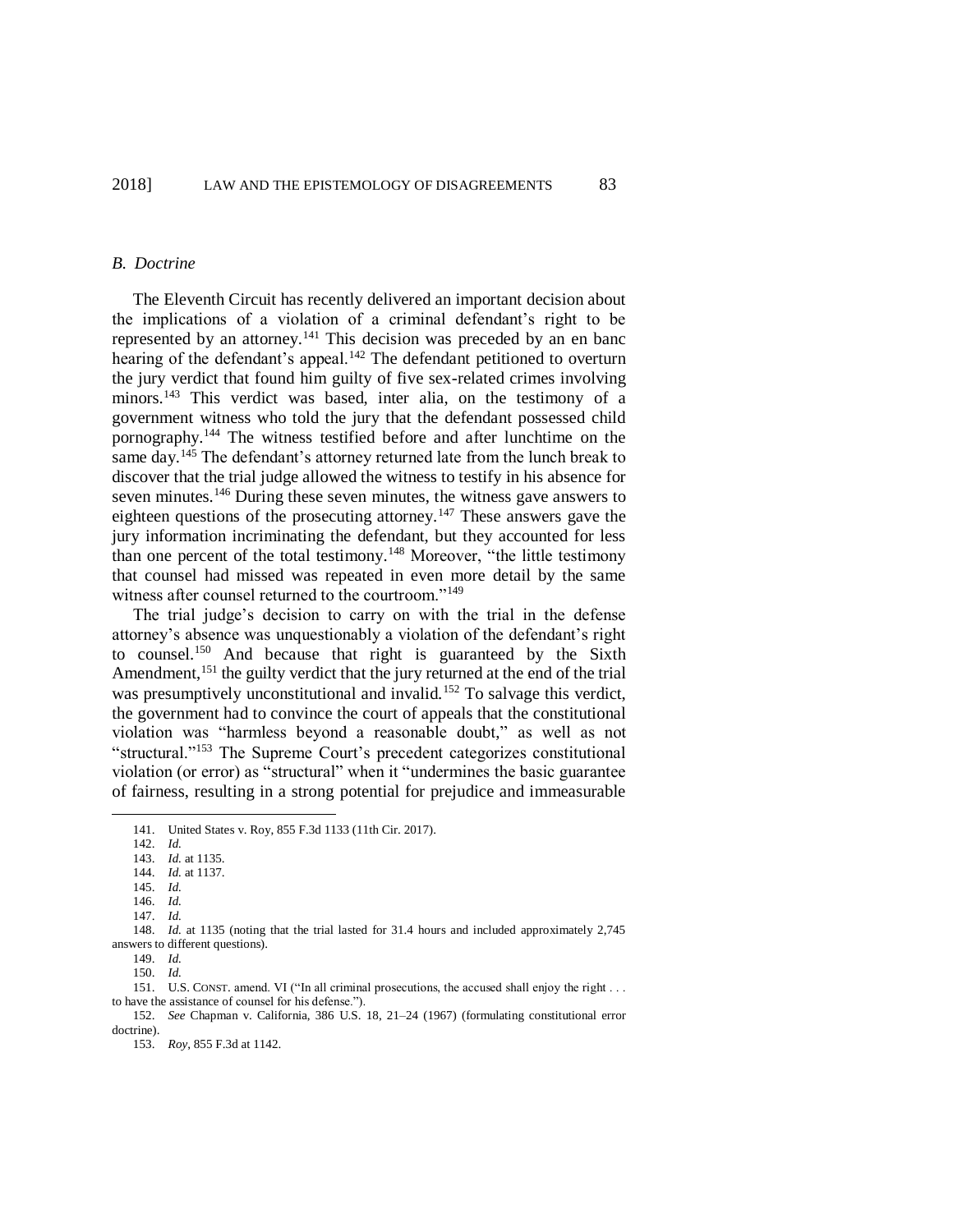### *B. Doctrine*

The Eleventh Circuit has recently delivered an important decision about the implications of a violation of a criminal defendant's right to be represented by an attorney.[141] This decision was preceded by an en banc hearing of the defendant's appeal.[142] The defendant petitioned to overturn the jury verdict that found him guilty of five sex-related crimes involving minors.[143] This verdict was based, inter alia, on the testimony of a government witness who told the jury that the defendant possessed child pornography.[144] The witness testified before and after lunchtime on the same day.[145] The defendant's attorney returned late from the lunch break to discover that the trial judge allowed the witness to testify in his absence for seven minutes.[146] During these seven minutes, the witness gave answers to eighteen questions of the prosecuting attorney.[147] These answers gave the jury information incriminating the defendant, but they accounted for less than one percent of the total testimony.[148] Moreover, "the little testimony that counsel had missed was repeated in even more detail by the same witness after counsel returned to the courtroom."[149]

The trial judge's decision to carry on with the trial in the defense attorney's absence was unquestionably a violation of the defendant's right to counsel.[150] And because that right is guaranteed by the Sixth Amendment,[151] the guilty verdict that the jury returned at the end of the trial was presumptively unconstitutional and invalid.[152] To salvage this verdict, the government had to convince the court of appeals that the constitutional violation was "harmless beyond a reasonable doubt," as well as not "structural."[153] The Supreme Court's precedent categorizes constitutional violation (or error) as "structural" when it "undermines the basic guarantee of fairness, resulting in a strong potential for prejudice and immeasurable

---

141. United States v. Roy, 855 F.3d 1133 (11th Cir. 2017).

142. *Id.*

143. *Id.* at 1135.

144. *Id.* at 1137.

145. *Id.*

146. *Id.*

147. *Id.*

148. *Id.* at 1135 (noting that the trial lasted for 31.4 hours and included approximately 2,745 answers to different questions).

149. *Id.*

150. *Id.*

151. U.S. CONST. amend. VI ("In all criminal prosecutions, the accused shall enjoy the right . . . to have the assistance of counsel for his defense.").

152. *See* Chapman v. California, 386 U.S. 18, 21–24 (1967) (formulating constitutional error doctrine).

153. *Roy*, 855 F.3d at 1142.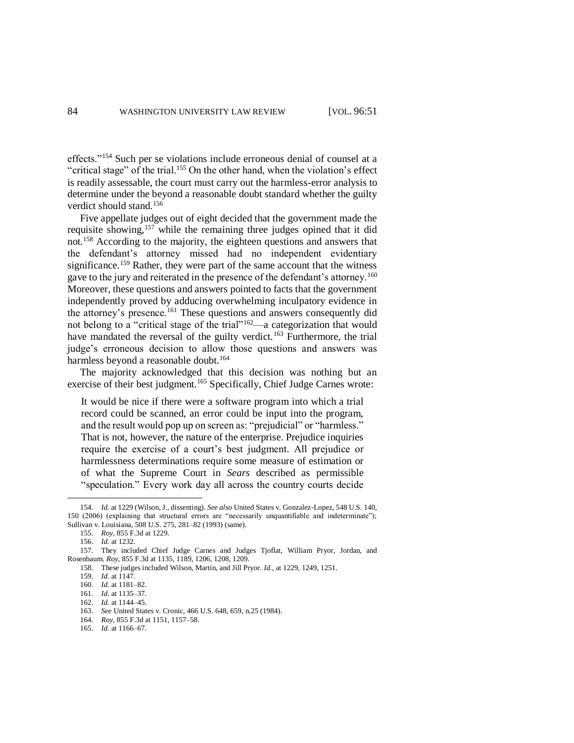effects."[154] Such per se violations include erroneous denial of counsel at a "critical stage" of the trial.[155] On the other hand, when the violation's effect is readily assessable, the court must carry out the harmless-error analysis to determine under the beyond a reasonable doubt standard whether the guilty verdict should stand.[156]

Five appellate judges out of eight decided that the government made the requisite showing,[157] while the remaining three judges opined that it did not.[158] According to the majority, the eighteen questions and answers that the defendant's attorney missed had no independent evidentiary significance.[159] Rather, they were part of the same account that the witness gave to the jury and reiterated in the presence of the defendant's attorney.[160] Moreover, these questions and answers pointed to facts that the government independently proved by adducing overwhelming inculpatory evidence in the attorney's presence.[161] These questions and answers consequently did not belong to a "critical stage of the trial"[162]—a categorization that would have mandated the reversal of the guilty verdict.[163] Furthermore, the trial judge's erroneous decision to allow those questions and answers was harmless beyond a reasonable doubt.[164]

The majority acknowledged that this decision was nothing but an exercise of their best judgment.[165] Specifically, Chief Judge Carnes wrote:

> It would be nice if there were a software program into which a trial record could be scanned, an error could be input into the program, and the result would pop up on screen as: "prejudicial" or "harmless." That is not, however, the nature of the enterprise. Prejudice inquiries require the exercise of a court's best judgment. All prejudice or harmlessness determinations require some measure of estimation or of what the Supreme Court in *Sears* described as permissible "speculation." Every work day all across the country courts decide

---

154. *Id.* at 1229 (Wilson, J., dissenting). *See also* United States v. Gonzalez-Lopez, 548 U.S. 140, 150 (2006) (explaining that structural errors are "necessarily unquantifiable and indeterminate"); Sullivan v. Louisiana, 508 U.S. 275, 281–82 (1993) (same).

155. *Roy*, 855 F.3d at 1229.

156. *Id.* at 1232.

157. They included Chief Judge Carnes and Judges Tjoflat, William Pryor, Jordan, and Rosenbaum. *Roy*, 855 F.3d at 1135, 1189, 1206, 1208, 1209.

158. These judges included Wilson, Martin, and Jill Pryor. *Id.*, at 1229, 1249, 1251.

159. *Id.* at 1147.

160. *Id.* at 1181–82.

161. *Id.* at 1135–37.

162. *Id.* at 1144–45.

163. *See* United States v. Cronic, 466 U.S. 648, 659, n.25 (1984).

164. *Roy*, 855 F.3d at 1151, 1157–58.

165. *Id.* at 1166–67.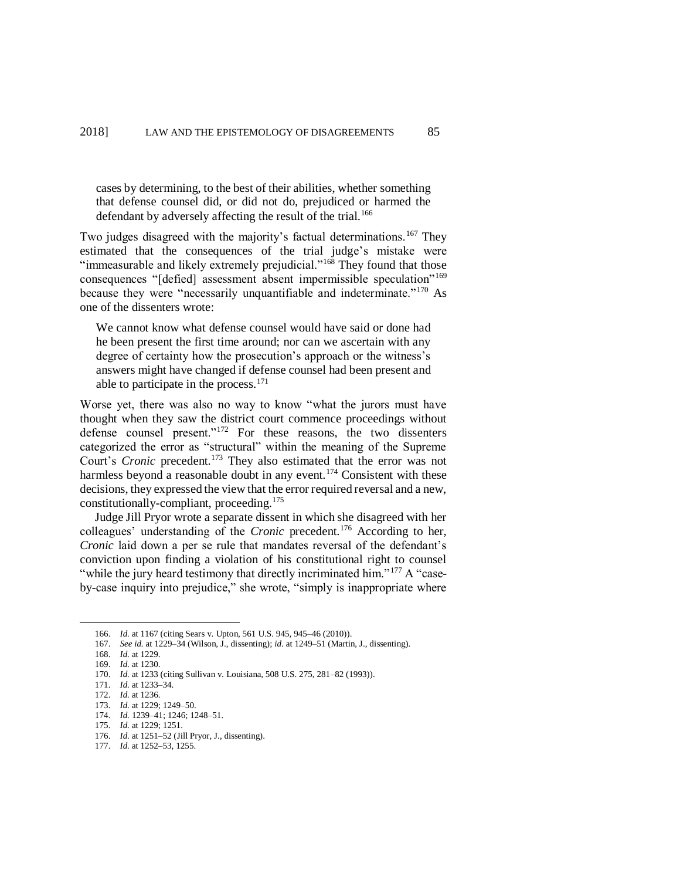cases by determining, to the best of their abilities, whether something that defense counsel did, or did not do, prejudiced or harmed the defendant by adversely affecting the result of the trial.[166]

Two judges disagreed with the majority's factual determinations.[167] They estimated that the consequences of the trial judge's mistake were "immeasurable and likely extremely prejudicial."[168] They found that those consequences "[defied] assessment absent impermissible speculation"[169] because they were "necessarily unquantifiable and indeterminate."[170] As one of the dissenters wrote:

> We cannot know what defense counsel would have said or done had he been present the first time around; nor can we ascertain with any degree of certainty how the prosecution's approach or the witness's answers might have changed if defense counsel had been present and able to participate in the process.[171]

Worse yet, there was also no way to know "what the jurors must have thought when they saw the district court commence proceedings without defense counsel present."[172] For these reasons, the two dissenters categorized the error as "structural" within the meaning of the Supreme Court's *Cronic* precedent.[173] They also estimated that the error was not harmless beyond a reasonable doubt in any event.[174] Consistent with these decisions, they expressed the view that the error required reversal and a new, constitutionally-compliant, proceeding.[175]

Judge Jill Pryor wrote a separate dissent in which she disagreed with her colleagues' understanding of the *Cronic* precedent.[176] According to her, *Cronic* laid down a per se rule that mandates reversal of the defendant's conviction upon finding a violation of his constitutional right to counsel "while the jury heard testimony that directly incriminated him."[177] A "case-by-case inquiry into prejudice," she wrote, "simply is inappropriate where

---

166. *Id.* at 1167 (citing Sears v. Upton, 561 U.S. 945, 945–46 (2010)).
167. *See id.* at 1229–34 (Wilson, J., dissenting); *id.* at 1249–51 (Martin, J., dissenting).
168. *Id.* at 1229.
169. *Id.* at 1230.
170. *Id.* at 1233 (citing Sullivan v. Louisiana, 508 U.S. 275, 281–82 (1993)).
171. *Id.* at 1233–34.
172. *Id.* at 1236.
173. *Id.* at 1229; 1249–50.
174. *Id.* 1239–41; 1246; 1248–51.
175. *Id.* at 1229; 1251.
176. *Id.* at 1251–52 (Jill Pryor, J., dissenting).
177. *Id.* at 1252–53, 1255.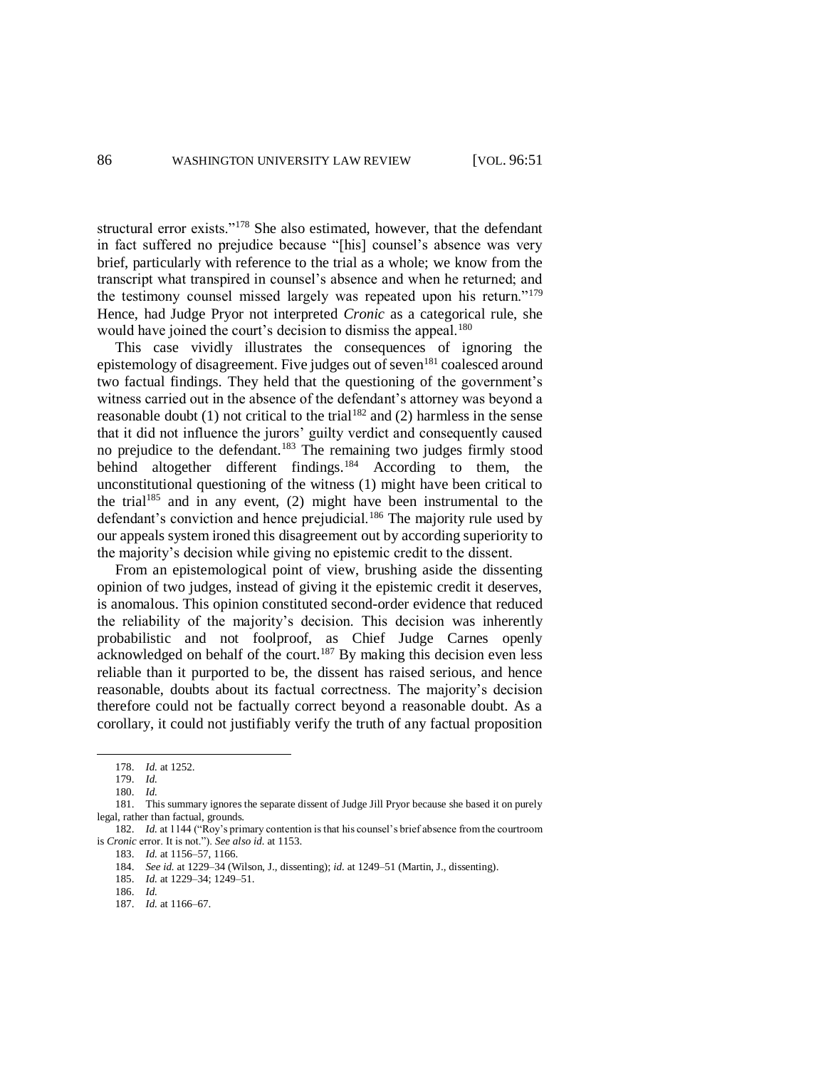structural error exists."[178] She also estimated, however, that the defendant in fact suffered no prejudice because "[his] counsel's absence was very brief, particularly with reference to the trial as a whole; we know from the transcript what transpired in counsel's absence and when he returned; and the testimony counsel missed largely was repeated upon his return."[179] Hence, had Judge Pryor not interpreted *Cronic* as a categorical rule, she would have joined the court's decision to dismiss the appeal.[180]

This case vividly illustrates the consequences of ignoring the epistemology of disagreement. Five judges out of seven[181] coalesced around two factual findings. They held that the questioning of the government's witness carried out in the absence of the defendant's attorney was beyond a reasonable doubt (1) not critical to the trial[182] and (2) harmless in the sense that it did not influence the jurors' guilty verdict and consequently caused no prejudice to the defendant.[183] The remaining two judges firmly stood behind altogether different findings.[184] According to them, the unconstitutional questioning of the witness (1) might have been critical to the trial[185] and in any event, (2) might have been instrumental to the defendant's conviction and hence prejudicial.[186] The majority rule used by our appeals system ironed this disagreement out by according superiority to the majority's decision while giving no epistemic credit to the dissent.

From an epistemological point of view, brushing aside the dissenting opinion of two judges, instead of giving it the epistemic credit it deserves, is anomalous. This opinion constituted second-order evidence that reduced the reliability of the majority's decision. This decision was inherently probabilistic and not foolproof, as Chief Judge Carnes openly acknowledged on behalf of the court.[187] By making this decision even less reliable than it purported to be, the dissent has raised serious, and hence reasonable, doubts about its factual correctness. The majority's decision therefore could not be factually correct beyond a reasonable doubt. As a corollary, it could not justifiably verify the truth of any factual proposition

---

178. *Id.* at 1252.

179. *Id.*

180. *Id.*

181. This summary ignores the separate dissent of Judge Jill Pryor because she based it on purely legal, rather than factual, grounds.

182. *Id.* at 1144 ("Roy's primary contention is that his counsel's brief absence from the courtroom is *Cronic* error. It is not."). *See also id.* at 1153.

183. *Id.* at 1156–57, 1166.

184. *See id.* at 1229–34 (Wilson, J., dissenting); *id.* at 1249–51 (Martin, J., dissenting).

185. *Id.* at 1229–34; 1249–51.

186. *Id.*

187. *Id.* at 1166–67.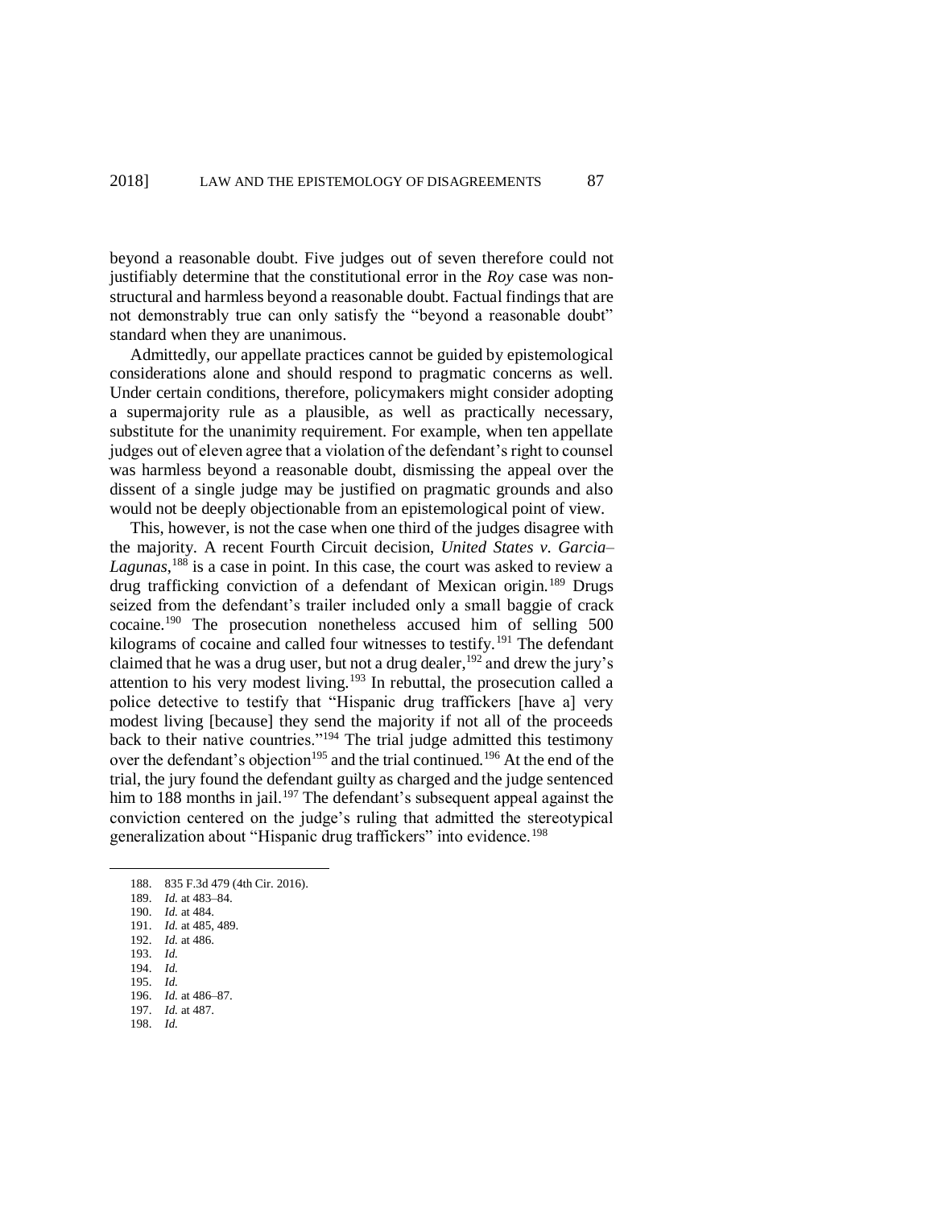beyond a reasonable doubt. Five judges out of seven therefore could not justifiably determine that the constitutional error in the *Roy* case was non-structural and harmless beyond a reasonable doubt. Factual findings that are not demonstrably true can only satisfy the "beyond a reasonable doubt" standard when they are unanimous.

Admittedly, our appellate practices cannot be guided by epistemological considerations alone and should respond to pragmatic concerns as well. Under certain conditions, therefore, policymakers might consider adopting a supermajority rule as a plausible, as well as practically necessary, substitute for the unanimity requirement. For example, when ten appellate judges out of eleven agree that a violation of the defendant's right to counsel was harmless beyond a reasonable doubt, dismissing the appeal over the dissent of a single judge may be justified on pragmatic grounds and also would not be deeply objectionable from an epistemological point of view.

This, however, is not the case when one third of the judges disagree with the majority. A recent Fourth Circuit decision, *United States v. Garcia–Lagunas*,[188] is a case in point. In this case, the court was asked to review a drug trafficking conviction of a defendant of Mexican origin.[189] Drugs seized from the defendant's trailer included only a small baggie of crack cocaine.[190] The prosecution nonetheless accused him of selling 500 kilograms of cocaine and called four witnesses to testify.[191] The defendant claimed that he was a drug user, but not a drug dealer,[192] and drew the jury's attention to his very modest living.[193] In rebuttal, the prosecution called a police detective to testify that "Hispanic drug traffickers [have a] very modest living [because] they send the majority if not all of the proceeds back to their native countries."[194] The trial judge admitted this testimony over the defendant's objection[195] and the trial continued.[196] At the end of the trial, the jury found the defendant guilty as charged and the judge sentenced him to 188 months in jail.[197] The defendant's subsequent appeal against the conviction centered on the judge's ruling that admitted the stereotypical generalization about "Hispanic drug traffickers" into evidence.[198]

---

188. 835 F.3d 479 (4th Cir. 2016).
189. *Id.* at 483–84.
190. *Id.* at 484.
191. *Id.* at 485, 489.
192. *Id.* at 486.
193. *Id.*
194. *Id.*
195. *Id.*
196. *Id.* at 486–87.
197. *Id.* at 487.
198. *Id.*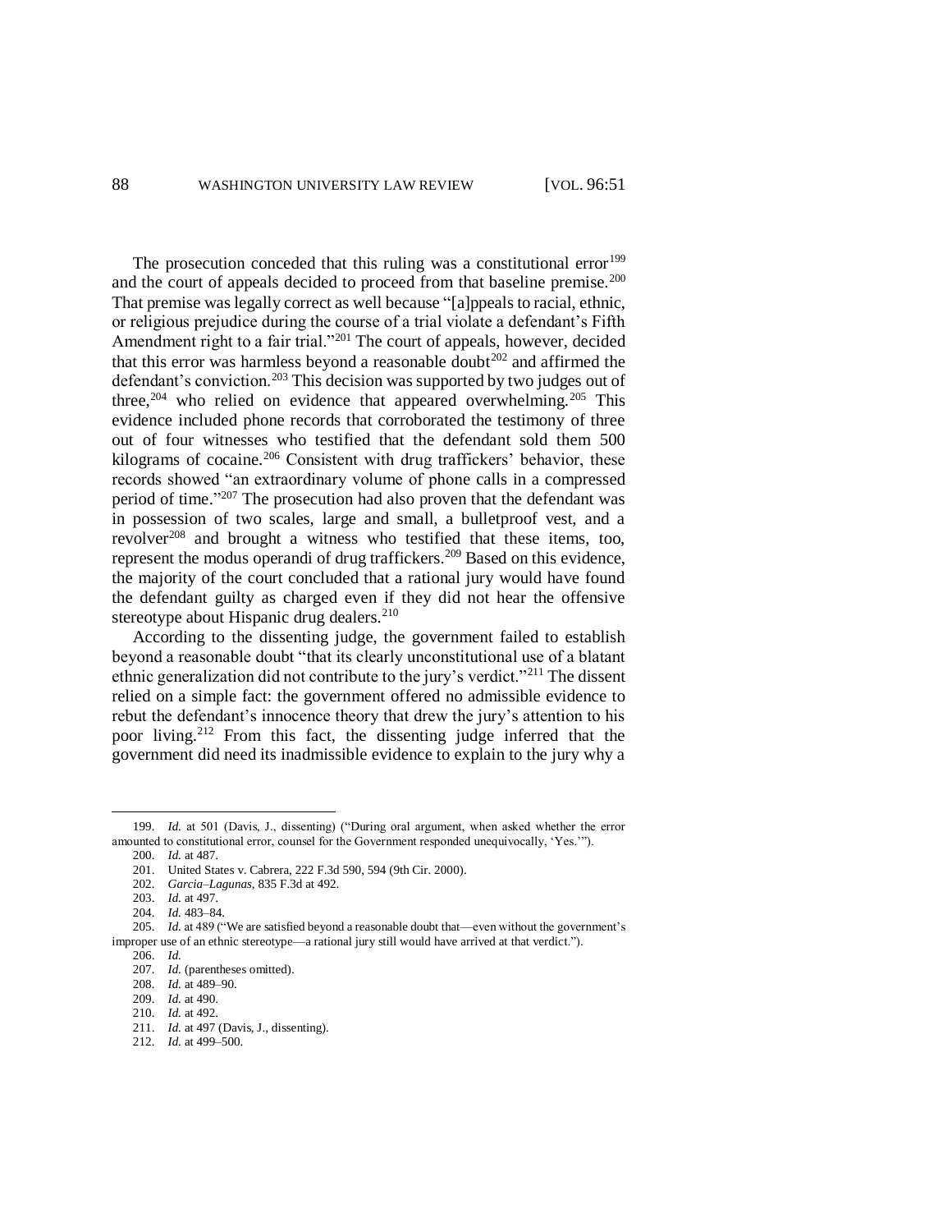The prosecution conceded that this ruling was a constitutional error[199] and the court of appeals decided to proceed from that baseline premise.[200] That premise was legally correct as well because "[a]ppeals to racial, ethnic, or religious prejudice during the course of a trial violate a defendant's Fifth Amendment right to a fair trial."[201] The court of appeals, however, decided that this error was harmless beyond a reasonable doubt[202] and affirmed the defendant's conviction.[203] This decision was supported by two judges out of three,[204] who relied on evidence that appeared overwhelming.[205] This evidence included phone records that corroborated the testimony of three out of four witnesses who testified that the defendant sold them 500 kilograms of cocaine.[206] Consistent with drug traffickers' behavior, these records showed "an extraordinary volume of phone calls in a compressed period of time."[207] The prosecution had also proven that the defendant was in possession of two scales, large and small, a bulletproof vest, and a revolver[208] and brought a witness who testified that these items, too, represent the modus operandi of drug traffickers.[209] Based on this evidence, the majority of the court concluded that a rational jury would have found the defendant guilty as charged even if they did not hear the offensive stereotype about Hispanic drug dealers.[210]

According to the dissenting judge, the government failed to establish beyond a reasonable doubt "that its clearly unconstitutional use of a blatant ethnic generalization did not contribute to the jury's verdict."[211] The dissent relied on a simple fact: the government offered no admissible evidence to rebut the defendant's innocence theory that drew the jury's attention to his poor living.[212] From this fact, the dissenting judge inferred that the government did need its inadmissible evidence to explain to the jury why a

---

199. *Id.* at 501 (Davis, J., dissenting) ("During oral argument, when asked whether the error amounted to constitutional error, counsel for the Government responded unequivocally, 'Yes.'").

200. *Id.* at 487.

201. United States v. Cabrera, 222 F.3d 590, 594 (9th Cir. 2000).

202. *Garcia–Lagunas*, 835 F.3d at 492.

203. *Id.* at 497.

204. *Id.* 483–84.

205. *Id.* at 489 ("We are satisfied beyond a reasonable doubt that—even without the government's improper use of an ethnic stereotype—a rational jury still would have arrived at that verdict.").

206. *Id.*

207. *Id.* (parentheses omitted).

208. *Id.* at 489–90.

209. *Id.* at 490.

210. *Id.* at 492.

211. *Id.* at 497 (Davis, J., dissenting).

212. *Id.* at 499–500.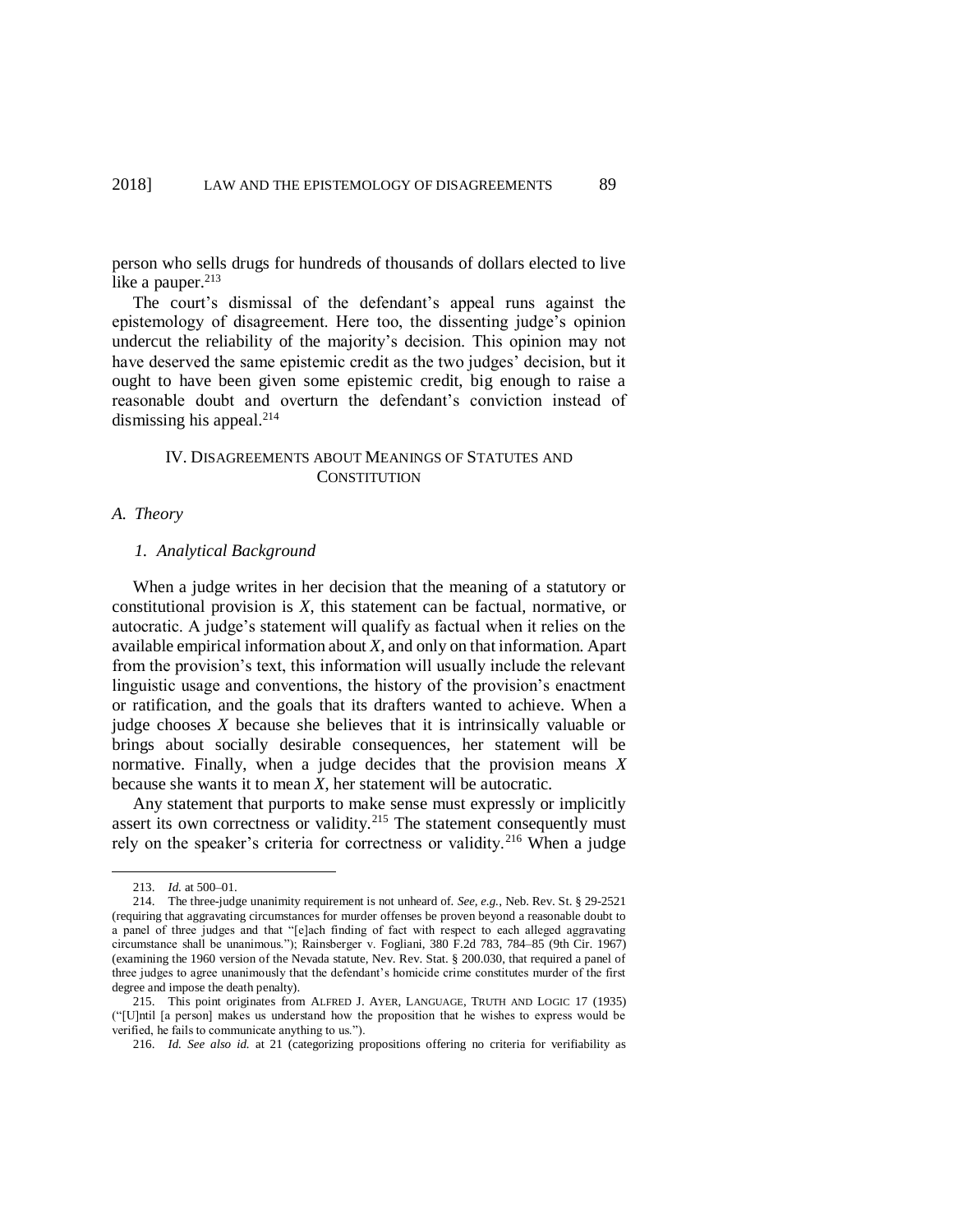person who sells drugs for hundreds of thousands of dollars elected to live like a pauper.[213]

The court's dismissal of the defendant's appeal runs against the epistemology of disagreement. Here too, the dissenting judge's opinion undercut the reliability of the majority's decision. This opinion may not have deserved the same epistemic credit as the two judges' decision, but it ought to have been given some epistemic credit, big enough to raise a reasonable doubt and overturn the defendant's conviction instead of dismissing his appeal.[214]

## IV. Disagreements about Meanings of Statutes and Constitution

### A. Theory

#### 1. Analytical Background

When a judge writes in her decision that the meaning of a statutory or constitutional provision is *X*, this statement can be factual, normative, or autocratic. A judge's statement will qualify as factual when it relies on the available empirical information about *X*, and only on that information. Apart from the provision's text, this information will usually include the relevant linguistic usage and conventions, the history of the provision's enactment or ratification, and the goals that its drafters wanted to achieve. When a judge chooses *X* because she believes that it is intrinsically valuable or brings about socially desirable consequences, her statement will be normative. Finally, when a judge decides that the provision means *X* because she wants it to mean *X*, her statement will be autocratic.

Any statement that purports to make sense must expressly or implicitly assert its own correctness or validity.[215] The statement consequently must rely on the speaker's criteria for correctness or validity.[216] When a judge

---

213. *Id.* at 500–01.

214. The three-judge unanimity requirement is not unheard of. *See, e.g.*, Neb. Rev. St. § 29-2521 (requiring that aggravating circumstances for murder offenses be proven beyond a reasonable doubt to a panel of three judges and that "[e]ach finding of fact with respect to each alleged aggravating circumstance shall be unanimous."); Rainsberger v. Fogliani, 380 F.2d 783, 784–85 (9th Cir. 1967) (examining the 1960 version of the Nevada statute, Nev. Rev. Stat. § 200.030, that required a panel of three judges to agree unanimously that the defendant's homicide crime constitutes murder of the first degree and impose the death penalty).

215. This point originates from ALFRED J. AYER, LANGUAGE, TRUTH AND LOGIC 17 (1935) ("[U]ntil [a person] makes us understand how the proposition that he wishes to express would be verified, he fails to communicate anything to us.").

216. *Id. See also id.* at 21 (categorizing propositions offering no criteria for verifiability as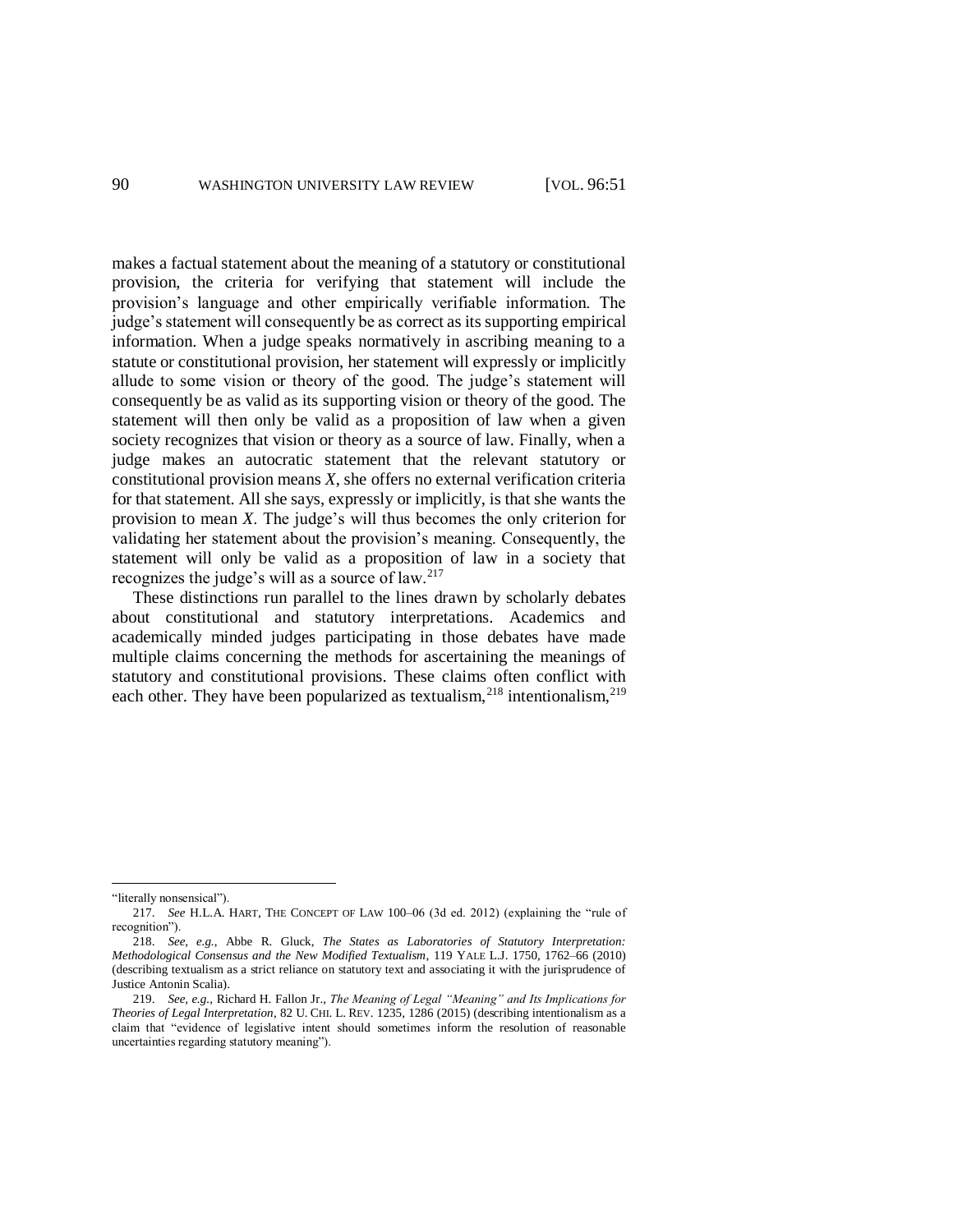makes a factual statement about the meaning of a statutory or constitutional provision, the criteria for verifying that statement will include the provision's language and other empirically verifiable information. The judge's statement will consequently be as correct as its supporting empirical information. When a judge speaks normatively in ascribing meaning to a statute or constitutional provision, her statement will expressly or implicitly allude to some vision or theory of the good. The judge's statement will consequently be as valid as its supporting vision or theory of the good. The statement will then only be valid as a proposition of law when a given society recognizes that vision or theory as a source of law. Finally, when a judge makes an autocratic statement that the relevant statutory or constitutional provision means *X*, she offers no external verification criteria for that statement. All she says, expressly or implicitly, is that she wants the provision to mean *X*. The judge's will thus becomes the only criterion for validating her statement about the provision's meaning. Consequently, the statement will only be valid as a proposition of law in a society that recognizes the judge's will as a source of law.[217]

These distinctions run parallel to the lines drawn by scholarly debates about constitutional and statutory interpretations. Academics and academically minded judges participating in those debates have made multiple claims concerning the methods for ascertaining the meanings of statutory and constitutional provisions. These claims often conflict with each other. They have been popularized as textualism,[218] intentionalism,[219]

---

"literally nonsensical").

217. *See* H.L.A. HART, THE CONCEPT OF LAW 100–06 (3d ed. 2012) (explaining the "rule of recognition").

218. *See, e.g.*, Abbe R. Gluck, *The States as Laboratories of Statutory Interpretation: Methodological Consensus and the New Modified Textualism*, 119 YALE L.J. 1750, 1762–66 (2010) (describing textualism as a strict reliance on statutory text and associating it with the jurisprudence of Justice Antonin Scalia).

219. *See, e.g.*, Richard H. Fallon Jr., *The Meaning of Legal "Meaning" and Its Implications for Theories of Legal Interpretation*, 82 U. CHI. L. REV. 1235, 1286 (2015) (describing intentionalism as a claim that "evidence of legislative intent should sometimes inform the resolution of reasonable uncertainties regarding statutory meaning").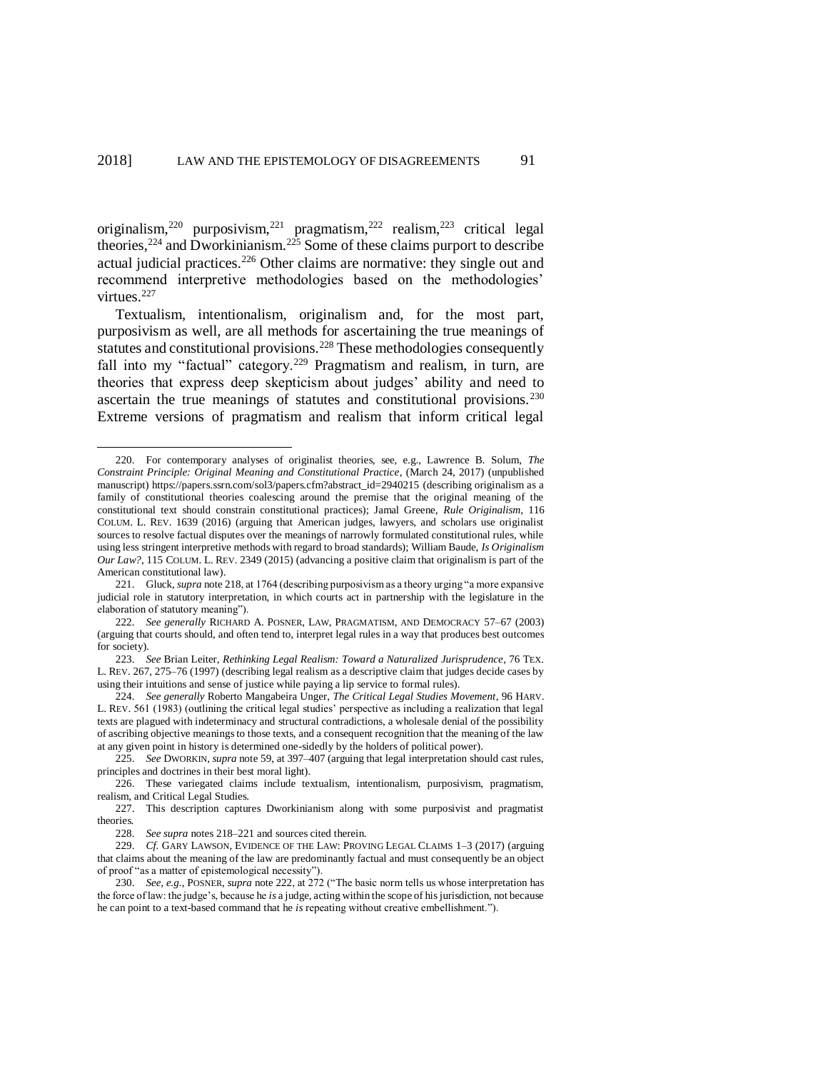originalism,[220] purposivism,[221] pragmatism,[222] realism,[223] critical legal theories,[224] and Dworkinianism.[225] Some of these claims purport to describe actual judicial practices.[226] Other claims are normative: they single out and recommend interpretive methodologies based on the methodologies' virtues.[227]

Textualism, intentionalism, originalism and, for the most part, purposivism as well, are all methods for ascertaining the true meanings of statutes and constitutional provisions.[228] These methodologies consequently fall into my "factual" category.[229] Pragmatism and realism, in turn, are theories that express deep skepticism about judges' ability and need to ascertain the true meanings of statutes and constitutional provisions.[230] Extreme versions of pragmatism and realism that inform critical legal

---

220. For contemporary analyses of originalist theories, see, e.g., Lawrence B. Solum, *The Constraint Principle: Original Meaning and Constitutional Practice*, (March 24, 2017) (unpublished manuscript) https://papers.ssrn.com/sol3/papers.cfm?abstract_id=2940215 (describing originalism as a family of constitutional theories coalescing around the premise that the original meaning of the constitutional text should constrain constitutional practices); Jamal Greene, *Rule Originalism*, 116 COLUM. L. REV. 1639 (2016) (arguing that American judges, lawyers, and scholars use originalist sources to resolve factual disputes over the meanings of narrowly formulated constitutional rules, while using less stringent interpretive methods with regard to broad standards); William Baude, *Is Originalism Our Law?*, 115 COLUM. L. REV. 2349 (2015) (advancing a positive claim that originalism is part of the American constitutional law).

221. Gluck, *supra* note 218, at 1764 (describing purposivism as a theory urging "a more expansive judicial role in statutory interpretation, in which courts act in partnership with the legislature in the elaboration of statutory meaning").

222. *See generally* RICHARD A. POSNER, LAW, PRAGMATISM, AND DEMOCRACY 57–67 (2003) (arguing that courts should, and often tend to, interpret legal rules in a way that produces best outcomes for society).

223. *See* Brian Leiter, *Rethinking Legal Realism: Toward a Naturalized Jurisprudence*, 76 TEX. L. REV. 267, 275–76 (1997) (describing legal realism as a descriptive claim that judges decide cases by using their intuitions and sense of justice while paying a lip service to formal rules).

224. *See generally* Roberto Mangabeira Unger, *The Critical Legal Studies Movement*, 96 HARV. L. REV. 561 (1983) (outlining the critical legal studies' perspective as including a realization that legal texts are plagued with indeterminacy and structural contradictions, a wholesale denial of the possibility of ascribing objective meanings to those texts, and a consequent recognition that the meaning of the law at any given point in history is determined one-sidedly by the holders of political power).

225. *See* DWORKIN, *supra* note 59, at 397–407 (arguing that legal interpretation should cast rules, principles and doctrines in their best moral light).

226. These variegated claims include textualism, intentionalism, purposivism, pragmatism, realism, and Critical Legal Studies.

227. This description captures Dworkinianism along with some purposivist and pragmatist theories.

228. *See supra* notes 218–221 and sources cited therein.

229. *Cf.* GARY LAWSON, EVIDENCE OF THE LAW: PROVING LEGAL CLAIMS 1–3 (2017) (arguing that claims about the meaning of the law are predominantly factual and must consequently be an object of proof "as a matter of epistemological necessity").

230. *See, e.g.*, POSNER, *supra* note 222, at 272 ("The basic norm tells us whose interpretation has the force of law: the judge's, because he *is* a judge, acting within the scope of his jurisdiction, not because he can point to a text-based command that he *is* repeating without creative embellishment.").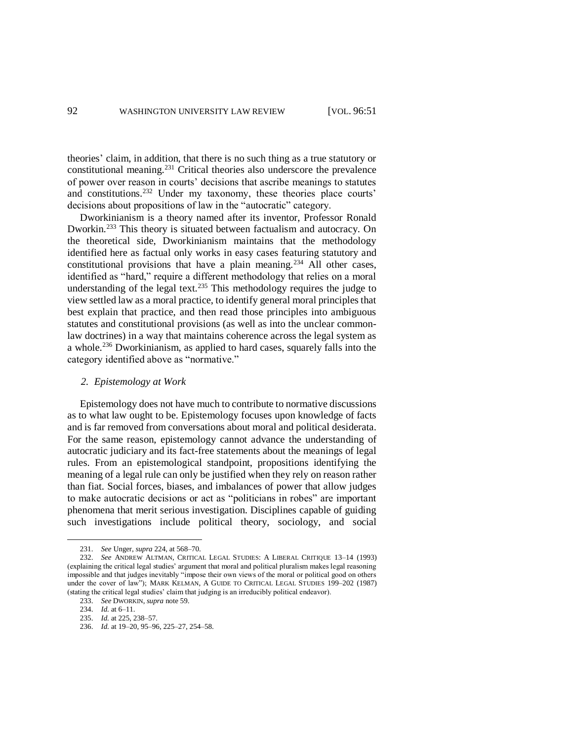theories' claim, in addition, that there is no such thing as a true statutory or constitutional meaning.[231] Critical theories also underscore the prevalence of power over reason in courts' decisions that ascribe meanings to statutes and constitutions.[232] Under my taxonomy, these theories place courts' decisions about propositions of law in the "autocratic" category.

Dworkinianism is a theory named after its inventor, Professor Ronald Dworkin.[233] This theory is situated between factualism and autocracy. On the theoretical side, Dworkinianism maintains that the methodology identified here as factual only works in easy cases featuring statutory and constitutional provisions that have a plain meaning.[234] All other cases, identified as "hard," require a different methodology that relies on a moral understanding of the legal text.[235] This methodology requires the judge to view settled law as a moral practice, to identify general moral principles that best explain that practice, and then read those principles into ambiguous statutes and constitutional provisions (as well as into the unclear common-law doctrines) in a way that maintains coherence across the legal system as a whole.[236] Dworkinianism, as applied to hard cases, squarely falls into the category identified above as "normative."

### *2. Epistemology at Work*

Epistemology does not have much to contribute to normative discussions as to what law ought to be. Epistemology focuses upon knowledge of facts and is far removed from conversations about moral and political desiderata. For the same reason, epistemology cannot advance the understanding of autocratic judiciary and its fact-free statements about the meanings of legal rules. From an epistemological standpoint, propositions identifying the meaning of a legal rule can only be justified when they rely on reason rather than fiat. Social forces, biases, and imbalances of power that allow judges to make autocratic decisions or act as "politicians in robes" are important phenomena that merit serious investigation. Disciplines capable of guiding such investigations include political theory, sociology, and social

---

231. *See* Unger, *supra* 224, at 568–70.

232. *See* ANDREW ALTMAN, CRITICAL LEGAL STUDIES: A LIBERAL CRITIQUE 13–14 (1993) (explaining the critical legal studies' argument that moral and political pluralism makes legal reasoning impossible and that judges inevitably "impose their own views of the moral or political good on others under the cover of law"); MARK KELMAN, A GUIDE TO CRITICAL LEGAL STUDIES 199–202 (1987) (stating the critical legal studies' claim that judging is an irreducibly political endeavor).

233. *See* DWORKIN, *supra* note 59.

234. *Id.* at 6–11.

235. *Id.* at 225, 238–57.

236. *Id.* at 19–20, 95–96, 225–27, 254–58.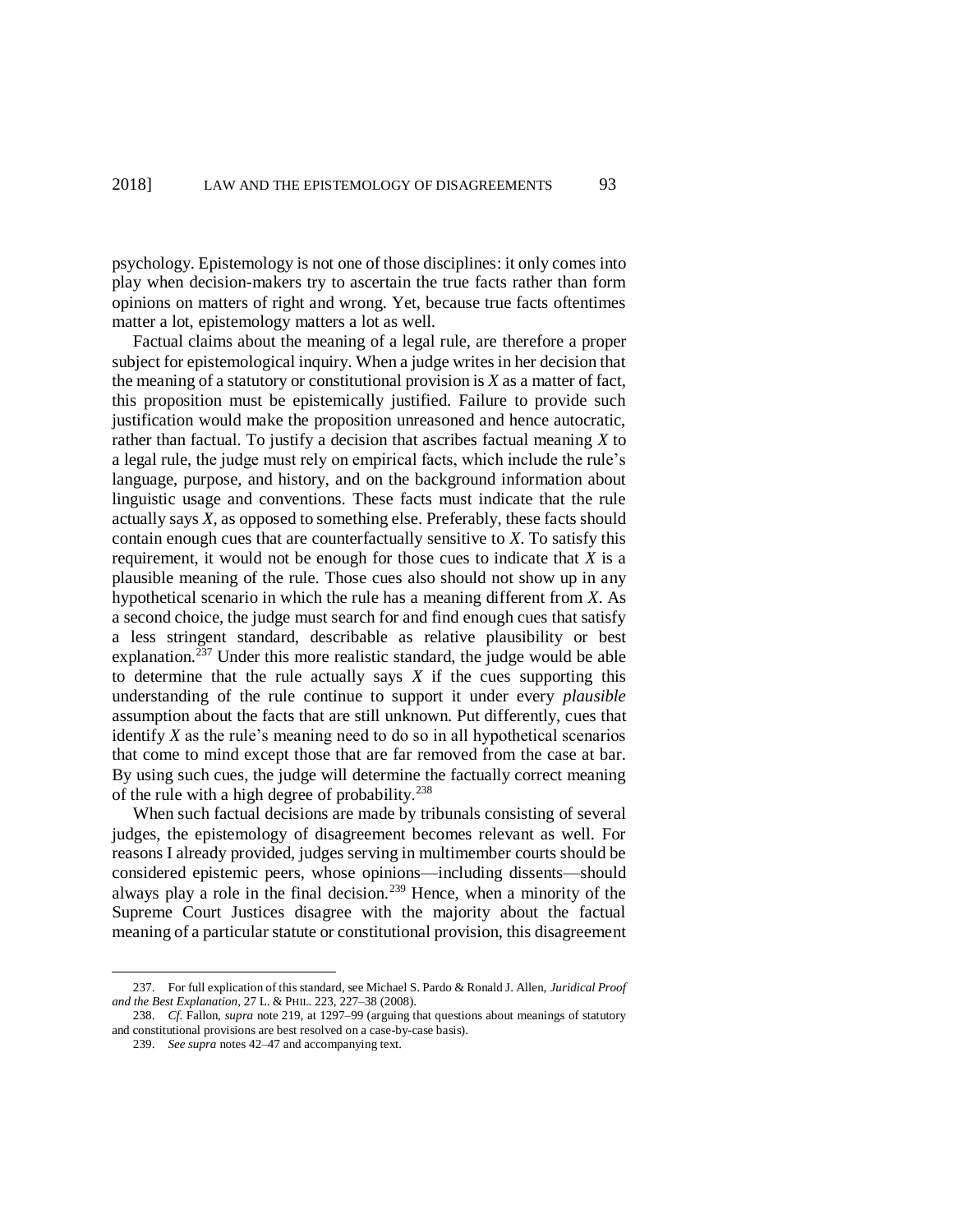psychology. Epistemology is not one of those disciplines: it only comes into play when decision-makers try to ascertain the true facts rather than form opinions on matters of right and wrong. Yet, because true facts oftentimes matter a lot, epistemology matters a lot as well.

Factual claims about the meaning of a legal rule, are therefore a proper subject for epistemological inquiry. When a judge writes in her decision that the meaning of a statutory or constitutional provision is *X* as a matter of fact, this proposition must be epistemically justified. Failure to provide such justification would make the proposition unreasoned and hence autocratic, rather than factual. To justify a decision that ascribes factual meaning *X* to a legal rule, the judge must rely on empirical facts, which include the rule's language, purpose, and history, and on the background information about linguistic usage and conventions. These facts must indicate that the rule actually says *X*, as opposed to something else. Preferably, these facts should contain enough cues that are counterfactually sensitive to *X*. To satisfy this requirement, it would not be enough for those cues to indicate that *X* is a plausible meaning of the rule. Those cues also should not show up in any hypothetical scenario in which the rule has a meaning different from *X*. As a second choice, the judge must search for and find enough cues that satisfy a less stringent standard, describable as relative plausibility or best explanation.[237] Under this more realistic standard, the judge would be able to determine that the rule actually says *X* if the cues supporting this understanding of the rule continue to support it under every *plausible* assumption about the facts that are still unknown. Put differently, cues that identify *X* as the rule's meaning need to do so in all hypothetical scenarios that come to mind except those that are far removed from the case at bar. By using such cues, the judge will determine the factually correct meaning of the rule with a high degree of probability.[238]

When such factual decisions are made by tribunals consisting of several judges, the epistemology of disagreement becomes relevant as well. For reasons I already provided, judges serving in multimember courts should be considered epistemic peers, whose opinions—including dissents—should always play a role in the final decision.[239] Hence, when a minority of the Supreme Court Justices disagree with the majority about the factual meaning of a particular statute or constitutional provision, this disagreement

---

237. For full explication of this standard, see Michael S. Pardo & Ronald J. Allen, *Juridical Proof and the Best Explanation*, 27 L. & PHIL. 223, 227–38 (2008).

238. *Cf.* Fallon, *supra* note 219, at 1297–99 (arguing that questions about meanings of statutory and constitutional provisions are best resolved on a case-by-case basis).

239. *See supra* notes 42–47 and accompanying text.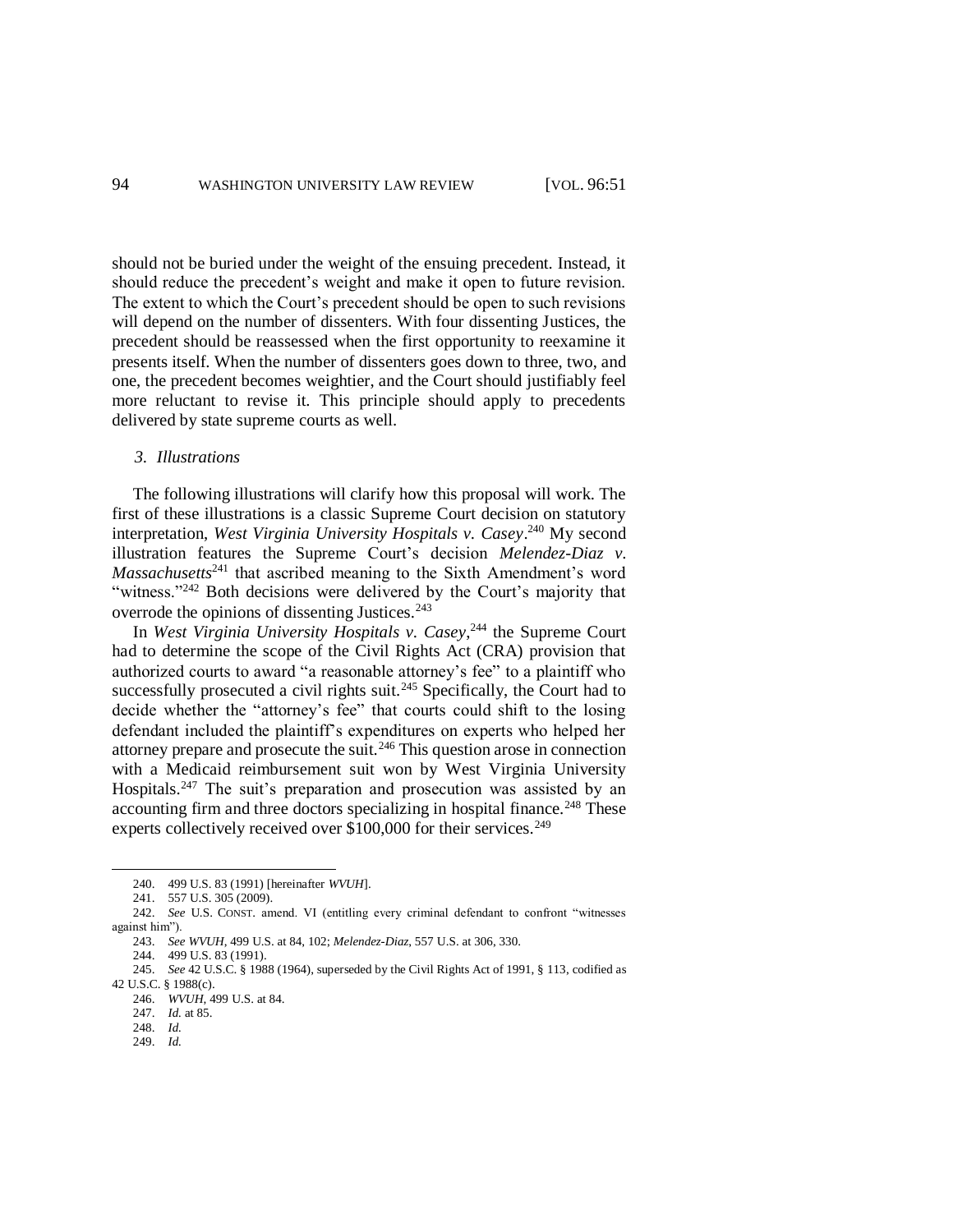should not be buried under the weight of the ensuing precedent. Instead, it should reduce the precedent's weight and make it open to future revision. The extent to which the Court's precedent should be open to such revisions will depend on the number of dissenters. With four dissenting Justices, the precedent should be reassessed when the first opportunity to reexamine it presents itself. When the number of dissenters goes down to three, two, and one, the precedent becomes weightier, and the Court should justifiably feel more reluctant to revise it. This principle should apply to precedents delivered by state supreme courts as well.

### *3. Illustrations*

The following illustrations will clarify how this proposal will work. The first of these illustrations is a classic Supreme Court decision on statutory interpretation, *West Virginia University Hospitals v. Casey*.[240] My second illustration features the Supreme Court's decision *Melendez-Diaz v. Massachusetts*[241] that ascribed meaning to the Sixth Amendment's word "witness."[242] Both decisions were delivered by the Court's majority that overrode the opinions of dissenting Justices.[243]

In *West Virginia University Hospitals v. Casey*,[244] the Supreme Court had to determine the scope of the Civil Rights Act (CRA) provision that authorized courts to award "a reasonable attorney's fee" to a plaintiff who successfully prosecuted a civil rights suit.[245] Specifically, the Court had to decide whether the "attorney's fee" that courts could shift to the losing defendant included the plaintiff's expenditures on experts who helped her attorney prepare and prosecute the suit.[246] This question arose in connection with a Medicaid reimbursement suit won by West Virginia University Hospitals.[247] The suit's preparation and prosecution was assisted by an accounting firm and three doctors specializing in hospital finance.[248] These experts collectively received over $100,000 for their services.[249]

---

240. 499 U.S. 83 (1991) [hereinafter *WVUH*].

241. 557 U.S. 305 (2009).

242. *See* U.S. CONST. amend. VI (entitling every criminal defendant to confront "witnesses against him").

243. *See WVUH*, 499 U.S. at 84, 102; *Melendez-Diaz*, 557 U.S. at 306, 330.

244. 499 U.S. 83 (1991).

245. *See* 42 U.S.C. § 1988 (1964), superseded by the Civil Rights Act of 1991, § 113, codified as 42 U.S.C. § 1988(c).

246. *WVUH*, 499 U.S. at 84.

247. *Id.* at 85.

248. *Id.*

249. *Id.*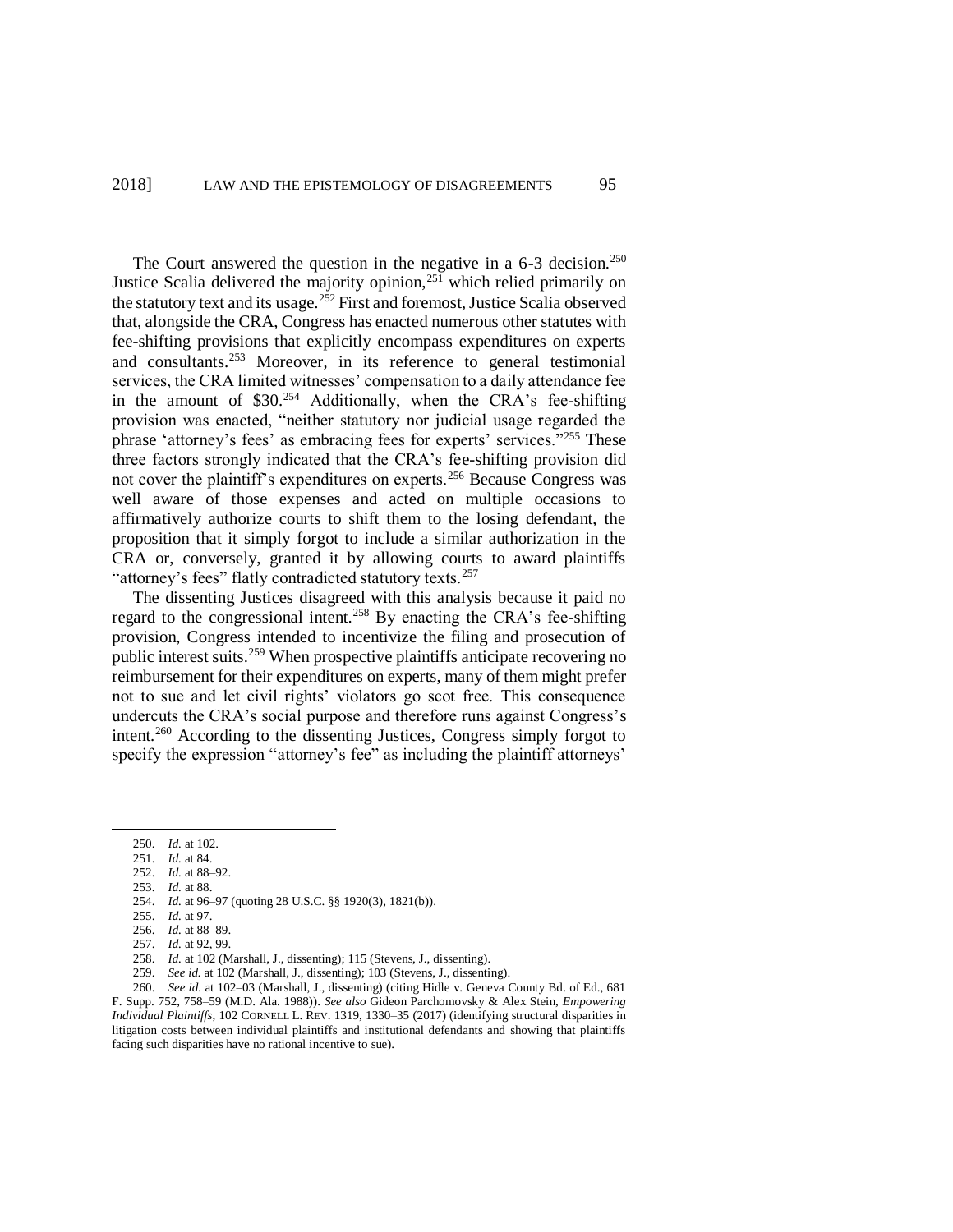The Court answered the question in the negative in a 6-3 decision.[250] Justice Scalia delivered the majority opinion,[251] which relied primarily on the statutory text and its usage.[252] First and foremost, Justice Scalia observed that, alongside the CRA, Congress has enacted numerous other statutes with fee-shifting provisions that explicitly encompass expenditures on experts and consultants.[253] Moreover, in its reference to general testimonial services, the CRA limited witnesses' compensation to a daily attendance fee in the amount of $30.[254] Additionally, when the CRA's fee-shifting provision was enacted, "neither statutory nor judicial usage regarded the phrase 'attorney's fees' as embracing fees for experts' services."[255] These three factors strongly indicated that the CRA's fee-shifting provision did not cover the plaintiff's expenditures on experts.[256] Because Congress was well aware of those expenses and acted on multiple occasions to affirmatively authorize courts to shift them to the losing defendant, the proposition that it simply forgot to include a similar authorization in the CRA or, conversely, granted it by allowing courts to award plaintiffs "attorney's fees" flatly contradicted statutory texts.[257]

The dissenting Justices disagreed with this analysis because it paid no regard to the congressional intent.[258] By enacting the CRA's fee-shifting provision, Congress intended to incentivize the filing and prosecution of public interest suits.[259] When prospective plaintiffs anticipate recovering no reimbursement for their expenditures on experts, many of them might prefer not to sue and let civil rights' violators go scot free. This consequence undercuts the CRA's social purpose and therefore runs against Congress's intent.[260] According to the dissenting Justices, Congress simply forgot to specify the expression "attorney's fee" as including the plaintiff attorneys'

---

250. *Id.* at 102.
251. *Id.* at 84.
252. *Id.* at 88–92.
253. *Id.* at 88.
254. *Id.* at 96–97 (quoting 28 U.S.C. §§ 1920(3), 1821(b)).
255. *Id.* at 97.
256. *Id.* at 88–89.
257. *Id.* at 92, 99.
258. *Id.* at 102 (Marshall, J., dissenting); 115 (Stevens, J., dissenting).
259. *See id.* at 102 (Marshall, J., dissenting); 103 (Stevens, J., dissenting).
260. *See id.* at 102–03 (Marshall, J., dissenting) (citing Hidle v. Geneva County Bd. of Ed., 681 F. Supp. 752, 758–59 (M.D. Ala. 1988)). *See also* Gideon Parchomovsky & Alex Stein, *Empowering Individual Plaintiffs*, 102 CORNELL L. REV. 1319, 1330–35 (2017) (identifying structural disparities in litigation costs between individual plaintiffs and institutional defendants and showing that plaintiffs facing such disparities have no rational incentive to sue).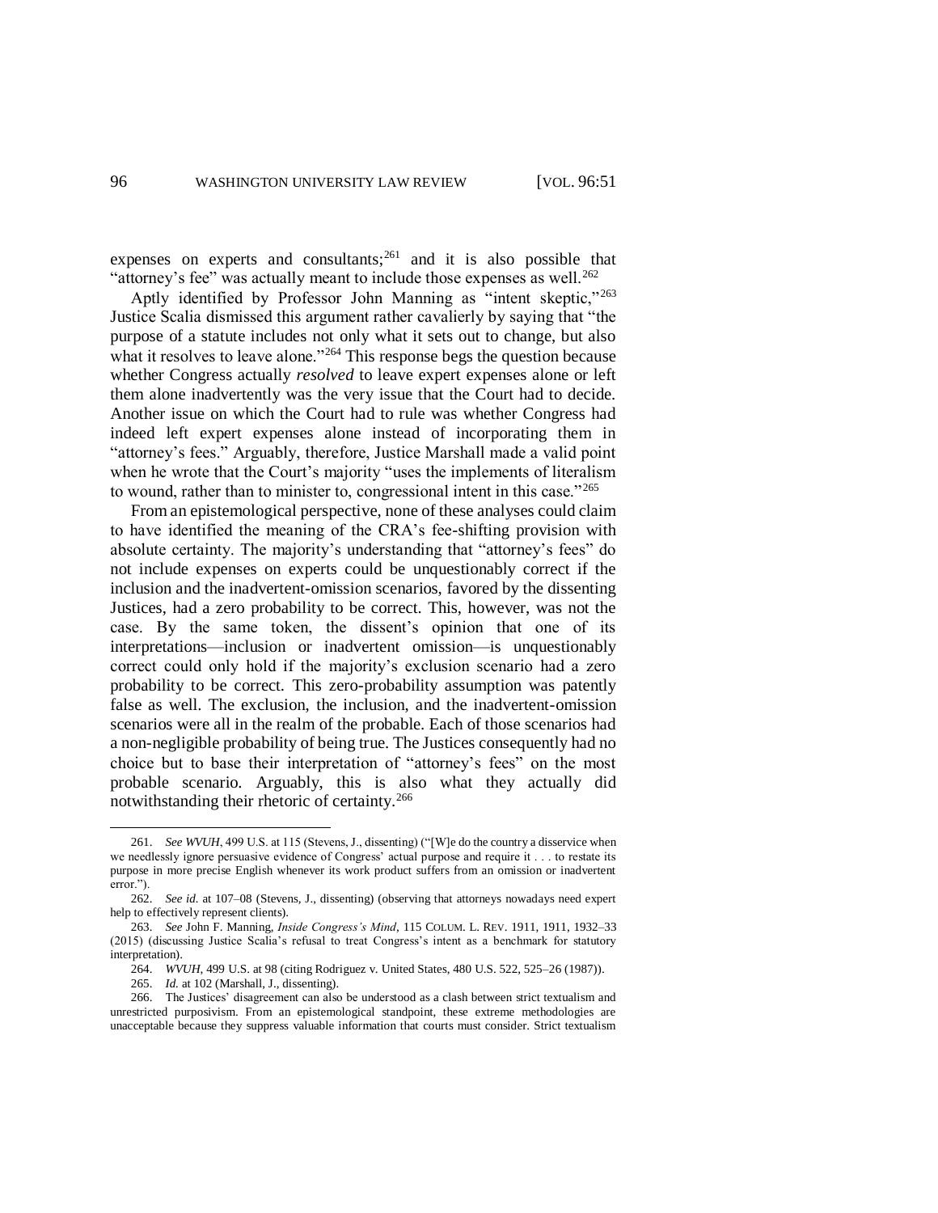expenses on experts and consultants;[261] and it is also possible that "attorney's fee" was actually meant to include those expenses as well.[262]

Aptly identified by Professor John Manning as "intent skeptic,"[263] Justice Scalia dismissed this argument rather cavalierly by saying that "the purpose of a statute includes not only what it sets out to change, but also what it resolves to leave alone."[264] This response begs the question because whether Congress actually *resolved* to leave expert expenses alone or left them alone inadvertently was the very issue that the Court had to decide. Another issue on which the Court had to rule was whether Congress had indeed left expert expenses alone instead of incorporating them in "attorney's fees." Arguably, therefore, Justice Marshall made a valid point when he wrote that the Court's majority "uses the implements of literalism to wound, rather than to minister to, congressional intent in this case."[265]

From an epistemological perspective, none of these analyses could claim to have identified the meaning of the CRA's fee-shifting provision with absolute certainty. The majority's understanding that "attorney's fees" do not include expenses on experts could be unquestionably correct if the inclusion and the inadvertent-omission scenarios, favored by the dissenting Justices, had a zero probability to be correct. This, however, was not the case. By the same token, the dissent's opinion that one of its interpretations—inclusion or inadvertent omission—is unquestionably correct could only hold if the majority's exclusion scenario had a zero probability to be correct. This zero-probability assumption was patently false as well. The exclusion, the inclusion, and the inadvertent-omission scenarios were all in the realm of the probable. Each of those scenarios had a non-negligible probability of being true. The Justices consequently had no choice but to base their interpretation of "attorney's fees" on the most probable scenario. Arguably, this is also what they actually did notwithstanding their rhetoric of certainty.[266]

---

261. *See WVUH*, 499 U.S. at 115 (Stevens, J., dissenting) ("[W]e do the country a disservice when we needlessly ignore persuasive evidence of Congress' actual purpose and require it . . . to restate its purpose in more precise English whenever its work product suffers from an omission or inadvertent error.").

262. *See id.* at 107–08 (Stevens, J., dissenting) (observing that attorneys nowadays need expert help to effectively represent clients).

263. *See* John F. Manning, *Inside Congress's Mind*, 115 COLUM. L. REV. 1911, 1911, 1932–33 (2015) (discussing Justice Scalia's refusal to treat Congress's intent as a benchmark for statutory interpretation).

264. *WVUH*, 499 U.S. at 98 (citing Rodriguez v. United States, 480 U.S. 522, 525–26 (1987)).

265. *Id.* at 102 (Marshall, J., dissenting).

266. The Justices' disagreement can also be understood as a clash between strict textualism and unrestricted purposivism. From an epistemological standpoint, these extreme methodologies are unacceptable because they suppress valuable information that courts must consider. Strict textualism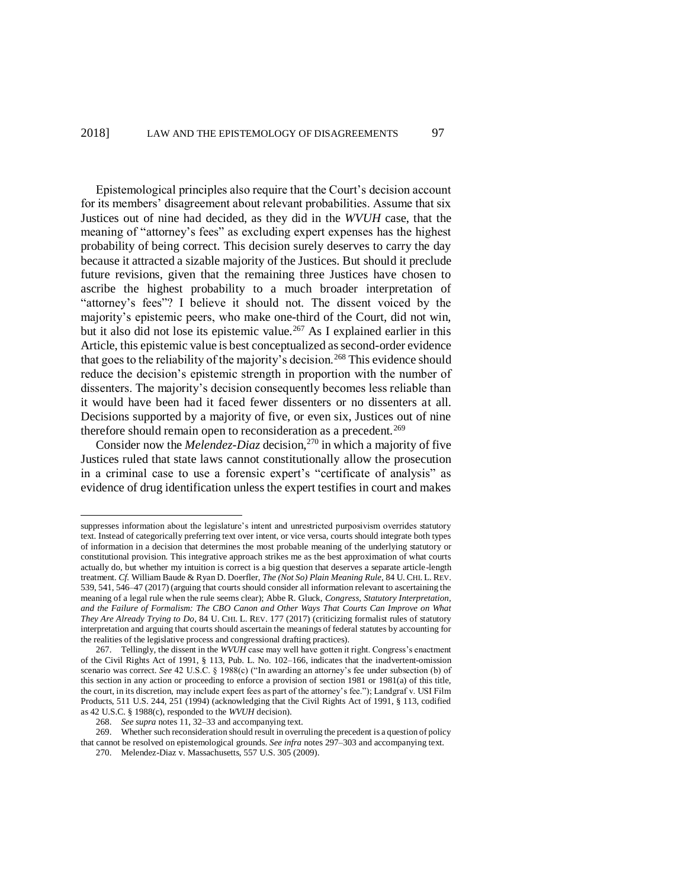Epistemological principles also require that the Court's decision account for its members' disagreement about relevant probabilities. Assume that six Justices out of nine had decided, as they did in the *WVUH* case, that the meaning of "attorney's fees" as excluding expert expenses has the highest probability of being correct. This decision surely deserves to carry the day because it attracted a sizable majority of the Justices. But should it preclude future revisions, given that the remaining three Justices have chosen to ascribe the highest probability to a much broader interpretation of "attorney's fees"? I believe it should not. The dissent voiced by the majority's epistemic peers, who make one-third of the Court, did not win, but it also did not lose its epistemic value.[267] As I explained earlier in this Article, this epistemic value is best conceptualized as second-order evidence that goes to the reliability of the majority's decision.[268] This evidence should reduce the decision's epistemic strength in proportion with the number of dissenters. The majority's decision consequently becomes less reliable than it would have been had it faced fewer dissenters or no dissenters at all. Decisions supported by a majority of five, or even six, Justices out of nine therefore should remain open to reconsideration as a precedent.[269]

Consider now the *Melendez-Diaz* decision,[270] in which a majority of five Justices ruled that state laws cannot constitutionally allow the prosecution in a criminal case to use a forensic expert's "certificate of analysis" as evidence of drug identification unless the expert testifies in court and makes

---

suppresses information about the legislature's intent and unrestricted purposivism overrides statutory text. Instead of categorically preferring text over intent, or vice versa, courts should integrate both types of information in a decision that determines the most probable meaning of the underlying statutory or constitutional provision. This integrative approach strikes me as the best approximation of what courts actually do, but whether my intuition is correct is a big question that deserves a separate article-length treatment. *Cf.* William Baude & Ryan D. Doerfler, *The (Not So) Plain Meaning Rule*, 84 U. CHI. L. REV. 539, 541, 546–47 (2017) (arguing that courts should consider all information relevant to ascertaining the meaning of a legal rule when the rule seems clear); Abbe R. Gluck, *Congress, Statutory Interpretation, and the Failure of Formalism: The CBO Canon and Other Ways That Courts Can Improve on What They Are Already Trying to Do*, 84 U. CHI. L. REV. 177 (2017) (criticizing formalist rules of statutory interpretation and arguing that courts should ascertain the meanings of federal statutes by accounting for the realities of the legislative process and congressional drafting practices).

267. Tellingly, the dissent in the *WVUH* case may well have gotten it right. Congress's enactment of the Civil Rights Act of 1991, § 113, Pub. L. No. 102–166, indicates that the inadvertent-omission scenario was correct. *See* 42 U.S.C. § 1988(c) ("In awarding an attorney's fee under subsection (b) of this section in any action or proceeding to enforce a provision of section 1981 or 1981(a) of this title, the court, in its discretion, may include expert fees as part of the attorney's fee."); Landgraf v. USI Film Products, 511 U.S. 244, 251 (1994) (acknowledging that the Civil Rights Act of 1991, § 113, codified as 42 U.S.C. § 1988(c), responded to the *WVUH* decision).

268. *See supra* notes 11, 32–33 and accompanying text.

269. Whether such reconsideration should result in overruling the precedent is a question of policy that cannot be resolved on epistemological grounds. *See infra* notes 297–303 and accompanying text.

270. Melendez-Diaz v. Massachusetts, 557 U.S. 305 (2009).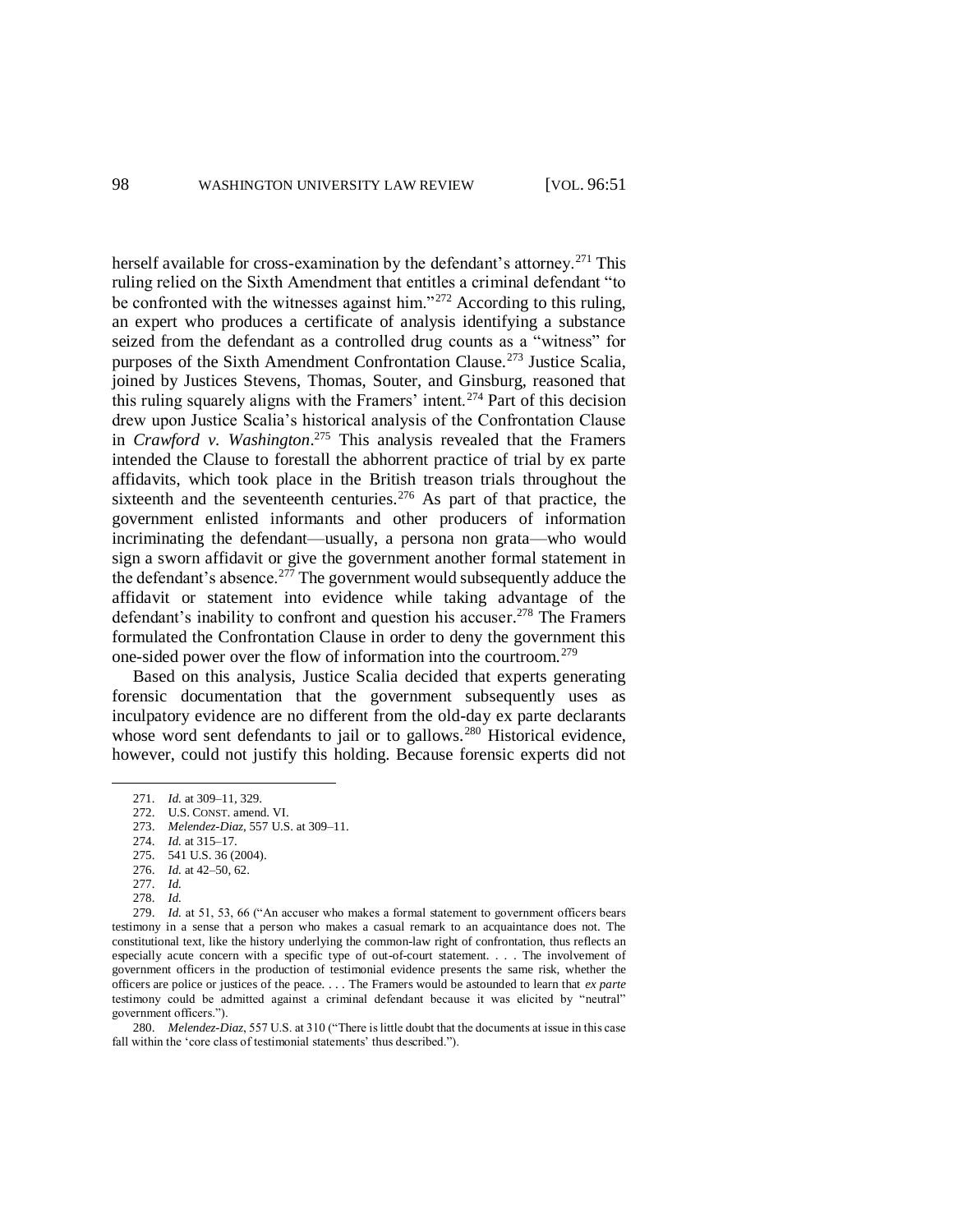herself available for cross-examination by the defendant's attorney.[271] This ruling relied on the Sixth Amendment that entitles a criminal defendant "to be confronted with the witnesses against him."[272] According to this ruling, an expert who produces a certificate of analysis identifying a substance seized from the defendant as a controlled drug counts as a "witness" for purposes of the Sixth Amendment Confrontation Clause.[273] Justice Scalia, joined by Justices Stevens, Thomas, Souter, and Ginsburg, reasoned that this ruling squarely aligns with the Framers' intent.[274] Part of this decision drew upon Justice Scalia's historical analysis of the Confrontation Clause in *Crawford v. Washington*.[275] This analysis revealed that the Framers intended the Clause to forestall the abhorrent practice of trial by ex parte affidavits, which took place in the British treason trials throughout the sixteenth and the seventeenth centuries.[276] As part of that practice, the government enlisted informants and other producers of information incriminating the defendant—usually, a persona non grata—who would sign a sworn affidavit or give the government another formal statement in the defendant's absence.[277] The government would subsequently adduce the affidavit or statement into evidence while taking advantage of the defendant's inability to confront and question his accuser.[278] The Framers formulated the Confrontation Clause in order to deny the government this one-sided power over the flow of information into the courtroom.[279]

Based on this analysis, Justice Scalia decided that experts generating forensic documentation that the government subsequently uses as inculpatory evidence are no different from the old-day ex parte declarants whose word sent defendants to jail or to gallows.[280] Historical evidence, however, could not justify this holding. Because forensic experts did not

---

271. *Id.* at 309–11, 329.

272. U.S. CONST. amend. VI.

273. *Melendez-Diaz*, 557 U.S. at 309–11.

274. *Id.* at 315–17.

275. 541 U.S. 36 (2004).

276. *Id.* at 42–50, 62.

277. *Id.*

278. *Id.*

279. *Id.* at 51, 53, 66 ("An accuser who makes a formal statement to government officers bears testimony in a sense that a person who makes a casual remark to an acquaintance does not. The constitutional text, like the history underlying the common-law right of confrontation, thus reflects an especially acute concern with a specific type of out-of-court statement. . . . The involvement of government officers in the production of testimonial evidence presents the same risk, whether the officers are police or justices of the peace. . . . The Framers would be astounded to learn that *ex parte* testimony could be admitted against a criminal defendant because it was elicited by "neutral" government officers.").

280. *Melendez-Diaz*, 557 U.S. at 310 ("There is little doubt that the documents at issue in this case fall within the 'core class of testimonial statements' thus described.").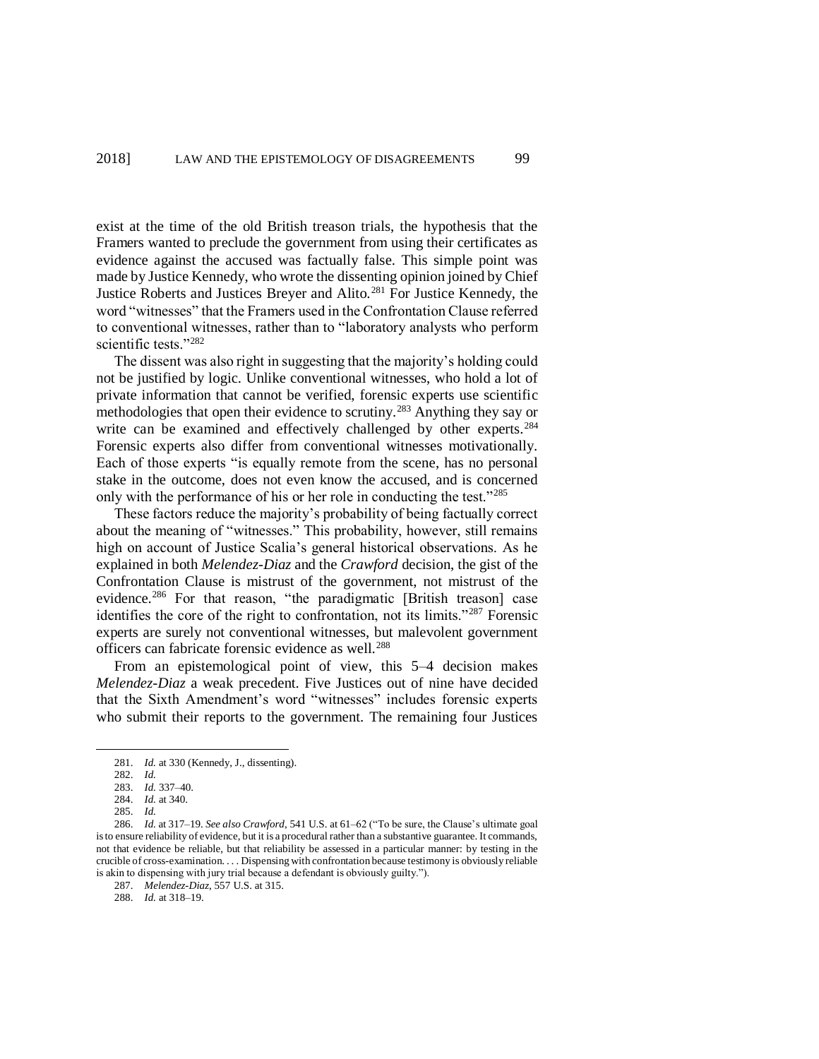exist at the time of the old British treason trials, the hypothesis that the Framers wanted to preclude the government from using their certificates as evidence against the accused was factually false. This simple point was made by Justice Kennedy, who wrote the dissenting opinion joined by Chief Justice Roberts and Justices Breyer and Alito.[281] For Justice Kennedy, the word "witnesses" that the Framers used in the Confrontation Clause referred to conventional witnesses, rather than to "laboratory analysts who perform scientific tests."[282]

The dissent was also right in suggesting that the majority's holding could not be justified by logic. Unlike conventional witnesses, who hold a lot of private information that cannot be verified, forensic experts use scientific methodologies that open their evidence to scrutiny.[283] Anything they say or write can be examined and effectively challenged by other experts.[284] Forensic experts also differ from conventional witnesses motivationally. Each of those experts "is equally remote from the scene, has no personal stake in the outcome, does not even know the accused, and is concerned only with the performance of his or her role in conducting the test."[285]

These factors reduce the majority's probability of being factually correct about the meaning of "witnesses." This probability, however, still remains high on account of Justice Scalia's general historical observations. As he explained in both *Melendez-Diaz* and the *Crawford* decision, the gist of the Confrontation Clause is mistrust of the government, not mistrust of the evidence.[286] For that reason, "the paradigmatic [British treason] case identifies the core of the right to confrontation, not its limits."[287] Forensic experts are surely not conventional witnesses, but malevolent government officers can fabricate forensic evidence as well.[288]

From an epistemological point of view, this 5–4 decision makes *Melendez-Diaz* a weak precedent. Five Justices out of nine have decided that the Sixth Amendment's word "witnesses" includes forensic experts who submit their reports to the government. The remaining four Justices

---

281. *Id.* at 330 (Kennedy, J., dissenting).

282. *Id.*

283. *Id.* 337–40.

284. *Id.* at 340.

285. *Id.*

286. *Id.* at 317–19. *See also Crawford*, 541 U.S. at 61–62 ("To be sure, the Clause's ultimate goal is to ensure reliability of evidence, but it is a procedural rather than a substantive guarantee. It commands, not that evidence be reliable, but that reliability be assessed in a particular manner: by testing in the crucible of cross-examination. . . . Dispensing with confrontation because testimony is obviously reliable is akin to dispensing with jury trial because a defendant is obviously guilty.").

287. *Melendez-Diaz*, 557 U.S. at 315.

288. *Id.* at 318–19.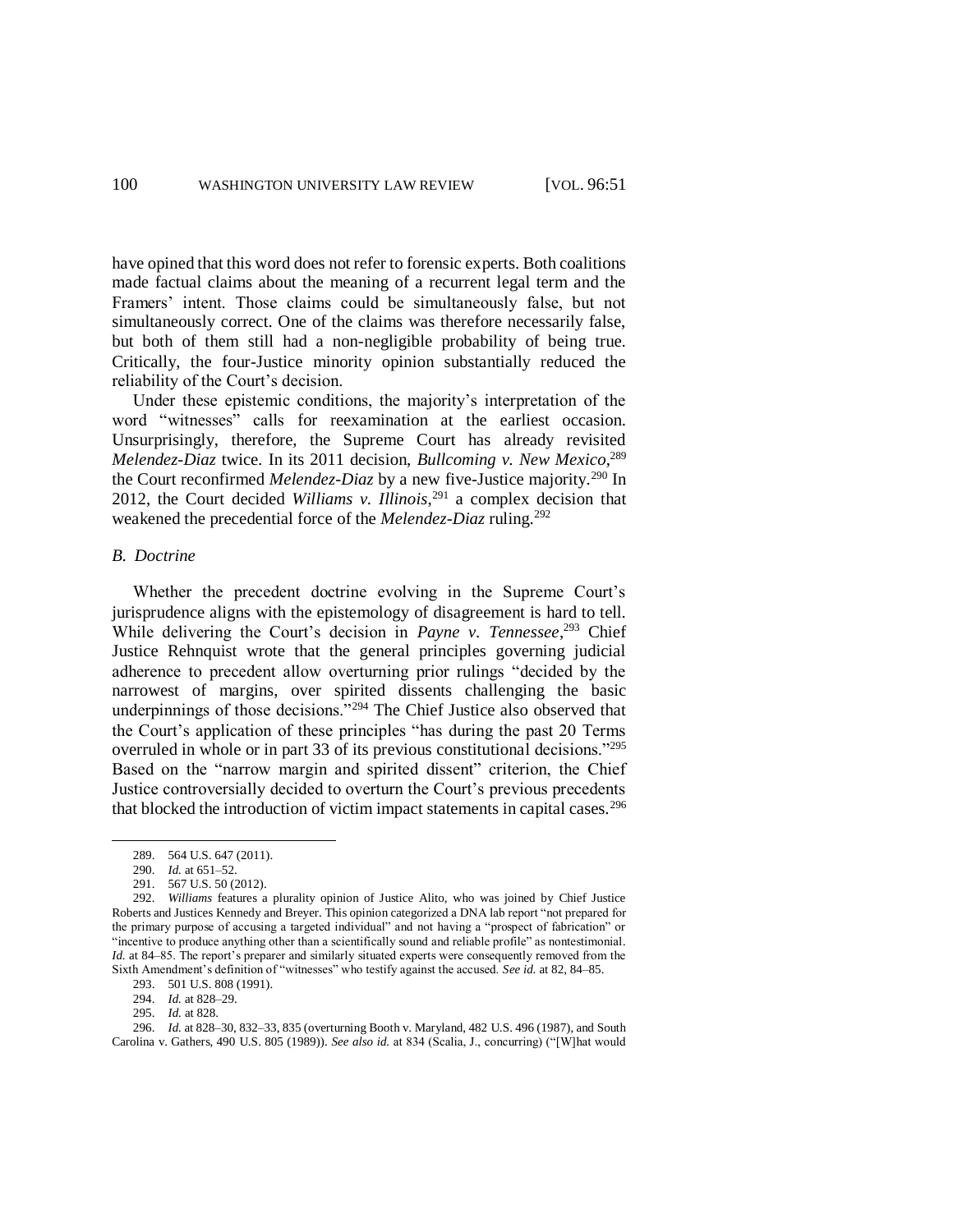have opined that this word does not refer to forensic experts. Both coalitions made factual claims about the meaning of a recurrent legal term and the Framers' intent. Those claims could be simultaneously false, but not simultaneously correct. One of the claims was therefore necessarily false, but both of them still had a non-negligible probability of being true. Critically, the four-Justice minority opinion substantially reduced the reliability of the Court's decision.

Under these epistemic conditions, the majority's interpretation of the word "witnesses" calls for reexamination at the earliest occasion. Unsurprisingly, therefore, the Supreme Court has already revisited *Melendez-Diaz* twice. In its 2011 decision, *Bullcoming v. New Mexico*,[289] the Court reconfirmed *Melendez-Diaz* by a new five-Justice majority.[290] In 2012, the Court decided *Williams v. Illinois*,[291] a complex decision that weakened the precedential force of the *Melendez-Diaz* ruling.[292]

### *B. Doctrine*

Whether the precedent doctrine evolving in the Supreme Court's jurisprudence aligns with the epistemology of disagreement is hard to tell. While delivering the Court's decision in *Payne v. Tennessee*,[293] Chief Justice Rehnquist wrote that the general principles governing judicial adherence to precedent allow overturning prior rulings "decided by the narrowest of margins, over spirited dissents challenging the basic underpinnings of those decisions."[294] The Chief Justice also observed that the Court's application of these principles "has during the past 20 Terms overruled in whole or in part 33 of its previous constitutional decisions."[295] Based on the "narrow margin and spirited dissent" criterion, the Chief Justice controversially decided to overturn the Court's previous precedents that blocked the introduction of victim impact statements in capital cases.[296]

---

289. 564 U.S. 647 (2011).

290. *Id.* at 651–52.

291. 567 U.S. 50 (2012).

292. *Williams* features a plurality opinion of Justice Alito, who was joined by Chief Justice Roberts and Justices Kennedy and Breyer. This opinion categorized a DNA lab report "not prepared for the primary purpose of accusing a targeted individual" and not having a "prospect of fabrication" or "incentive to produce anything other than a scientifically sound and reliable profile" as nontestimonial. *Id.* at 84–85. The report's preparer and similarly situated experts were consequently removed from the Sixth Amendment's definition of "witnesses" who testify against the accused. *See id.* at 82, 84–85.

293. 501 U.S. 808 (1991).

294. *Id.* at 828–29.

295. *Id.* at 828.

296. *Id.* at 828–30, 832–33, 835 (overturning Booth v. Maryland, 482 U.S. 496 (1987), and South Carolina v. Gathers, 490 U.S. 805 (1989)). *See also id.* at 834 (Scalia, J., concurring) ("[W]hat would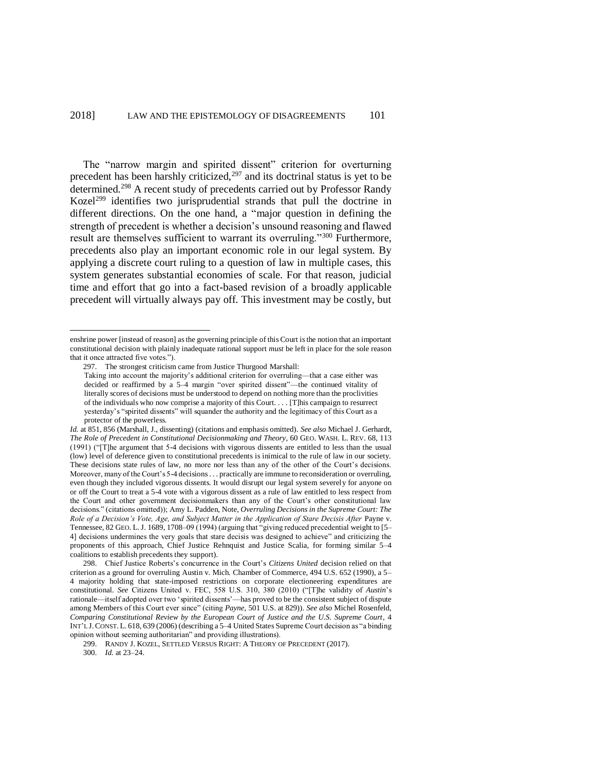The "narrow margin and spirited dissent" criterion for overturning precedent has been harshly criticized,[297] and its doctrinal status is yet to be determined.[298] A recent study of precedents carried out by Professor Randy Kozel[299] identifies two jurisprudential strands that pull the doctrine in different directions. On the one hand, a "major question in defining the strength of precedent is whether a decision's unsound reasoning and flawed result are themselves sufficient to warrant its overruling."[300] Furthermore, precedents also play an important economic role in our legal system. By applying a discrete court ruling to a question of law in multiple cases, this system generates substantial economies of scale. For that reason, judicial time and effort that go into a fact-based revision of a broadly applicable precedent will virtually always pay off. This investment may be costly, but

---

enshrine power [instead of reason] as the governing principle of this Court is the notion that an important constitutional decision with plainly inadequate rational support *must* be left in place for the sole reason that it once attracted five votes.").

297. The strongest criticism came from Justice Thurgood Marshall:

> Taking into account the majority's additional criterion for overruling—that a case either was decided or reaffirmed by a 5–4 margin "over spirited dissent"—the continued vitality of literally scores of decisions must be understood to depend on nothing more than the proclivities of the individuals who now comprise a majority of this Court. . . . [T]his campaign to resurrect yesterday's "spirited dissents" will squander the authority and the legitimacy of this Court as a protector of the powerless.

*Id.* at 851, 856 (Marshall, J., dissenting) (citations and emphasis omitted). *See also* Michael J. Gerhardt, *The Role of Precedent in Constitutional Decisionmaking and Theory*, 60 GEO. WASH. L. REV. 68, 113 (1991) ("[T]he argument that 5-4 decisions with vigorous dissents are entitled to less than the usual (low) level of deference given to constitutional precedents is inimical to the rule of law in our society. These decisions state rules of law, no more nor less than any of the other of the Court's decisions. Moreover, many of the Court's 5-4 decisions . . . practically are immune to reconsideration or overruling, even though they included vigorous dissents. It would disrupt our legal system severely for anyone on or off the Court to treat a 5-4 vote with a vigorous dissent as a rule of law entitled to less respect from the Court and other government decisionmakers than any of the Court's other constitutional law decisions." (citations omitted)); Amy L. Padden, Note, *Overruling Decisions in the Supreme Court: The Role of a Decision's Vote, Age, and Subject Matter in the Application of Stare Decisis After* Payne v. Tennessee, 82 GEO. L. J. 1689, 1708–09 (1994) (arguing that "giving reduced precedential weight to [5–4] decisions undermines the very goals that stare decisis was designed to achieve" and criticizing the proponents of this approach, Chief Justice Rehnquist and Justice Scalia, for forming similar 5–4 coalitions to establish precedents they support).

298. Chief Justice Roberts's concurrence in the Court's *Citizens United* decision relied on that criterion as a ground for overruling Austin v. Mich. Chamber of Commerce, 494 U.S. 652 (1990), a 5–4 majority holding that state-imposed restrictions on corporate electioneering expenditures are constitutional. *See* Citizens United v. FEC, 558 U.S. 310, 380 (2010) ("[T]he validity of *Austin*'s rationale—itself adopted over two 'spirited dissents'—has proved to be the consistent subject of dispute among Members of this Court ever since" (citing *Payne*, 501 U.S. at 829)). *See also* Michel Rosenfeld, *Comparing Constitutional Review by the European Court of Justice and the U.S. Supreme Court*, 4 INT'L J. CONST. L. 618, 639 (2006) (describing a 5–4 United States Supreme Court decision as "a binding opinion without seeming authoritarian" and providing illustrations).

299. RANDY J. KOZEL, SETTLED VERSUS RIGHT: A THEORY OF PRECEDENT (2017).

300. *Id.* at 23–24.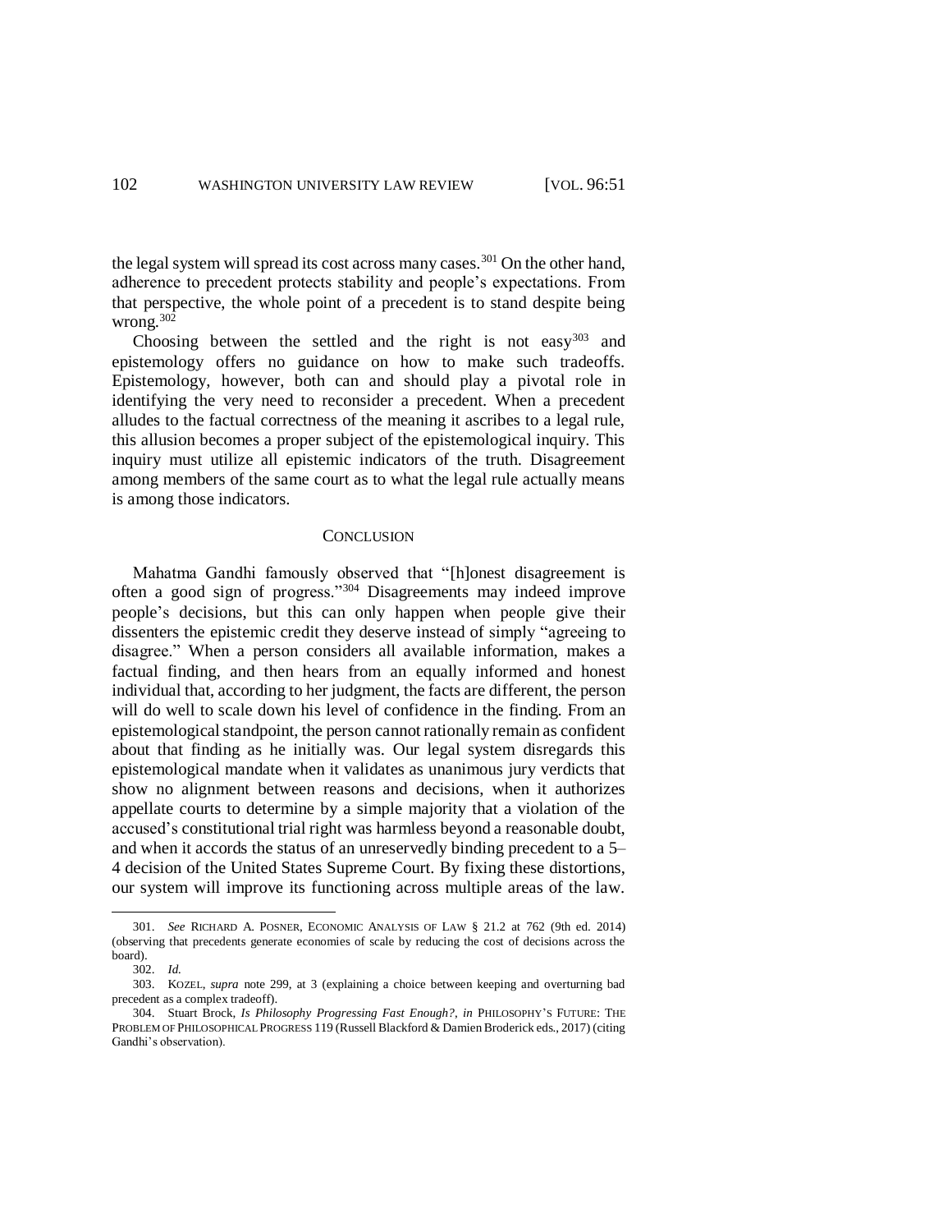the legal system will spread its cost across many cases.[301] On the other hand, adherence to precedent protects stability and people's expectations. From that perspective, the whole point of a precedent is to stand despite being wrong.[302]

Choosing between the settled and the right is not easy[303] and epistemology offers no guidance on how to make such tradeoffs. Epistemology, however, both can and should play a pivotal role in identifying the very need to reconsider a precedent. When a precedent alludes to the factual correctness of the meaning it ascribes to a legal rule, this allusion becomes a proper subject of the epistemological inquiry. This inquiry must utilize all epistemic indicators of the truth. Disagreement among members of the same court as to what the legal rule actually means is among those indicators.

## CONCLUSION

Mahatma Gandhi famously observed that "[h]onest disagreement is often a good sign of progress."[304] Disagreements may indeed improve people's decisions, but this can only happen when people give their dissenters the epistemic credit they deserve instead of simply "agreeing to disagree." When a person considers all available information, makes a factual finding, and then hears from an equally informed and honest individual that, according to her judgment, the facts are different, the person will do well to scale down his level of confidence in the finding. From an epistemological standpoint, the person cannot rationally remain as confident about that finding as he initially was. Our legal system disregards this epistemological mandate when it validates as unanimous jury verdicts that show no alignment between reasons and decisions, when it authorizes appellate courts to determine by a simple majority that a violation of the accused's constitutional trial right was harmless beyond a reasonable doubt, and when it accords the status of an unreservedly binding precedent to a 5–4 decision of the United States Supreme Court. By fixing these distortions, our system will improve its functioning across multiple areas of the law.

---

301. *See* RICHARD A. POSNER, ECONOMIC ANALYSIS OF LAW § 21.2 at 762 (9th ed. 2014) (observing that precedents generate economies of scale by reducing the cost of decisions across the board).

302. *Id.*

303. KOZEL, *supra* note 299, at 3 (explaining a choice between keeping and overturning bad precedent as a complex tradeoff).

304. Stuart Brock, *Is Philosophy Progressing Fast Enough?*, *in* PHILOSOPHY'S FUTURE: THE PROBLEM OF PHILOSOPHICAL PROGRESS 119 (Russell Blackford & Damien Broderick eds., 2017) (citing Gandhi's observation).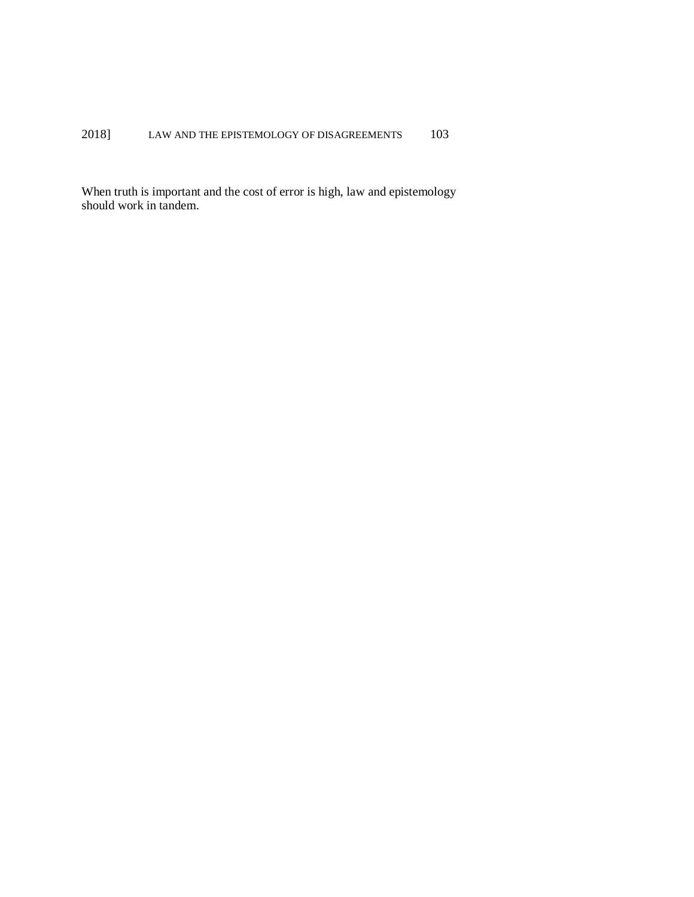When truth is important and the cost of error is high, law and epistemology should work in tandem.